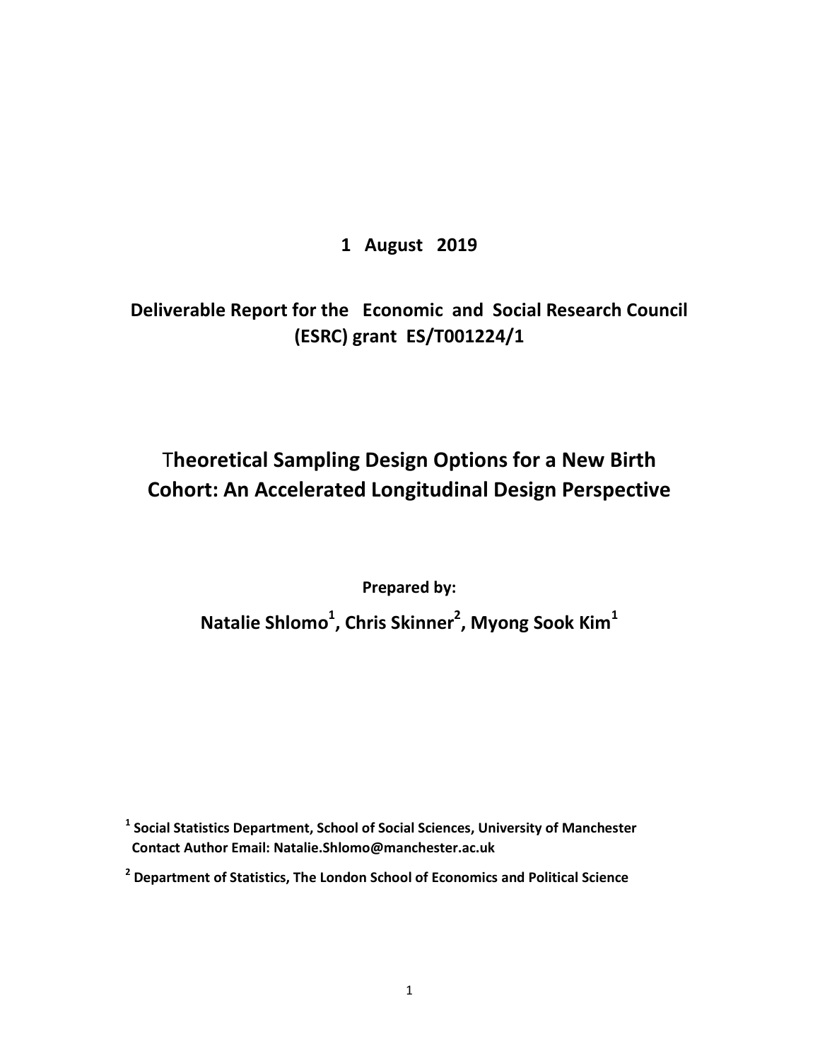**1 August 2019**

**Deliverable Report for the Economic and Social Research Council (ESRC) grant ES/T001224/1**

# Theoretical Sampling Design Options for a New Birth Cohort: An Accelerated Longitudinal Design Perspective

**Prepared by:**

**Natalie Shlomo[1], Chris Skinner[2], Myong Sook Kim[1]**

[1] **Social Statistics Department, School of Social Sciences, University of Manchester**
**Contact Author Email: Natalie.Shlomo@manchester.ac.uk**

[2] **Department of Statistics, The London School of Economics and Political Science**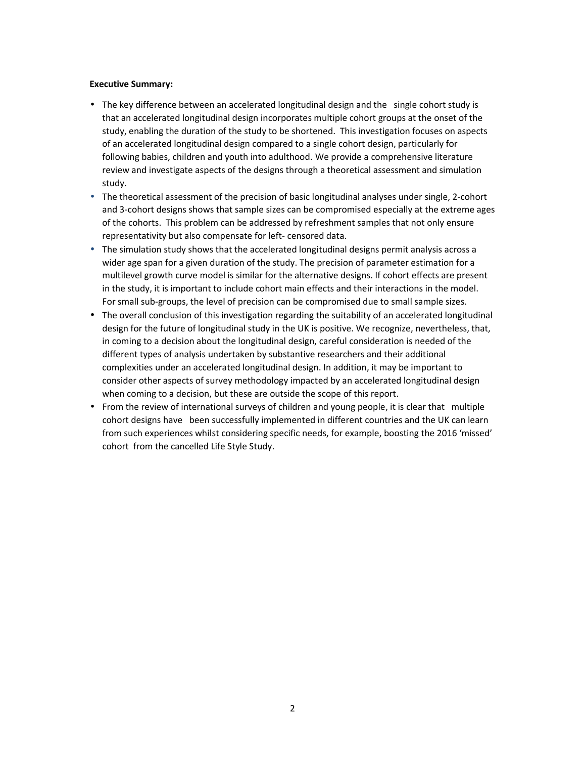**Executive Summary:**

- The key difference between an accelerated longitudinal design and the single cohort study is that an accelerated longitudinal design incorporates multiple cohort groups at the onset of the study, enabling the duration of the study to be shortened. This investigation focuses on aspects of an accelerated longitudinal design compared to a single cohort design, particularly for following babies, children and youth into adulthood. We provide a comprehensive literature review and investigate aspects of the designs through a theoretical assessment and simulation study.
- The theoretical assessment of the precision of basic longitudinal analyses under single, 2-cohort and 3-cohort designs shows that sample sizes can be compromised especially at the extreme ages of the cohorts. This problem can be addressed by refreshment samples that not only ensure representativity but also compensate for left- censored data.
- The simulation study shows that the accelerated longitudinal designs permit analysis across a wider age span for a given duration of the study. The precision of parameter estimation for a multilevel growth curve model is similar for the alternative designs. If cohort effects are present in the study, it is important to include cohort main effects and their interactions in the model. For small sub-groups, the level of precision can be compromised due to small sample sizes.
- The overall conclusion of this investigation regarding the suitability of an accelerated longitudinal design for the future of longitudinal study in the UK is positive. We recognize, nevertheless, that, in coming to a decision about the longitudinal design, careful consideration is needed of the different types of analysis undertaken by substantive researchers and their additional complexities under an accelerated longitudinal design. In addition, it may be important to consider other aspects of survey methodology impacted by an accelerated longitudinal design when coming to a decision, but these are outside the scope of this report.
- From the review of international surveys of children and young people, it is clear that multiple cohort designs have been successfully implemented in different countries and the UK can learn from such experiences whilst considering specific needs, for example, boosting the 2016 'missed' cohort from the cancelled Life Style Study.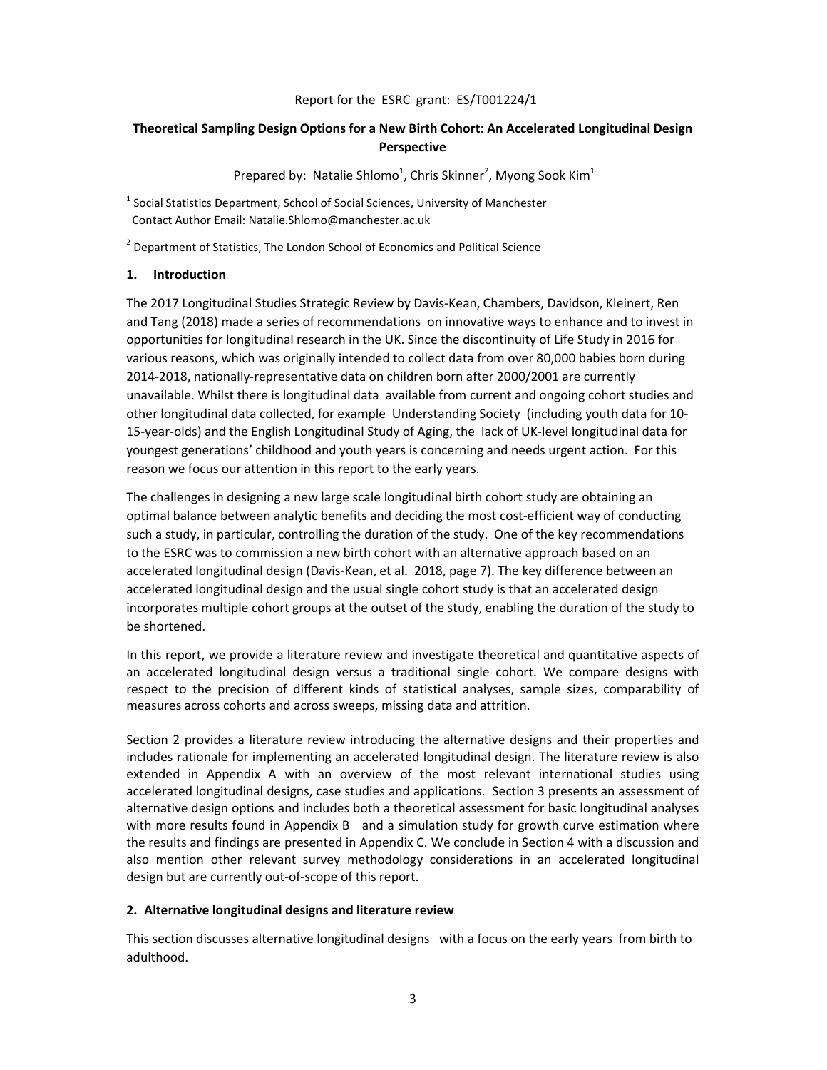Report for the ESRC grant: ES/T001224/1

# Theoretical Sampling Design Options for a New Birth Cohort: An Accelerated Longitudinal Design Perspective

Prepared by: Natalie Shlomo[1], Chris Skinner[2], Myong Sook Kim[1]

[1] Social Statistics Department, School of Social Sciences, University of Manchester
Contact Author Email: Natalie.Shlomo@manchester.ac.uk

[2] Department of Statistics, The London School of Economics and Political Science

## 1. Introduction

The 2017 Longitudinal Studies Strategic Review by Davis-Kean, Chambers, Davidson, Kleinert, Ren and Tang (2018) made a series of recommendations on innovative ways to enhance and to invest in opportunities for longitudinal research in the UK. Since the discontinuity of Life Study in 2016 for various reasons, which was originally intended to collect data from over 80,000 babies born during 2014-2018, nationally-representative data on children born after 2000/2001 are currently unavailable. Whilst there is longitudinal data available from current and ongoing cohort studies and other longitudinal data collected, for example Understanding Society (including youth data for 10-15-year-olds) and the English Longitudinal Study of Aging, the lack of UK-level longitudinal data for youngest generations' childhood and youth years is concerning and needs urgent action. For this reason we focus our attention in this report to the early years.

The challenges in designing a new large scale longitudinal birth cohort study are obtaining an optimal balance between analytic benefits and deciding the most cost-efficient way of conducting such a study, in particular, controlling the duration of the study. One of the key recommendations to the ESRC was to commission a new birth cohort with an alternative approach based on an accelerated longitudinal design (Davis-Kean, et al. 2018, page 7). The key difference between an accelerated longitudinal design and the usual single cohort study is that an accelerated design incorporates multiple cohort groups at the outset of the study, enabling the duration of the study to be shortened.

In this report, we provide a literature review and investigate theoretical and quantitative aspects of an accelerated longitudinal design versus a traditional single cohort. We compare designs with respect to the precision of different kinds of statistical analyses, sample sizes, comparability of measures across cohorts and across sweeps, missing data and attrition.

Section 2 provides a literature review introducing the alternative designs and their properties and includes rationale for implementing an accelerated longitudinal design. The literature review is also extended in Appendix A with an overview of the most relevant international studies using accelerated longitudinal designs, case studies and applications. Section 3 presents an assessment of alternative design options and includes both a theoretical assessment for basic longitudinal analyses with more results found in Appendix B and a simulation study for growth curve estimation where the results and findings are presented in Appendix C. We conclude in Section 4 with a discussion and also mention other relevant survey methodology considerations in an accelerated longitudinal design but are currently out-of-scope of this report.

## 2. Alternative longitudinal designs and literature review

This section discusses alternative longitudinal designs with a focus on the early years from birth to adulthood.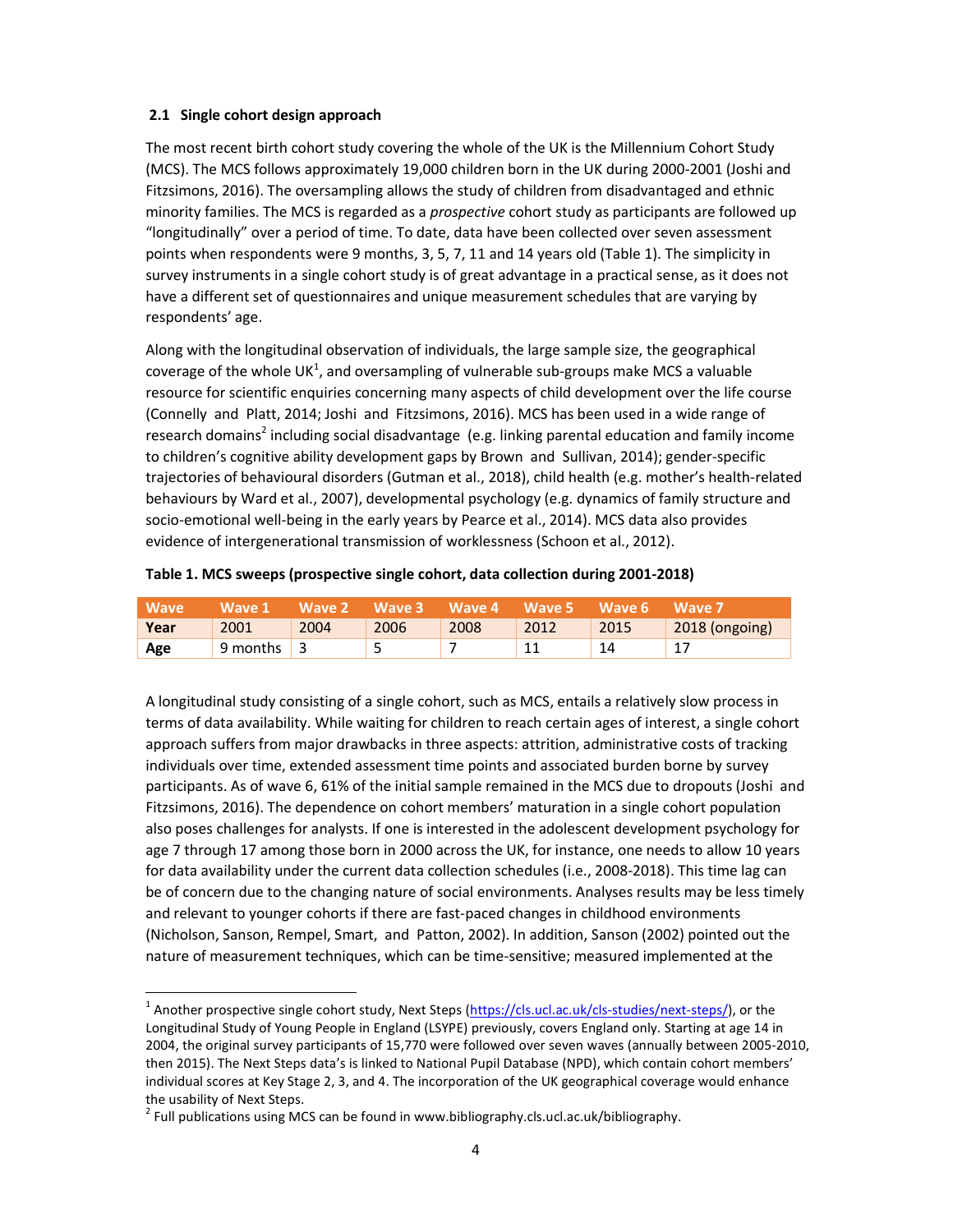### 2.1 Single cohort design approach

The most recent birth cohort study covering the whole of the UK is the Millennium Cohort Study (MCS). The MCS follows approximately 19,000 children born in the UK during 2000-2001 (Joshi and Fitzsimons, 2016). The oversampling allows the study of children from disadvantaged and ethnic minority families. The MCS is regarded as a *prospective* cohort study as participants are followed up "longitudinally" over a period of time. To date, data have been collected over seven assessment points when respondents were 9 months, 3, 5, 7, 11 and 14 years old (Table 1). The simplicity in survey instruments in a single cohort study is of great advantage in a practical sense, as it does not have a different set of questionnaires and unique measurement schedules that are varying by respondents' age.

Along with the longitudinal observation of individuals, the large sample size, the geographical coverage of the whole UK[1], and oversampling of vulnerable sub-groups make MCS a valuable resource for scientific enquiries concerning many aspects of child development over the life course (Connelly and Platt, 2014; Joshi and Fitzsimons, 2016). MCS has been used in a wide range of research domains[2] including social disadvantage (e.g. linking parental education and family income to children's cognitive ability development gaps by Brown and Sullivan, 2014); gender-specific trajectories of behavioural disorders (Gutman et al., 2018), child health (e.g. mother's health-related behaviours by Ward et al., 2007), developmental psychology (e.g. dynamics of family structure and socio-emotional well-being in the early years by Pearce et al., 2014). MCS data also provides evidence of intergenerational transmission of worklessness (Schoon et al., 2012).

**Table 1. MCS sweeps (prospective single cohort, data collection during 2001-2018)**

| Wave | Wave 1 | Wave 2 | Wave 3 | Wave 4 | Wave 5 | Wave 6 | Wave 7 |
|---|---|---|---|---|---|---|---|
| **Year** | 2001 | 2004 | 2006 | 2008 | 2012 | 2015 | 2018 (ongoing) |
| **Age** | 9 months | 3 | 5 | 7 | 11 | 14 | 17 |

A longitudinal study consisting of a single cohort, such as MCS, entails a relatively slow process in terms of data availability. While waiting for children to reach certain ages of interest, a single cohort approach suffers from major drawbacks in three aspects: attrition, administrative costs of tracking individuals over time, extended assessment time points and associated burden borne by survey participants. As of wave 6, 61% of the initial sample remained in the MCS due to dropouts (Joshi and Fitzsimons, 2016). The dependence on cohort members' maturation in a single cohort population also poses challenges for analysts. If one is interested in the adolescent development psychology for age 7 through 17 among those born in 2000 across the UK, for instance, one needs to allow 10 years for data availability under the current data collection schedules (i.e., 2008-2018). This time lag can be of concern due to the changing nature of social environments. Analyses results may be less timely and relevant to younger cohorts if there are fast-paced changes in childhood environments (Nicholson, Sanson, Rempel, Smart, and Patton, 2002). In addition, Sanson (2002) pointed out the nature of measurement techniques, which can be time-sensitive; measured implemented at the

---

[1] Another prospective single cohort study, Next Steps (https://cls.ucl.ac.uk/cls-studies/next-steps/), or the Longitudinal Study of Young People in England (LSYPE) previously, covers England only. Starting at age 14 in 2004, the original survey participants of 15,770 were followed over seven waves (annually between 2005-2010, then 2015). The Next Steps data's is linked to National Pupil Database (NPD), which contain cohort members' individual scores at Key Stage 2, 3, and 4. The incorporation of the UK geographical coverage would enhance the usability of Next Steps.

[2] Full publications using MCS can be found in www.bibliography.cls.ucl.ac.uk/bibliography.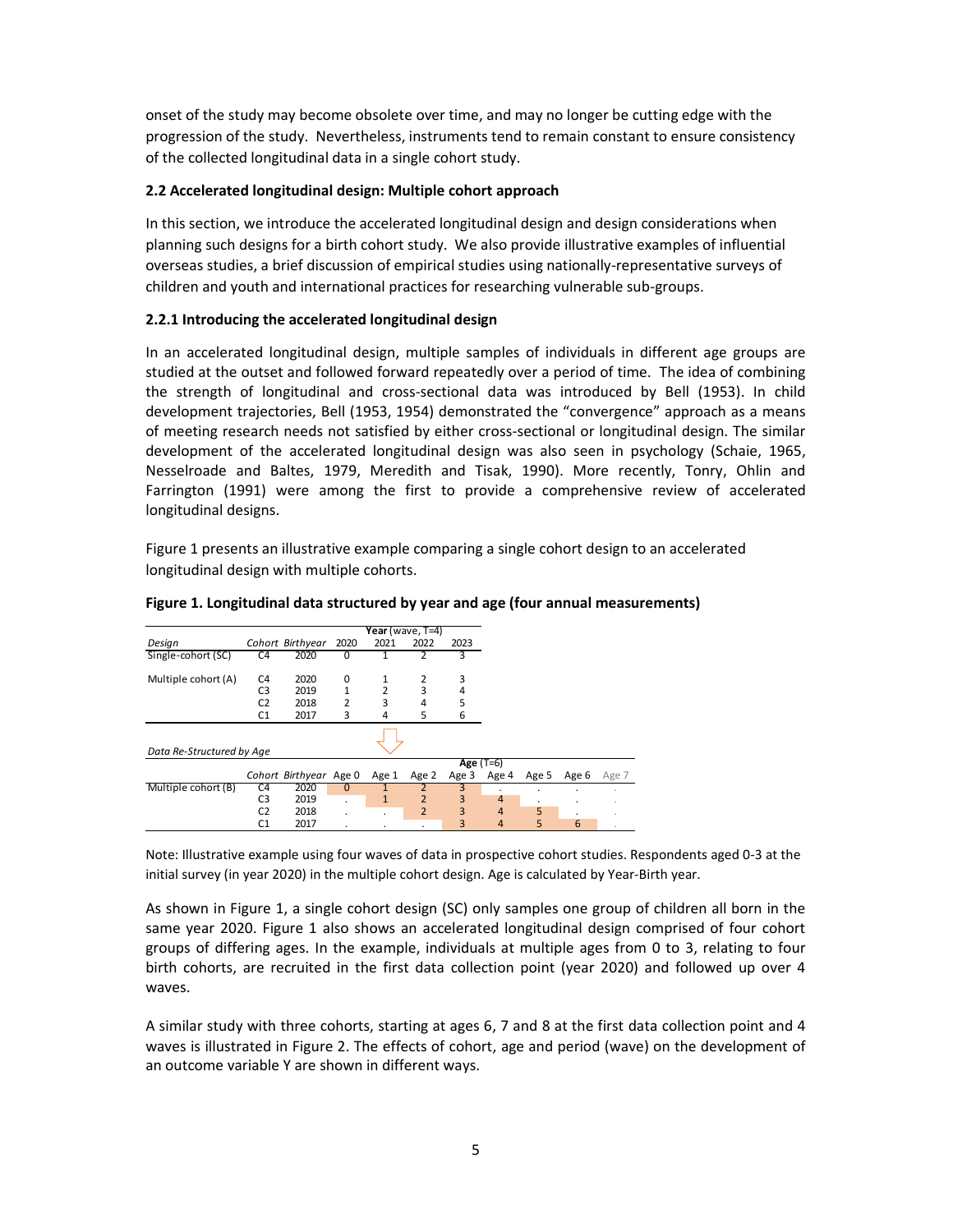onset of the study may become obsolete over time, and may no longer be cutting edge with the progression of the study. Nevertheless, instruments tend to remain constant to ensure consistency of the collected longitudinal data in a single cohort study.

**2.2 Accelerated longitudinal design: Multiple cohort approach**

In this section, we introduce the accelerated longitudinal design and design considerations when planning such designs for a birth cohort study. We also provide illustrative examples of influential overseas studies, a brief discussion of empirical studies using nationally-representative surveys of children and youth and international practices for researching vulnerable sub-groups.

**2.2.1 Introducing the accelerated longitudinal design**

In an accelerated longitudinal design, multiple samples of individuals in different age groups are studied at the outset and followed forward repeatedly over a period of time. The idea of combining the strength of longitudinal and cross-sectional data was introduced by Bell (1953). In child development trajectories, Bell (1953, 1954) demonstrated the "convergence" approach as a means of meeting research needs not satisfied by either cross-sectional or longitudinal design. The similar development of the accelerated longitudinal design was also seen in psychology (Schaie, 1965, Nesselroade and Baltes, 1979, Meredith and Tisak, 1990). More recently, Tonry, Ohlin and Farrington (1991) were among the first to provide a comprehensive review of accelerated longitudinal designs.

Figure 1 presents an illustrative example comparing a single cohort design to an accelerated longitudinal design with multiple cohorts.

**Figure 1. Longitudinal data structured by year and age (four annual measurements)**

| | | | **Year** (wave, T=4) | | | |
|---|---|---|---|---|---|---|
| *Design* | *Cohort* | *Birthyear* | 2020 | 2021 | 2022 | 2023 |
| Single-cohort (SC) | C4 | 2020 | 0 | 1 | 2 | 3 |
| Multiple cohort (A) | C4 | 2020 | 0 | 1 | 2 | 3 |
| | C3 | 2019 | 1 | 2 | 3 | 4 |
| | C2 | 2018 | 2 | 3 | 4 | 5 |
| | C1 | 2017 | 3 | 4 | 5 | 6 |

*Data Re-Structured by Age*

| | | | | | | **Age** (T=6) | | | | |
|---|---|---|---|---|---|---|---|---|---|---|
| | *Cohort* | *Birthyear* | Age 0 | Age 1 | Age 2 | Age 3 | Age 4 | Age 5 | Age 6 | Age 7 |
| Multiple cohort (B) | C4 | 2020 | 0 | 1 | 2 | 3 | . | . | . | . |
| | C3 | 2019 | . | 1 | 2 | 3 | 4 | . | . | . |
| | C2 | 2018 | . | . | 2 | 3 | 4 | 5 | . | . |
| | C1 | 2017 | . | . | . | 3 | 4 | 5 | 6 | . |

Note: Illustrative example using four waves of data in prospective cohort studies. Respondents aged 0-3 at the initial survey (in year 2020) in the multiple cohort design. Age is calculated by Year-Birth year.

As shown in Figure 1, a single cohort design (SC) only samples one group of children all born in the same year 2020. Figure 1 also shows an accelerated longitudinal design comprised of four cohort groups of differing ages. In the example, individuals at multiple ages from 0 to 3, relating to four birth cohorts, are recruited in the first data collection point (year 2020) and followed up over 4 waves.

A similar study with three cohorts, starting at ages 6, 7 and 8 at the first data collection point and 4 waves is illustrated in Figure 2. The effects of cohort, age and period (wave) on the development of an outcome variable Y are shown in different ways.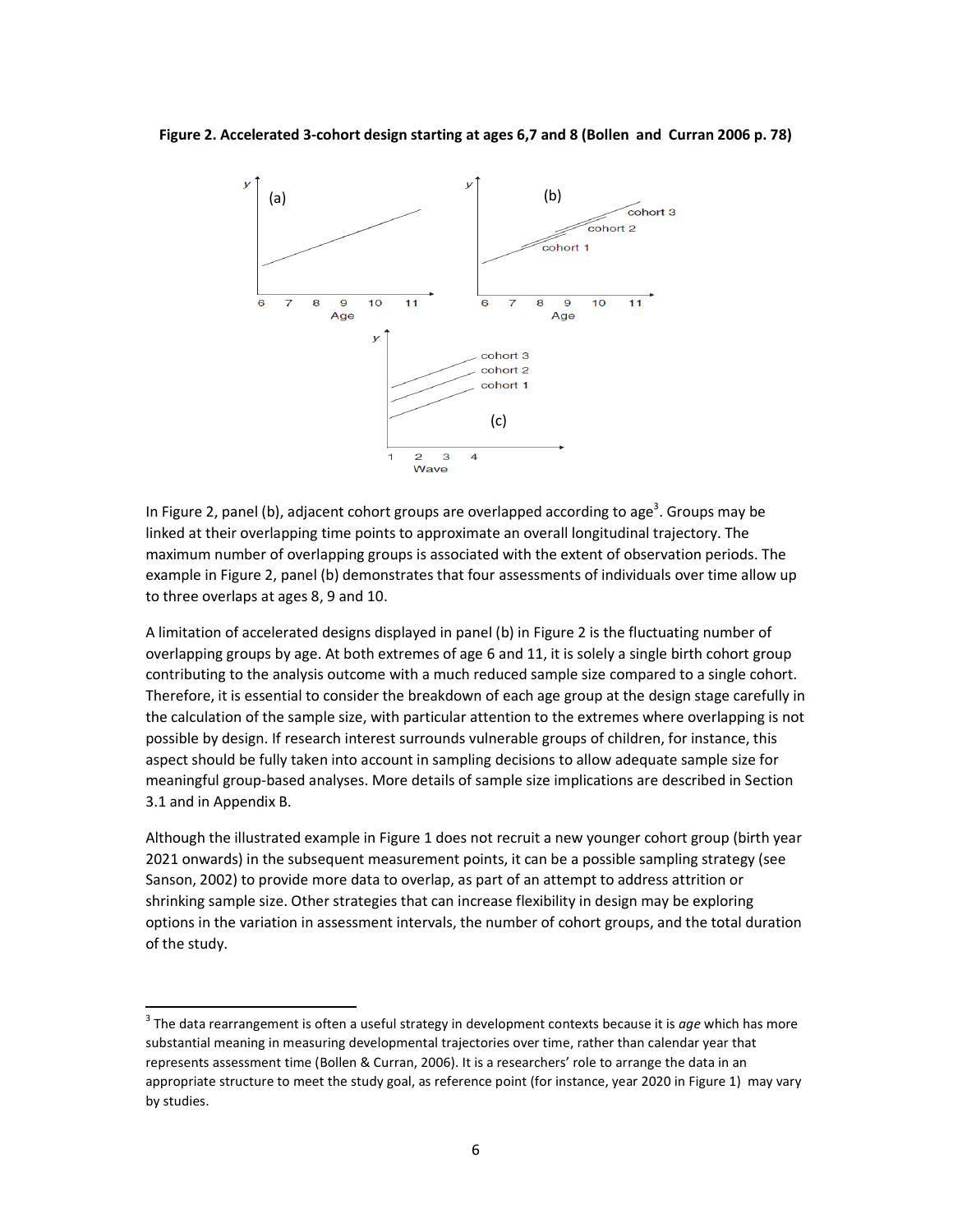**Figure 2. Accelerated 3-cohort design starting at ages 6,7 and 8 (Bollen and Curran 2006 p. 78)**

In Figure 2, panel (b), adjacent cohort groups are overlapped according to age[3]. Groups may be linked at their overlapping time points to approximate an overall longitudinal trajectory. The maximum number of overlapping groups is associated with the extent of observation periods. The example in Figure 2, panel (b) demonstrates that four assessments of individuals over time allow up to three overlaps at ages 8, 9 and 10.

A limitation of accelerated designs displayed in panel (b) in Figure 2 is the fluctuating number of overlapping groups by age. At both extremes of age 6 and 11, it is solely a single birth cohort group contributing to the analysis outcome with a much reduced sample size compared to a single cohort. Therefore, it is essential to consider the breakdown of each age group at the design stage carefully in the calculation of the sample size, with particular attention to the extremes where overlapping is not possible by design. If research interest surrounds vulnerable groups of children, for instance, this aspect should be fully taken into account in sampling decisions to allow adequate sample size for meaningful group-based analyses. More details of sample size implications are described in Section 3.1 and in Appendix B.

Although the illustrated example in Figure 1 does not recruit a new younger cohort group (birth year 2021 onwards) in the subsequent measurement points, it can be a possible sampling strategy (see Sanson, 2002) to provide more data to overlap, as part of an attempt to address attrition or shrinking sample size. Other strategies that can increase flexibility in design may be exploring options in the variation in assessment intervals, the number of cohort groups, and the total duration of the study.

[3] The data rearrangement is often a useful strategy in development contexts because it is *age* which has more substantial meaning in measuring developmental trajectories over time, rather than calendar year that represents assessment time (Bollen & Curran, 2006). It is a researchers' role to arrange the data in an appropriate structure to meet the study goal, as reference point (for instance, year 2020 in Figure 1) may vary by studies.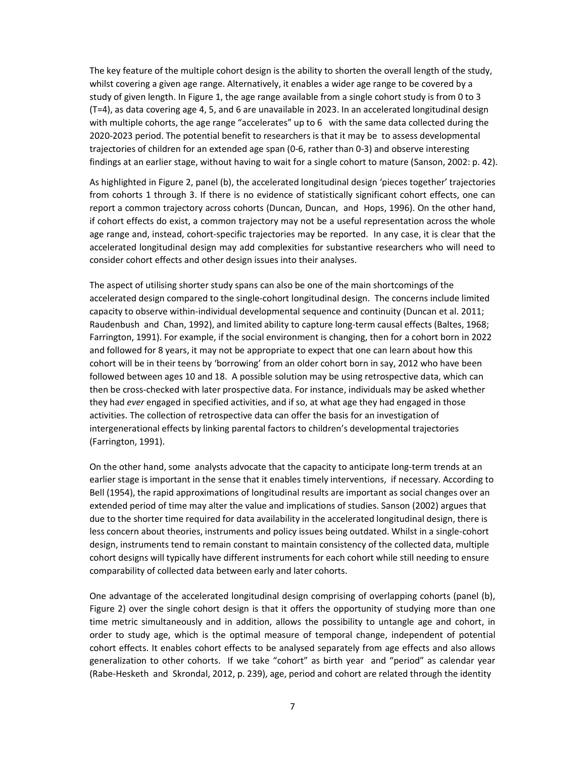The key feature of the multiple cohort design is the ability to shorten the overall length of the study, whilst covering a given age range. Alternatively, it enables a wider age range to be covered by a study of given length. In Figure 1, the age range available from a single cohort study is from 0 to 3 (T=4), as data covering age 4, 5, and 6 are unavailable in 2023. In an accelerated longitudinal design with multiple cohorts, the age range "accelerates" up to 6 with the same data collected during the 2020-2023 period. The potential benefit to researchers is that it may be to assess developmental trajectories of children for an extended age span (0-6, rather than 0-3) and observe interesting findings at an earlier stage, without having to wait for a single cohort to mature (Sanson, 2002: p. 42).

As highlighted in Figure 2, panel (b), the accelerated longitudinal design 'pieces together' trajectories from cohorts 1 through 3. If there is no evidence of statistically significant cohort effects, one can report a common trajectory across cohorts (Duncan, Duncan, and Hops, 1996). On the other hand, if cohort effects do exist, a common trajectory may not be a useful representation across the whole age range and, instead, cohort-specific trajectories may be reported. In any case, it is clear that the accelerated longitudinal design may add complexities for substantive researchers who will need to consider cohort effects and other design issues into their analyses.

The aspect of utilising shorter study spans can also be one of the main shortcomings of the accelerated design compared to the single-cohort longitudinal design. The concerns include limited capacity to observe within-individual developmental sequence and continuity (Duncan et al. 2011; Raudenbush and Chan, 1992), and limited ability to capture long-term causal effects (Baltes, 1968; Farrington, 1991). For example, if the social environment is changing, then for a cohort born in 2022 and followed for 8 years, it may not be appropriate to expect that one can learn about how this cohort will be in their teens by 'borrowing' from an older cohort born in say, 2012 who have been followed between ages 10 and 18. A possible solution may be using retrospective data, which can then be cross-checked with later prospective data. For instance, individuals may be asked whether they had *ever* engaged in specified activities, and if so, at what age they had engaged in those activities. The collection of retrospective data can offer the basis for an investigation of intergenerational effects by linking parental factors to children's developmental trajectories (Farrington, 1991).

On the other hand, some analysts advocate that the capacity to anticipate long-term trends at an earlier stage is important in the sense that it enables timely interventions, if necessary. According to Bell (1954), the rapid approximations of longitudinal results are important as social changes over an extended period of time may alter the value and implications of studies. Sanson (2002) argues that due to the shorter time required for data availability in the accelerated longitudinal design, there is less concern about theories, instruments and policy issues being outdated. Whilst in a single-cohort design, instruments tend to remain constant to maintain consistency of the collected data, multiple cohort designs will typically have different instruments for each cohort while still needing to ensure comparability of collected data between early and later cohorts.

One advantage of the accelerated longitudinal design comprising of overlapping cohorts (panel (b), Figure 2) over the single cohort design is that it offers the opportunity of studying more than one time metric simultaneously and in addition, allows the possibility to untangle age and cohort, in order to study age, which is the optimal measure of temporal change, independent of potential cohort effects. It enables cohort effects to be analysed separately from age effects and also allows generalization to other cohorts. If we take "cohort" as birth year and "period" as calendar year (Rabe-Hesketh and Skrondal, 2012, p. 239), age, period and cohort are related through the identity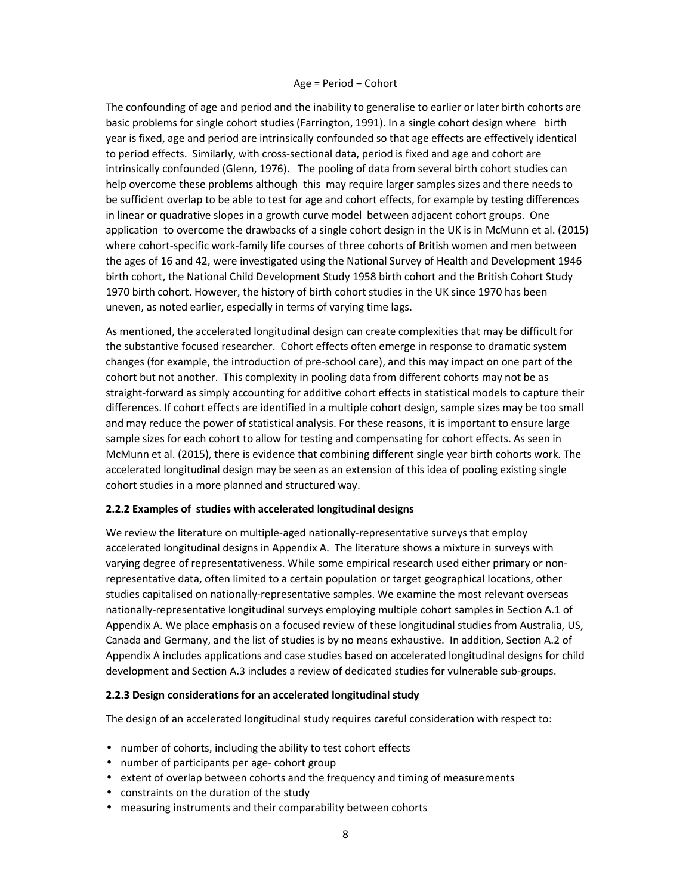Age = Period − Cohort

The confounding of age and period and the inability to generalise to earlier or later birth cohorts are basic problems for single cohort studies (Farrington, 1991). In a single cohort design where birth year is fixed, age and period are intrinsically confounded so that age effects are effectively identical to period effects. Similarly, with cross-sectional data, period is fixed and age and cohort are intrinsically confounded (Glenn, 1976). The pooling of data from several birth cohort studies can help overcome these problems although this may require larger samples sizes and there needs to be sufficient overlap to be able to test for age and cohort effects, for example by testing differences in linear or quadrative slopes in a growth curve model between adjacent cohort groups. One application to overcome the drawbacks of a single cohort design in the UK is in McMunn et al. (2015) where cohort-specific work-family life courses of three cohorts of British women and men between the ages of 16 and 42, were investigated using the National Survey of Health and Development 1946 birth cohort, the National Child Development Study 1958 birth cohort and the British Cohort Study 1970 birth cohort. However, the history of birth cohort studies in the UK since 1970 has been uneven, as noted earlier, especially in terms of varying time lags.

As mentioned, the accelerated longitudinal design can create complexities that may be difficult for the substantive focused researcher. Cohort effects often emerge in response to dramatic system changes (for example, the introduction of pre-school care), and this may impact on one part of the cohort but not another. This complexity in pooling data from different cohorts may not be as straight-forward as simply accounting for additive cohort effects in statistical models to capture their differences. If cohort effects are identified in a multiple cohort design, sample sizes may be too small and may reduce the power of statistical analysis. For these reasons, it is important to ensure large sample sizes for each cohort to allow for testing and compensating for cohort effects. As seen in McMunn et al. (2015), there is evidence that combining different single year birth cohorts work. The accelerated longitudinal design may be seen as an extension of this idea of pooling existing single cohort studies in a more planned and structured way.

### 2.2.2 Examples of studies with accelerated longitudinal designs

We review the literature on multiple-aged nationally-representative surveys that employ accelerated longitudinal designs in Appendix A. The literature shows a mixture in surveys with varying degree of representativeness. While some empirical research used either primary or non-representative data, often limited to a certain population or target geographical locations, other studies capitalised on nationally-representative samples. We examine the most relevant overseas nationally-representative longitudinal surveys employing multiple cohort samples in Section A.1 of Appendix A. We place emphasis on a focused review of these longitudinal studies from Australia, US, Canada and Germany, and the list of studies is by no means exhaustive. In addition, Section A.2 of Appendix A includes applications and case studies based on accelerated longitudinal designs for child development and Section A.3 includes a review of dedicated studies for vulnerable sub-groups.

### 2.2.3 Design considerations for an accelerated longitudinal study

The design of an accelerated longitudinal study requires careful consideration with respect to:

- number of cohorts, including the ability to test cohort effects
- number of participants per age- cohort group
- extent of overlap between cohorts and the frequency and timing of measurements
- constraints on the duration of the study
- measuring instruments and their comparability between cohorts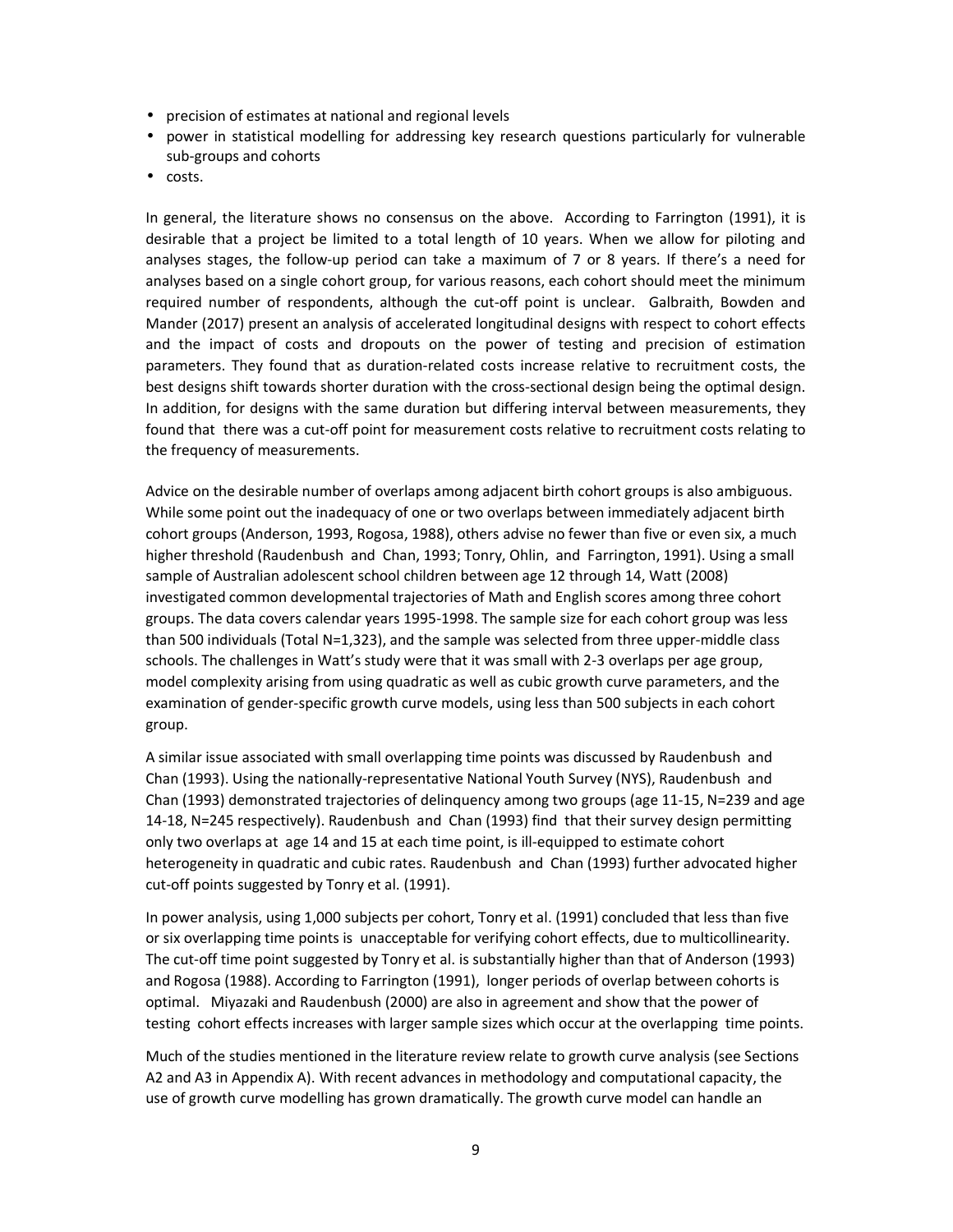- precision of estimates at national and regional levels
- power in statistical modelling for addressing key research questions particularly for vulnerable sub-groups and cohorts
- costs.

In general, the literature shows no consensus on the above. According to Farrington (1991), it is desirable that a project be limited to a total length of 10 years. When we allow for piloting and analyses stages, the follow-up period can take a maximum of 7 or 8 years. If there's a need for analyses based on a single cohort group, for various reasons, each cohort should meet the minimum required number of respondents, although the cut-off point is unclear. Galbraith, Bowden and Mander (2017) present an analysis of accelerated longitudinal designs with respect to cohort effects and the impact of costs and dropouts on the power of testing and precision of estimation parameters. They found that as duration-related costs increase relative to recruitment costs, the best designs shift towards shorter duration with the cross-sectional design being the optimal design. In addition, for designs with the same duration but differing interval between measurements, they found that there was a cut-off point for measurement costs relative to recruitment costs relating to the frequency of measurements.

Advice on the desirable number of overlaps among adjacent birth cohort groups is also ambiguous. While some point out the inadequacy of one or two overlaps between immediately adjacent birth cohort groups (Anderson, 1993, Rogosa, 1988), others advise no fewer than five or even six, a much higher threshold (Raudenbush and Chan, 1993; Tonry, Ohlin, and Farrington, 1991). Using a small sample of Australian adolescent school children between age 12 through 14, Watt (2008) investigated common developmental trajectories of Math and English scores among three cohort groups. The data covers calendar years 1995-1998. The sample size for each cohort group was less than 500 individuals (Total N=1,323), and the sample was selected from three upper-middle class schools. The challenges in Watt's study were that it was small with 2-3 overlaps per age group, model complexity arising from using quadratic as well as cubic growth curve parameters, and the examination of gender-specific growth curve models, using less than 500 subjects in each cohort group.

A similar issue associated with small overlapping time points was discussed by Raudenbush and Chan (1993). Using the nationally-representative National Youth Survey (NYS), Raudenbush and Chan (1993) demonstrated trajectories of delinquency among two groups (age 11-15, N=239 and age 14-18, N=245 respectively). Raudenbush and Chan (1993) find that their survey design permitting only two overlaps at age 14 and 15 at each time point, is ill-equipped to estimate cohort heterogeneity in quadratic and cubic rates. Raudenbush and Chan (1993) further advocated higher cut-off points suggested by Tonry et al. (1991).

In power analysis, using 1,000 subjects per cohort, Tonry et al. (1991) concluded that less than five or six overlapping time points is unacceptable for verifying cohort effects, due to multicollinearity. The cut-off time point suggested by Tonry et al. is substantially higher than that of Anderson (1993) and Rogosa (1988). According to Farrington (1991), longer periods of overlap between cohorts is optimal. Miyazaki and Raudenbush (2000) are also in agreement and show that the power of testing cohort effects increases with larger sample sizes which occur at the overlapping time points.

Much of the studies mentioned in the literature review relate to growth curve analysis (see Sections A2 and A3 in Appendix A). With recent advances in methodology and computational capacity, the use of growth curve modelling has grown dramatically. The growth curve model can handle an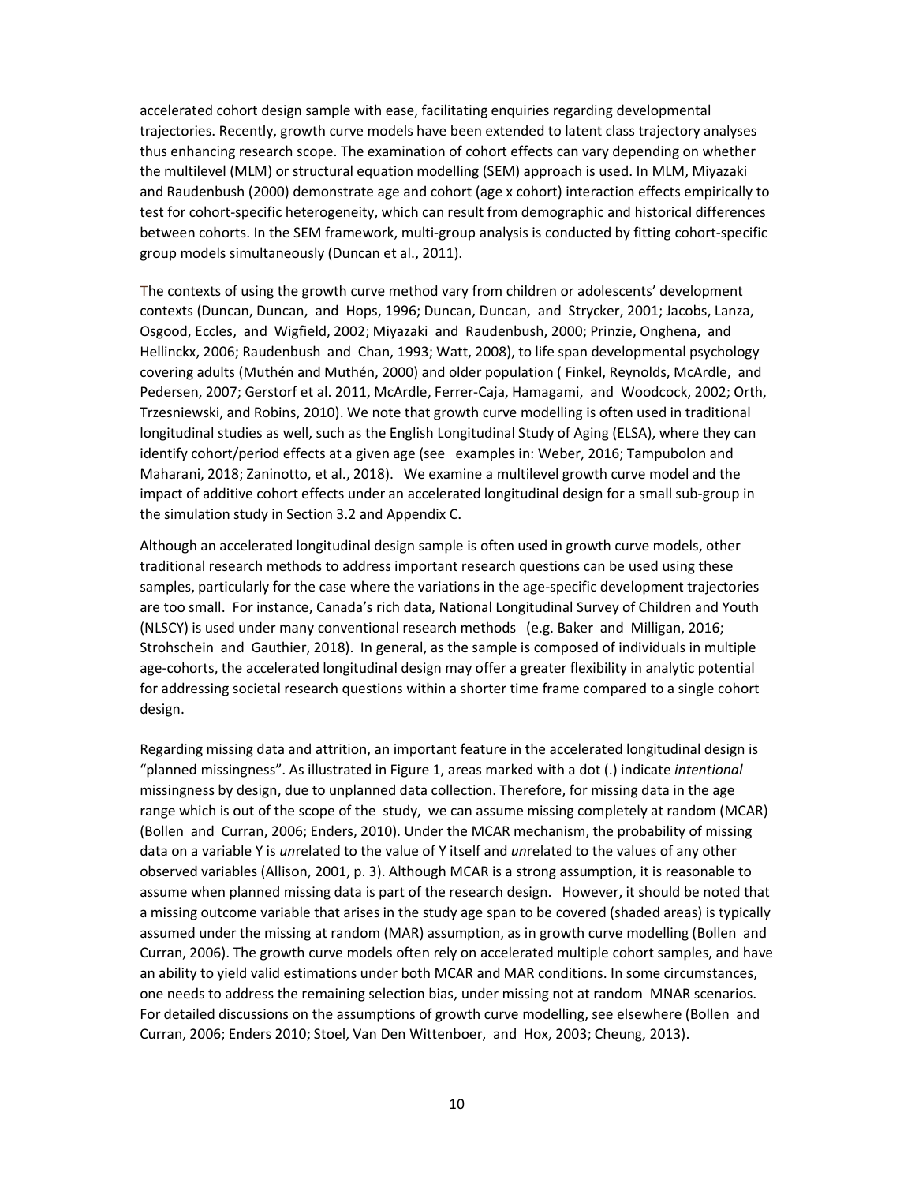accelerated cohort design sample with ease, facilitating enquiries regarding developmental trajectories. Recently, growth curve models have been extended to latent class trajectory analyses thus enhancing research scope. The examination of cohort effects can vary depending on whether the multilevel (MLM) or structural equation modelling (SEM) approach is used. In MLM, Miyazaki and Raudenbush (2000) demonstrate age and cohort (age x cohort) interaction effects empirically to test for cohort-specific heterogeneity, which can result from demographic and historical differences between cohorts. In the SEM framework, multi-group analysis is conducted by fitting cohort-specific group models simultaneously (Duncan et al., 2011).

The contexts of using the growth curve method vary from children or adolescents' development contexts (Duncan, Duncan, and Hops, 1996; Duncan, Duncan, and Strycker, 2001; Jacobs, Lanza, Osgood, Eccles, and Wigfield, 2002; Miyazaki and Raudenbush, 2000; Prinzie, Onghena, and Hellinckx, 2006; Raudenbush and Chan, 1993; Watt, 2008), to life span developmental psychology covering adults (Muthén and Muthén, 2000) and older population ( Finkel, Reynolds, McArdle, and Pedersen, 2007; Gerstorf et al. 2011, McArdle, Ferrer-Caja, Hamagami, and Woodcock, 2002; Orth, Trzesniewski, and Robins, 2010). We note that growth curve modelling is often used in traditional longitudinal studies as well, such as the English Longitudinal Study of Aging (ELSA), where they can identify cohort/period effects at a given age (see examples in: Weber, 2016; Tampubolon and Maharani, 2018; Zaninotto, et al., 2018). We examine a multilevel growth curve model and the impact of additive cohort effects under an accelerated longitudinal design for a small sub-group in the simulation study in Section 3.2 and Appendix C.

Although an accelerated longitudinal design sample is often used in growth curve models, other traditional research methods to address important research questions can be used using these samples, particularly for the case where the variations in the age-specific development trajectories are too small. For instance, Canada's rich data, National Longitudinal Survey of Children and Youth (NLSCY) is used under many conventional research methods (e.g. Baker and Milligan, 2016; Strohschein and Gauthier, 2018). In general, as the sample is composed of individuals in multiple age-cohorts, the accelerated longitudinal design may offer a greater flexibility in analytic potential for addressing societal research questions within a shorter time frame compared to a single cohort design.

Regarding missing data and attrition, an important feature in the accelerated longitudinal design is "planned missingness". As illustrated in Figure 1, areas marked with a dot (.) indicate *intentional* missingness by design, due to unplanned data collection. Therefore, for missing data in the age range which is out of the scope of the study, we can assume missing completely at random (MCAR) (Bollen and Curran, 2006; Enders, 2010). Under the MCAR mechanism, the probability of missing data on a variable Y is *un*related to the value of Y itself and *un*related to the values of any other observed variables (Allison, 2001, p. 3). Although MCAR is a strong assumption, it is reasonable to assume when planned missing data is part of the research design. However, it should be noted that a missing outcome variable that arises in the study age span to be covered (shaded areas) is typically assumed under the missing at random (MAR) assumption, as in growth curve modelling (Bollen and Curran, 2006). The growth curve models often rely on accelerated multiple cohort samples, and have an ability to yield valid estimations under both MCAR and MAR conditions. In some circumstances, one needs to address the remaining selection bias, under missing not at random MNAR scenarios. For detailed discussions on the assumptions of growth curve modelling, see elsewhere (Bollen and Curran, 2006; Enders 2010; Stoel, Van Den Wittenboer, and Hox, 2003; Cheung, 2013).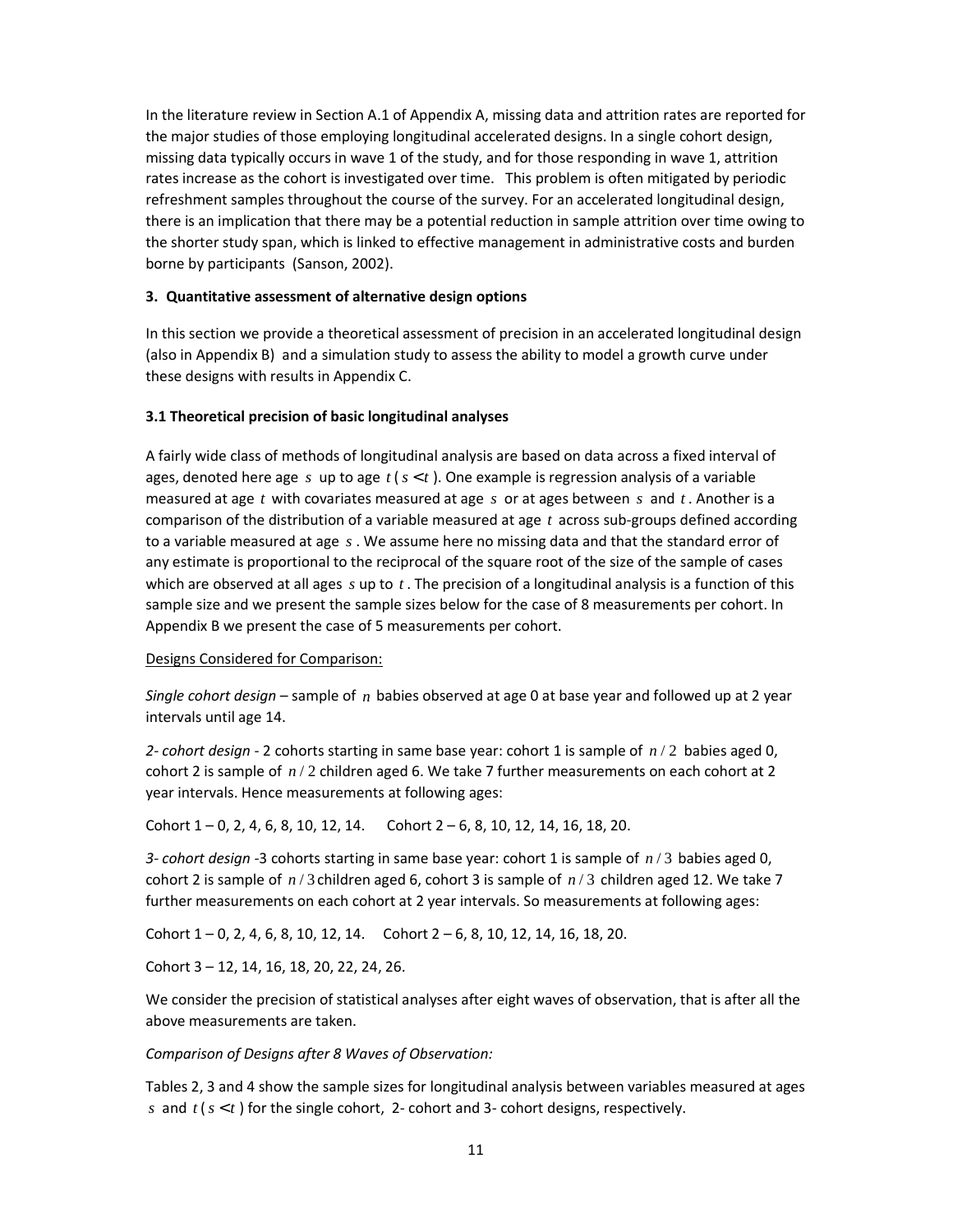In the literature review in Section A.1 of Appendix A, missing data and attrition rates are reported for the major studies of those employing longitudinal accelerated designs. In a single cohort design, missing data typically occurs in wave 1 of the study, and for those responding in wave 1, attrition rates increase as the cohort is investigated over time. This problem is often mitigated by periodic refreshment samples throughout the course of the survey. For an accelerated longitudinal design, there is an implication that there may be a potential reduction in sample attrition over time owing to the shorter study span, which is linked to effective management in administrative costs and burden borne by participants (Sanson, 2002).

### 3. Quantitative assessment of alternative design options

In this section we provide a theoretical assessment of precision in an accelerated longitudinal design (also in Appendix B) and a simulation study to assess the ability to model a growth curve under these designs with results in Appendix C.

#### 3.1 Theoretical precision of basic longitudinal analyses

A fairly wide class of methods of longitudinal analysis are based on data across a fixed interval of ages, denoted here age $s$ up to age $t$ ($s < t$). One example is regression analysis of a variable measured at age $t$ with covariates measured at age $s$ or at ages between $s$ and $t$. Another is a comparison of the distribution of a variable measured at age $t$ across sub-groups defined according to a variable measured at age $s$. We assume here no missing data and that the standard error of any estimate is proportional to the reciprocal of the square root of the size of the sample of cases which are observed at all ages $s$ up to $t$. The precision of a longitudinal analysis is a function of this sample size and we present the sample sizes below for the case of 8 measurements per cohort. In Appendix B we present the case of 5 measurements per cohort.

<u>Designs Considered for Comparison:</u>

*Single cohort design* – sample of $n$ babies observed at age 0 at base year and followed up at 2 year intervals until age 14.

*2- cohort design* - 2 cohorts starting in same base year: cohort 1 is sample of $n/2$ babies aged 0, cohort 2 is sample of $n/2$ children aged 6. We take 7 further measurements on each cohort at 2 year intervals. Hence measurements at following ages:

Cohort 1 – 0, 2, 4, 6, 8, 10, 12, 14. Cohort 2 – 6, 8, 10, 12, 14, 16, 18, 20.

*3- cohort design* -3 cohorts starting in same base year: cohort 1 is sample of $n/3$ babies aged 0, cohort 2 is sample of $n/3$ children aged 6, cohort 3 is sample of $n/3$ children aged 12. We take 7 further measurements on each cohort at 2 year intervals. So measurements at following ages:

Cohort 1 – 0, 2, 4, 6, 8, 10, 12, 14. Cohort 2 – 6, 8, 10, 12, 14, 16, 18, 20.

Cohort 3 – 12, 14, 16, 18, 20, 22, 24, 26.

We consider the precision of statistical analyses after eight waves of observation, that is after all the above measurements are taken.

*Comparison of Designs after 8 Waves of Observation:*

Tables 2, 3 and 4 show the sample sizes for longitudinal analysis between variables measured at ages $s$ and $t$ ($s < t$) for the single cohort, 2- cohort and 3- cohort designs, respectively.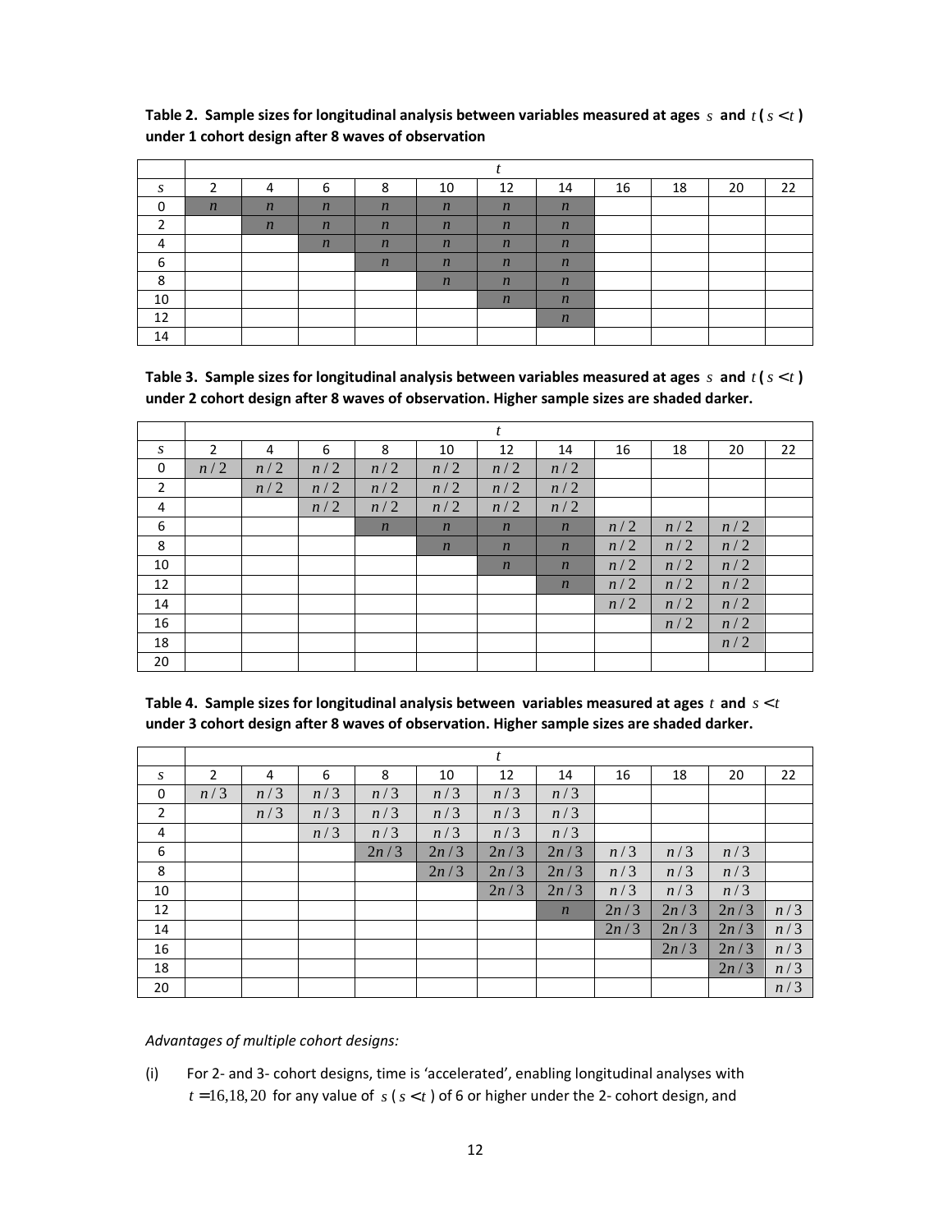**Table 2. Sample sizes for longitudinal analysis between variables measured at ages $s$ and $t$ ($s < t$) under 1 cohort design after 8 waves of observation**

| | $t$ | | | | | | | | | | |
|---|---|---|---|---|---|---|---|---|---|---|---|
| $s$ | 2 | 4 | 6 | 8 | 10 | 12 | 14 | 16 | 18 | 20 | 22 |
| 0 | $n$ | $n$ | $n$ | $n$ | $n$ | $n$ | $n$ | | | | |
| 2 | | $n$ | $n$ | $n$ | $n$ | $n$ | $n$ | | | | |
| 4 | | | $n$ | $n$ | $n$ | $n$ | $n$ | | | | |
| 6 | | | | $n$ | $n$ | $n$ | $n$ | | | | |
| 8 | | | | | $n$ | $n$ | $n$ | | | | |
| 10 | | | | | | $n$ | $n$ | | | | |
| 12 | | | | | | | $n$ | | | | |
| 14 | | | | | | | | | | | |

**Table 3. Sample sizes for longitudinal analysis between variables measured at ages $s$ and $t$ ($s < t$) under 2 cohort design after 8 waves of observation. Higher sample sizes are shaded darker.**

| | $t$ | | | | | | | | | | |
|---|---|---|---|---|---|---|---|---|---|---|---|
| $s$ | 2 | 4 | 6 | 8 | 10 | 12 | 14 | 16 | 18 | 20 | 22 |
| 0 | $n/2$ | $n/2$ | $n/2$ | $n/2$ | $n/2$ | $n/2$ | $n/2$ | | | | |
| 2 | | $n/2$ | $n/2$ | $n/2$ | $n/2$ | $n/2$ | $n/2$ | | | | |
| 4 | | | $n/2$ | $n/2$ | $n/2$ | $n/2$ | $n/2$ | | | | |
| 6 | | | | $n$ | $n$ | $n$ | $n$ | $n/2$ | $n/2$ | $n/2$ | |
| 8 | | | | | $n$ | $n$ | $n$ | $n/2$ | $n/2$ | $n/2$ | |
| 10 | | | | | | $n$ | $n$ | $n/2$ | $n/2$ | $n/2$ | |
| 12 | | | | | | | $n$ | $n/2$ | $n/2$ | $n/2$ | |
| 14 | | | | | | | | $n/2$ | $n/2$ | $n/2$ | |
| 16 | | | | | | | | | $n/2$ | $n/2$ | |
| 18 | | | | | | | | | | $n/2$ | |
| 20 | | | | | | | | | | | |

**Table 4. Sample sizes for longitudinal analysis between variables measured at ages $t$ and $s < t$ under 3 cohort design after 8 waves of observation. Higher sample sizes are shaded darker.**

| | $t$ | | | | | | | | | | |
|---|---|---|---|---|---|---|---|---|---|---|---|
| $s$ | 2 | 4 | 6 | 8 | 10 | 12 | 14 | 16 | 18 | 20 | 22 |
| 0 | $n/3$ | $n/3$ | $n/3$ | $n/3$ | $n/3$ | $n/3$ | $n/3$ | | | | |
| 2 | | $n/3$ | $n/3$ | $n/3$ | $n/3$ | $n/3$ | $n/3$ | | | | |
| 4 | | | $n/3$ | $n/3$ | $n/3$ | $n/3$ | $n/3$ | | | | |
| 6 | | | | $2n/3$ | $2n/3$ | $2n/3$ | $2n/3$ | $n/3$ | $n/3$ | $n/3$ | |
| 8 | | | | | $2n/3$ | $2n/3$ | $2n/3$ | $n/3$ | $n/3$ | $n/3$ | |
| 10 | | | | | | $2n/3$ | $2n/3$ | $n/3$ | $n/3$ | $n/3$ | |
| 12 | | | | | | | $n$ | $2n/3$ | $2n/3$ | $2n/3$ | $n/3$ |
| 14 | | | | | | | | $2n/3$ | $2n/3$ | $2n/3$ | $n/3$ |
| 16 | | | | | | | | | $2n/3$ | $2n/3$ | $n/3$ |
| 18 | | | | | | | | | | $2n/3$ | $n/3$ |
| 20 | | | | | | | | | | | $n/3$ |

*Advantages of multiple cohort designs:*

(i) For 2- and 3- cohort designs, time is 'accelerated', enabling longitudinal analyses with $t = 16, 18, 20$ for any value of $s$ ($s < t$) of 6 or higher under the 2- cohort design, and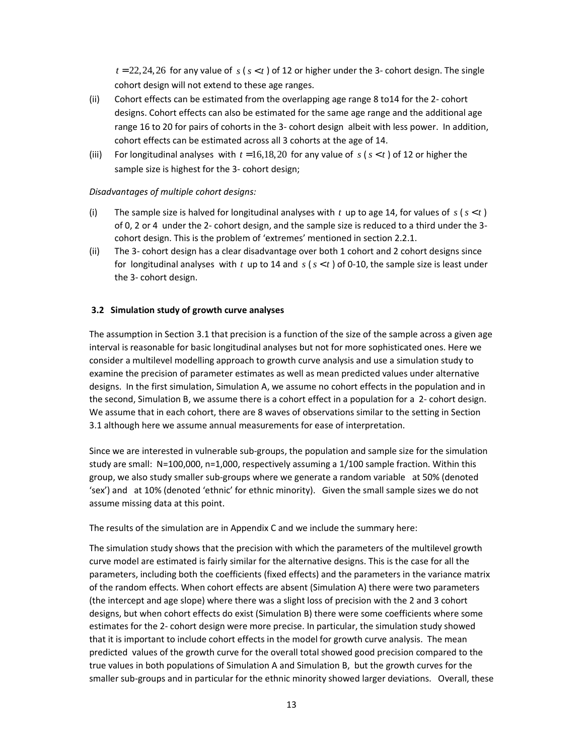$t = 22, 24, 26$ for any value of $s$ ( $s < t$ ) of 12 or higher under the 3- cohort design. The single cohort design will not extend to these age ranges.

(ii) Cohort effects can be estimated from the overlapping age range 8 to14 for the 2- cohort designs. Cohort effects can also be estimated for the same age range and the additional age range 16 to 20 for pairs of cohorts in the 3- cohort design albeit with less power. In addition, cohort effects can be estimated across all 3 cohorts at the age of 14.

(iii) For longitudinal analyses with $t = 16, 18, 20$ for any value of $s$ ( $s < t$ ) of 12 or higher the sample size is highest for the 3- cohort design;

*Disadvantages of multiple cohort designs:*

(i) The sample size is halved for longitudinal analyses with $t$ up to age 14, for values of $s$ ( $s < t$ ) of 0, 2 or 4 under the 2- cohort design, and the sample size is reduced to a third under the 3- cohort design. This is the problem of 'extremes' mentioned in section 2.2.1.

(ii) The 3- cohort design has a clear disadvantage over both 1 cohort and 2 cohort designs since for longitudinal analyses with $t$ up to 14 and $s$ ( $s < t$ ) of 0-10, the sample size is least under the 3- cohort design.

### 3.2 Simulation study of growth curve analyses

The assumption in Section 3.1 that precision is a function of the size of the sample across a given age interval is reasonable for basic longitudinal analyses but not for more sophisticated ones. Here we consider a multilevel modelling approach to growth curve analysis and use a simulation study to examine the precision of parameter estimates as well as mean predicted values under alternative designs. In the first simulation, Simulation A, we assume no cohort effects in the population and in the second, Simulation B, we assume there is a cohort effect in a population for a 2- cohort design. We assume that in each cohort, there are 8 waves of observations similar to the setting in Section 3.1 although here we assume annual measurements for ease of interpretation.

Since we are interested in vulnerable sub-groups, the population and sample size for the simulation study are small: N=100,000, n=1,000, respectively assuming a 1/100 sample fraction. Within this group, we also study smaller sub-groups where we generate a random variable at 50% (denoted 'sex') and at 10% (denoted 'ethnic' for ethnic minority). Given the small sample sizes we do not assume missing data at this point.

The results of the simulation are in Appendix C and we include the summary here:

The simulation study shows that the precision with which the parameters of the multilevel growth curve model are estimated is fairly similar for the alternative designs. This is the case for all the parameters, including both the coefficients (fixed effects) and the parameters in the variance matrix of the random effects. When cohort effects are absent (Simulation A) there were two parameters (the intercept and age slope) where there was a slight loss of precision with the 2 and 3 cohort designs, but when cohort effects do exist (Simulation B) there were some coefficients where some estimates for the 2- cohort design were more precise. In particular, the simulation study showed that it is important to include cohort effects in the model for growth curve analysis. The mean predicted values of the growth curve for the overall total showed good precision compared to the true values in both populations of Simulation A and Simulation B, but the growth curves for the smaller sub-groups and in particular for the ethnic minority showed larger deviations. Overall, these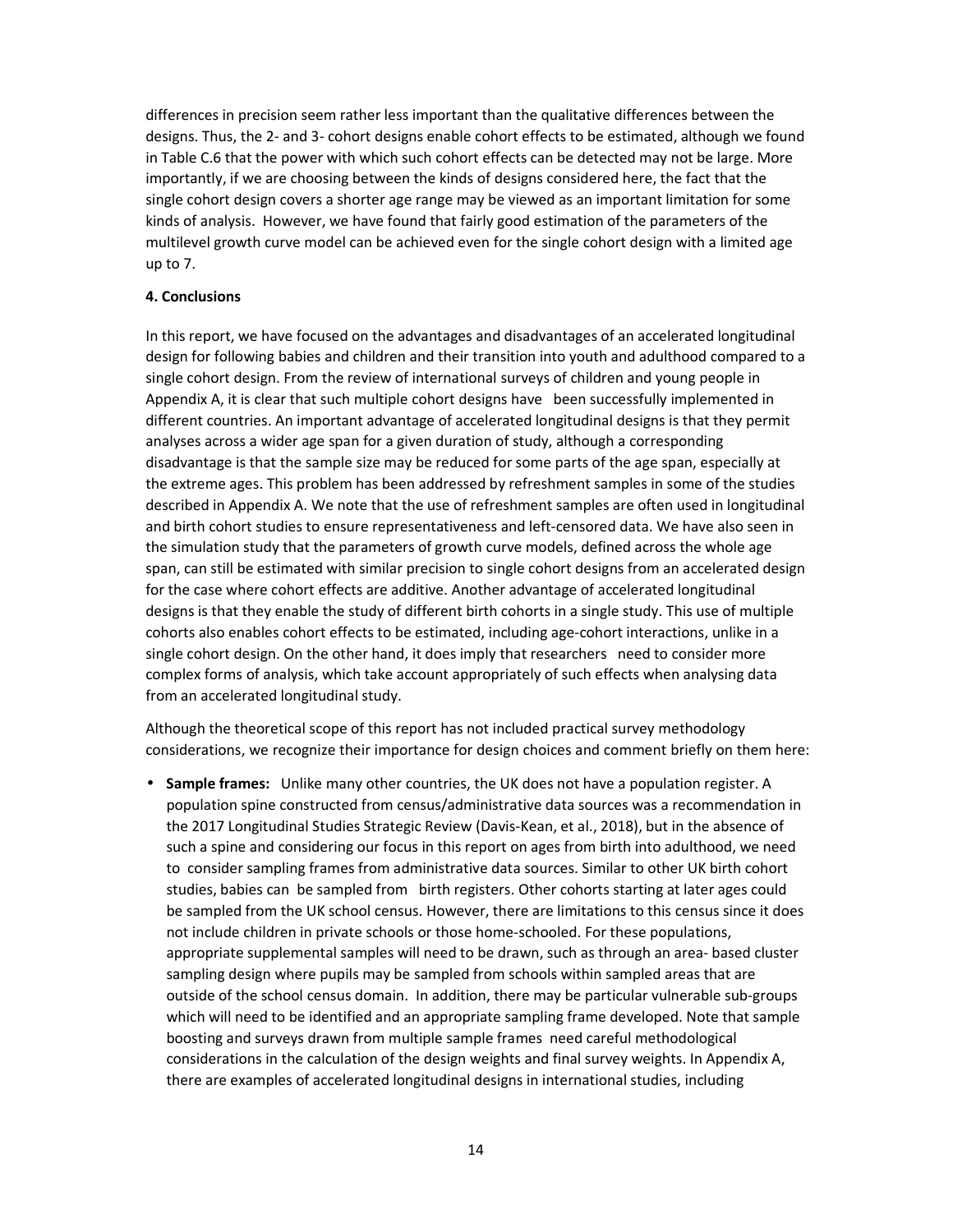differences in precision seem rather less important than the qualitative differences between the designs. Thus, the 2- and 3- cohort designs enable cohort effects to be estimated, although we found in Table C.6 that the power with which such cohort effects can be detected may not be large. More importantly, if we are choosing between the kinds of designs considered here, the fact that the single cohort design covers a shorter age range may be viewed as an important limitation for some kinds of analysis. However, we have found that fairly good estimation of the parameters of the multilevel growth curve model can be achieved even for the single cohort design with a limited age up to 7.

**4. Conclusions**

In this report, we have focused on the advantages and disadvantages of an accelerated longitudinal design for following babies and children and their transition into youth and adulthood compared to a single cohort design. From the review of international surveys of children and young people in Appendix A, it is clear that such multiple cohort designs have been successfully implemented in different countries. An important advantage of accelerated longitudinal designs is that they permit analyses across a wider age span for a given duration of study, although a corresponding disadvantage is that the sample size may be reduced for some parts of the age span, especially at the extreme ages. This problem has been addressed by refreshment samples in some of the studies described in Appendix A. We note that the use of refreshment samples are often used in longitudinal and birth cohort studies to ensure representativeness and left-censored data. We have also seen in the simulation study that the parameters of growth curve models, defined across the whole age span, can still be estimated with similar precision to single cohort designs from an accelerated design for the case where cohort effects are additive. Another advantage of accelerated longitudinal designs is that they enable the study of different birth cohorts in a single study. This use of multiple cohorts also enables cohort effects to be estimated, including age-cohort interactions, unlike in a single cohort design. On the other hand, it does imply that researchers need to consider more complex forms of analysis, which take account appropriately of such effects when analysing data from an accelerated longitudinal study.

Although the theoretical scope of this report has not included practical survey methodology considerations, we recognize their importance for design choices and comment briefly on them here:

- **Sample frames:** Unlike many other countries, the UK does not have a population register. A population spine constructed from census/administrative data sources was a recommendation in the 2017 Longitudinal Studies Strategic Review (Davis-Kean, et al., 2018), but in the absence of such a spine and considering our focus in this report on ages from birth into adulthood, we need to consider sampling frames from administrative data sources. Similar to other UK birth cohort studies, babies can be sampled from birth registers. Other cohorts starting at later ages could be sampled from the UK school census. However, there are limitations to this census since it does not include children in private schools or those home-schooled. For these populations, appropriate supplemental samples will need to be drawn, such as through an area- based cluster sampling design where pupils may be sampled from schools within sampled areas that are outside of the school census domain. In addition, there may be particular vulnerable sub-groups which will need to be identified and an appropriate sampling frame developed. Note that sample boosting and surveys drawn from multiple sample frames need careful methodological considerations in the calculation of the design weights and final survey weights. In Appendix A, there are examples of accelerated longitudinal designs in international studies, including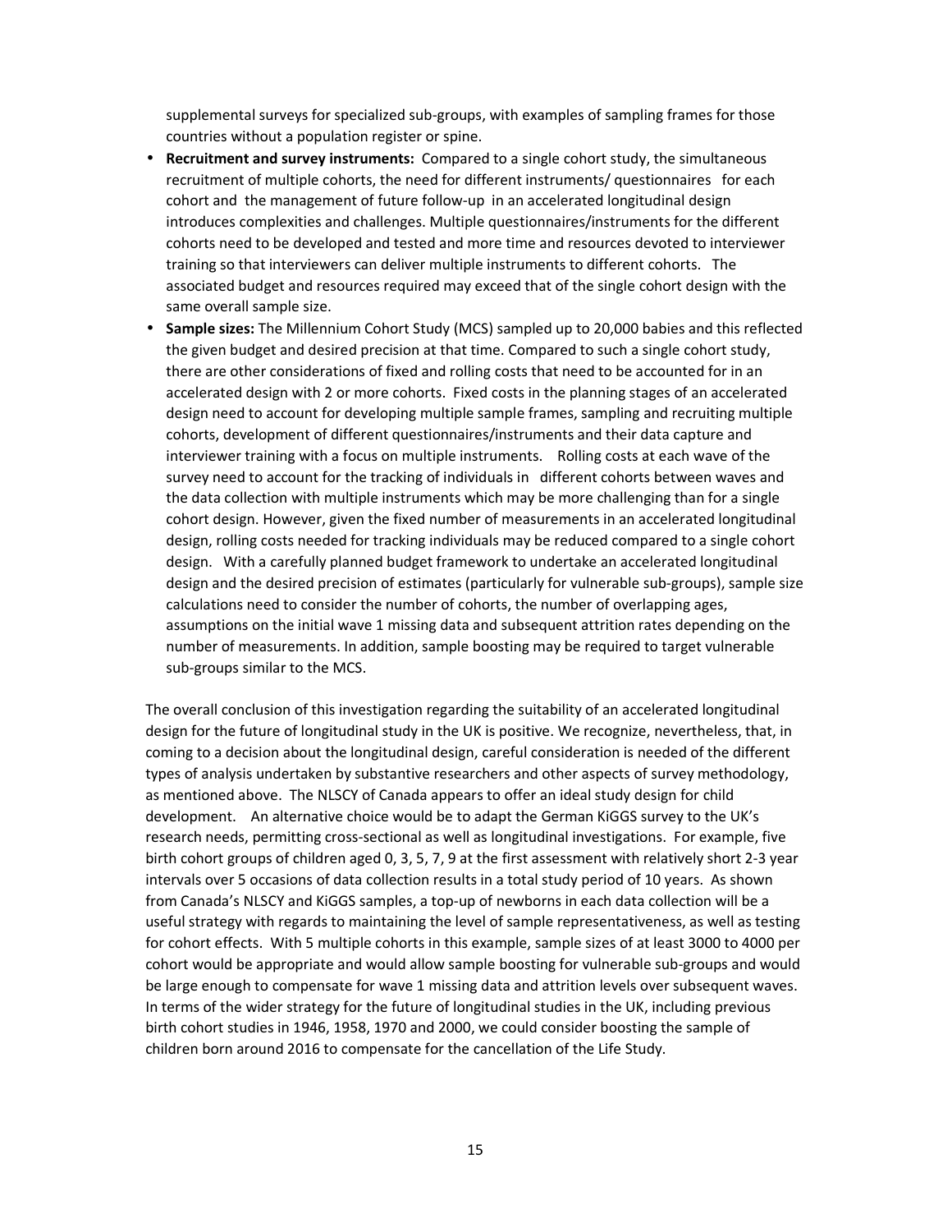supplemental surveys for specialized sub-groups, with examples of sampling frames for those countries without a population register or spine.

- **Recruitment and survey instruments:** Compared to a single cohort study, the simultaneous recruitment of multiple cohorts, the need for different instruments/ questionnaires for each cohort and the management of future follow-up in an accelerated longitudinal design introduces complexities and challenges. Multiple questionnaires/instruments for the different cohorts need to be developed and tested and more time and resources devoted to interviewer training so that interviewers can deliver multiple instruments to different cohorts. The associated budget and resources required may exceed that of the single cohort design with the same overall sample size.
- **Sample sizes:** The Millennium Cohort Study (MCS) sampled up to 20,000 babies and this reflected the given budget and desired precision at that time. Compared to such a single cohort study, there are other considerations of fixed and rolling costs that need to be accounted for in an accelerated design with 2 or more cohorts. Fixed costs in the planning stages of an accelerated design need to account for developing multiple sample frames, sampling and recruiting multiple cohorts, development of different questionnaires/instruments and their data capture and interviewer training with a focus on multiple instruments. Rolling costs at each wave of the survey need to account for the tracking of individuals in different cohorts between waves and the data collection with multiple instruments which may be more challenging than for a single cohort design. However, given the fixed number of measurements in an accelerated longitudinal design, rolling costs needed for tracking individuals may be reduced compared to a single cohort design. With a carefully planned budget framework to undertake an accelerated longitudinal design and the desired precision of estimates (particularly for vulnerable sub-groups), sample size calculations need to consider the number of cohorts, the number of overlapping ages, assumptions on the initial wave 1 missing data and subsequent attrition rates depending on the number of measurements. In addition, sample boosting may be required to target vulnerable sub-groups similar to the MCS.

The overall conclusion of this investigation regarding the suitability of an accelerated longitudinal design for the future of longitudinal study in the UK is positive. We recognize, nevertheless, that, in coming to a decision about the longitudinal design, careful consideration is needed of the different types of analysis undertaken by substantive researchers and other aspects of survey methodology, as mentioned above. The NLSCY of Canada appears to offer an ideal study design for child development. An alternative choice would be to adapt the German KiGGS survey to the UK's research needs, permitting cross-sectional as well as longitudinal investigations. For example, five birth cohort groups of children aged 0, 3, 5, 7, 9 at the first assessment with relatively short 2-3 year intervals over 5 occasions of data collection results in a total study period of 10 years. As shown from Canada's NLSCY and KiGGS samples, a top-up of newborns in each data collection will be a useful strategy with regards to maintaining the level of sample representativeness, as well as testing for cohort effects. With 5 multiple cohorts in this example, sample sizes of at least 3000 to 4000 per cohort would be appropriate and would allow sample boosting for vulnerable sub-groups and would be large enough to compensate for wave 1 missing data and attrition levels over subsequent waves. In terms of the wider strategy for the future of longitudinal studies in the UK, including previous birth cohort studies in 1946, 1958, 1970 and 2000, we could consider boosting the sample of children born around 2016 to compensate for the cancellation of the Life Study.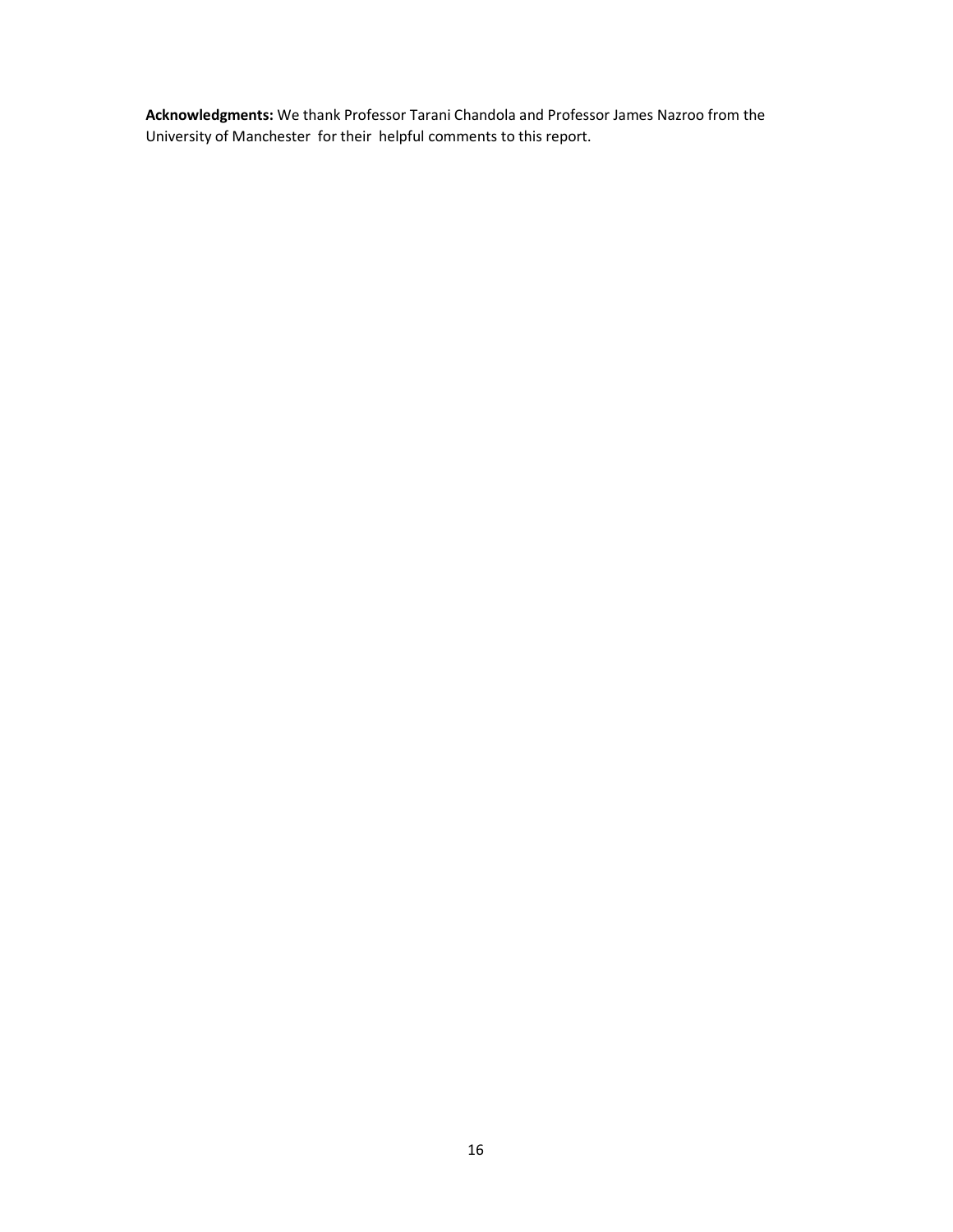**Acknowledgments:** We thank Professor Tarani Chandola and Professor James Nazroo from the University of Manchester for their helpful comments to this report.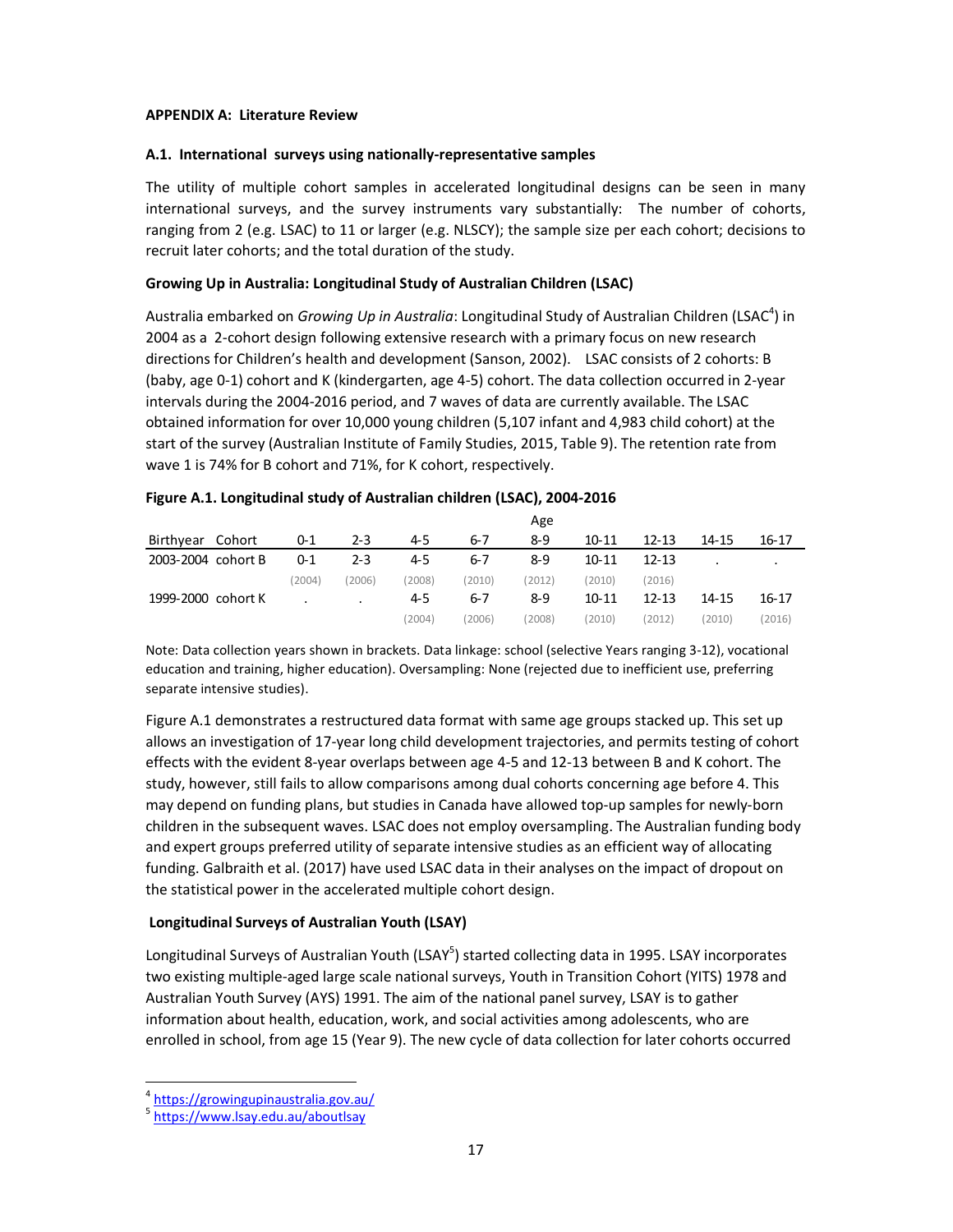**APPENDIX A: Literature Review**

**A.1. International surveys using nationally-representative samples**

The utility of multiple cohort samples in accelerated longitudinal designs can be seen in many international surveys, and the survey instruments vary substantially: The number of cohorts, ranging from 2 (e.g. LSAC) to 11 or larger (e.g. NLSCY); the sample size per each cohort; decisions to recruit later cohorts; and the total duration of the study.

**Growing Up in Australia: Longitudinal Study of Australian Children (LSAC)**

Australia embarked on *Growing Up in Australia*: Longitudinal Study of Australian Children (LSAC[4]) in 2004 as a 2-cohort design following extensive research with a primary focus on new research directions for Children's health and development (Sanson, 2002). LSAC consists of 2 cohorts: B (baby, age 0-1) cohort and K (kindergarten, age 4-5) cohort. The data collection occurred in 2-year intervals during the 2004-2016 period, and 7 waves of data are currently available. The LSAC obtained information for over 10,000 young children (5,107 infant and 4,983 child cohort) at the start of the survey (Australian Institute of Family Studies, 2015, Table 9). The retention rate from wave 1 is 74% for B cohort and 71%, for K cohort, respectively.

**Figure A.1. Longitudinal study of Australian children (LSAC), 2004-2016**

| | | Age | | | | | | | | |
|---|---|---|---|---|---|---|---|---|---|---|
| Birthyear | Cohort | 0-1 | 2-3 | 4-5 | 6-7 | 8-9 | 10-11 | 12-13 | 14-15 | 16-17 |
| 2003-2004 | cohort B | 0-1 | 2-3 | 4-5 | 6-7 | 8-9 | 10-11 | 12-13 | . | . |
| | | (2004) | (2006) | (2008) | (2010) | (2012) | (2010) | (2016) | | |
| 1999-2000 | cohort K | . | . | 4-5 | 6-7 | 8-9 | 10-11 | 12-13 | 14-15 | 16-17 |
| | | | | (2004) | (2006) | (2008) | (2010) | (2012) | (2010) | (2016) |

Note: Data collection years shown in brackets. Data linkage: school (selective Years ranging 3-12), vocational education and training, higher education). Oversampling: None (rejected due to inefficient use, preferring separate intensive studies).

Figure A.1 demonstrates a restructured data format with same age groups stacked up. This set up allows an investigation of 17-year long child development trajectories, and permits testing of cohort effects with the evident 8-year overlaps between age 4-5 and 12-13 between B and K cohort. The study, however, still fails to allow comparisons among dual cohorts concerning age before 4. This may depend on funding plans, but studies in Canada have allowed top-up samples for newly-born children in the subsequent waves. LSAC does not employ oversampling. The Australian funding body and expert groups preferred utility of separate intensive studies as an efficient way of allocating funding. Galbraith et al. (2017) have used LSAC data in their analyses on the impact of dropout on the statistical power in the accelerated multiple cohort design.

**Longitudinal Surveys of Australian Youth (LSAY)**

Longitudinal Surveys of Australian Youth (LSAY[5]) started collecting data in 1995. LSAY incorporates two existing multiple-aged large scale national surveys, Youth in Transition Cohort (YITS) 1978 and Australian Youth Survey (AYS) 1991. The aim of the national panel survey, LSAY is to gather information about health, education, work, and social activities among adolescents, who are enrolled in school, from age 15 (Year 9). The new cycle of data collection for later cohorts occurred

[4] https://growingupinaustralia.gov.au/

[5] https://www.lsay.edu.au/aboutlsay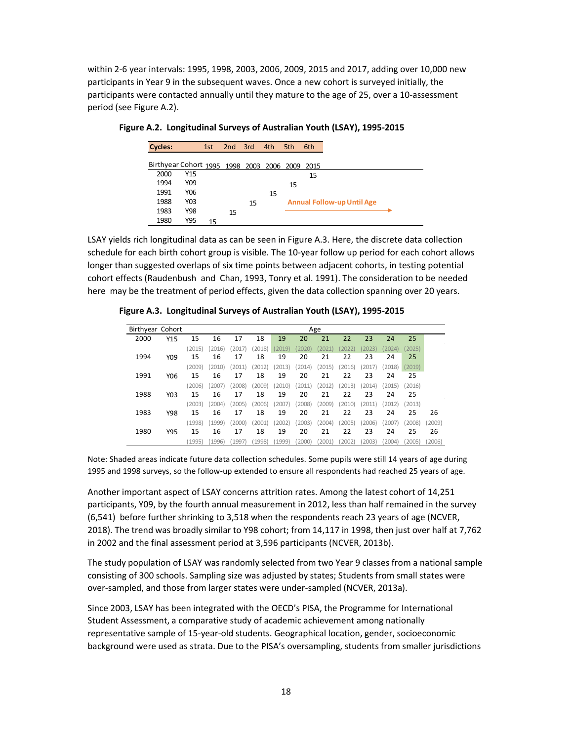within 2-6 year intervals: 1995, 1998, 2003, 2006, 2009, 2015 and 2017, adding over 10,000 new participants in Year 9 in the subsequent waves. Once a new cohort is surveyed initially, the participants were contacted annually until they mature to the age of 25, over a 10-assessment period (see Figure A.2).

**Figure A.2. Longitudinal Surveys of Australian Youth (LSAY), 1995-2015**

| Cycles: | | 1st | 2nd | 3rd | 4th | 5th | 6th |
|---|---|---|---|---|---|---|---|
| Birthyear | Cohort | 1995 | 1998 | 2003 | 2006 | 2009 | 2015 |
| 2000 | Y15 | | | | | | 15 |
| 1994 | Y09 | | | | | 15 | |
| 1991 | Y06 | | | | 15 | | |
| 1988 | Y03 | | | 15 | | | |
| 1983 | Y98 | | 15 | | | | |
| 1980 | Y95 | 15 | | | | | |

Annual Follow-up Until Age

LSAY yields rich longitudinal data as can be seen in Figure A.3. Here, the discrete data collection schedule for each birth cohort group is visible. The 10-year follow up period for each cohort allows longer than suggested overlaps of six time points between adjacent cohorts, in testing potential cohort effects (Raudenbush and Chan, 1993, Tonry et al. 1991). The consideration to be needed here may be the treatment of period effects, given the data collection spanning over 20 years.

**Figure A.3. Longitudinal Surveys of Australian Youth (LSAY), 1995-2015**

| Birthyear | Cohort | Age | | | | | | | | | | | |
|---|---|---|---|---|---|---|---|---|---|---|---|---|---|
| 2000 | Y15 | 15 | 16 | 17 | 18 | 19 | 20 | 21 | 22 | 23 | 24 | 25 | |
| | | (2015) | (2016) | (2017) | (2018) | (2019) | (2020) | (2021) | (2022) | (2023) | (2024) | (2025) | |
| 1994 | Y09 | 15 | 16 | 17 | 18 | 19 | 20 | 21 | 22 | 23 | 24 | 25 | |
| | | (2009) | (2010) | (2011) | (2012) | (2013) | (2014) | (2015) | (2016) | (2017) | (2018) | (2019) | |
| 1991 | Y06 | 15 | 16 | 17 | 18 | 19 | 20 | 21 | 22 | 23 | 24 | 25 | |
| | | (2006) | (2007) | (2008) | (2009) | (2010) | (2011) | (2012) | (2013) | (2014) | (2015) | (2016) | |
| 1988 | Y03 | 15 | 16 | 17 | 18 | 19 | 20 | 21 | 22 | 23 | 24 | 25 | |
| | | (2003) | (2004) | (2005) | (2006) | (2007) | (2008) | (2009) | (2010) | (2011) | (2012) | (2013) | |
| 1983 | Y98 | 15 | 16 | 17 | 18 | 19 | 20 | 21 | 22 | 23 | 24 | 25 | 26 |
| | | (1998) | (1999) | (2000) | (2001) | (2002) | (2003) | (2004) | (2005) | (2006) | (2007) | (2008) | (2009) |
| 1980 | Y95 | 15 | 16 | 17 | 18 | 19 | 20 | 21 | 22 | 23 | 24 | 25 | 26 |
| | | (1995) | (1996) | (1997) | (1998) | (1999) | (2000) | (2001) | (2002) | (2003) | (2004) | (2005) | (2006) |

Note: Shaded areas indicate future data collection schedules. Some pupils were still 14 years of age during 1995 and 1998 surveys, so the follow-up extended to ensure all respondents had reached 25 years of age.

Another important aspect of LSAY concerns attrition rates. Among the latest cohort of 14,251 participants, Y09, by the fourth annual measurement in 2012, less than half remained in the survey (6,541) before further shrinking to 3,518 when the respondents reach 23 years of age (NCVER, 2018). The trend was broadly similar to Y98 cohort; from 14,117 in 1998, then just over half at 7,762 in 2002 and the final assessment period at 3,596 participants (NCVER, 2013b).

The study population of LSAY was randomly selected from two Year 9 classes from a national sample consisting of 300 schools. Sampling size was adjusted by states; Students from small states were over-sampled, and those from larger states were under-sampled (NCVER, 2013a).

Since 2003, LSAY has been integrated with the OECD's PISA, the Programme for International Student Assessment, a comparative study of academic achievement among nationally representative sample of 15-year-old students. Geographical location, gender, socioeconomic background were used as strata. Due to the PISA's oversampling, students from smaller jurisdictions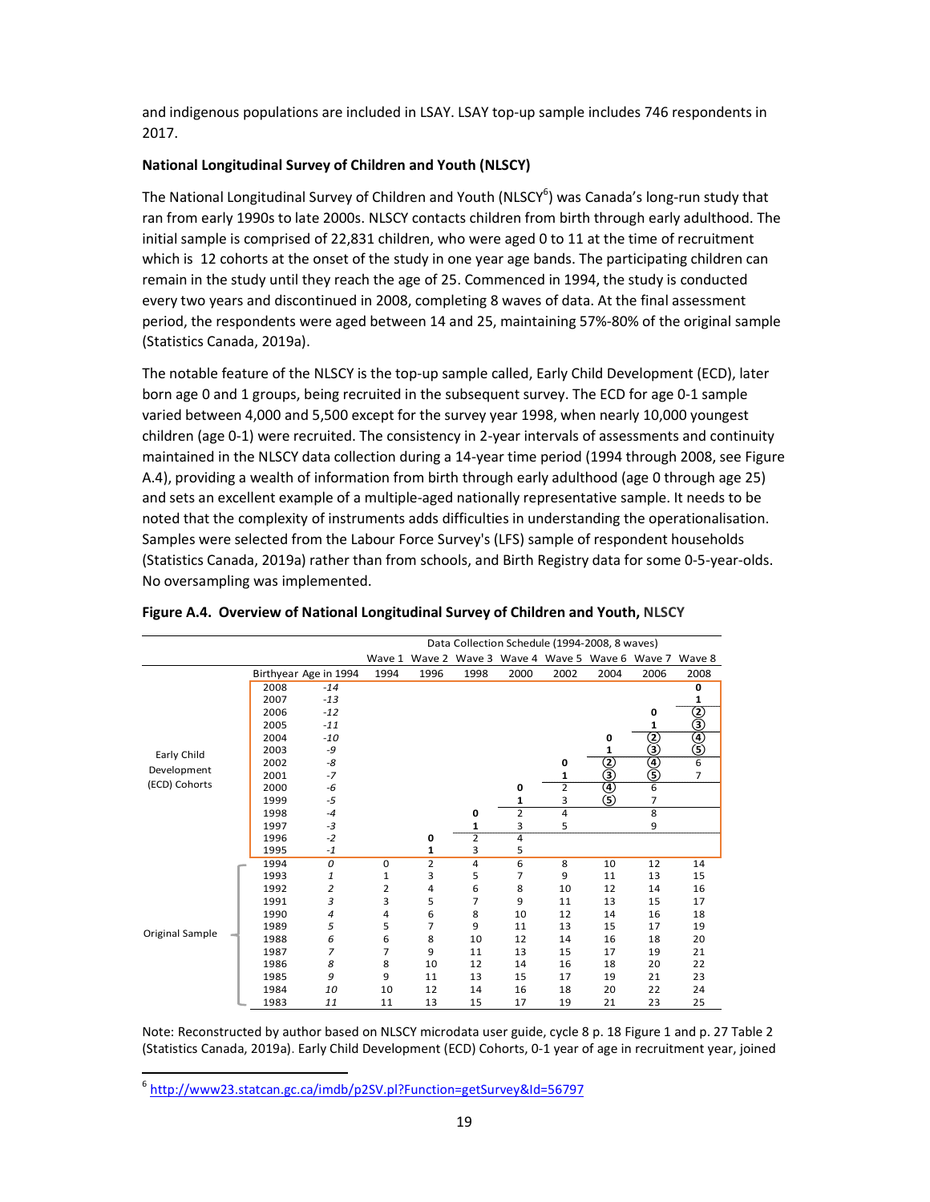and indigenous populations are included in LSAY. LSAY top-up sample includes 746 respondents in 2017.

**National Longitudinal Survey of Children and Youth (NLSCY)**

The National Longitudinal Survey of Children and Youth (NLSCY[6]) was Canada's long-run study that ran from early 1990s to late 2000s. NLSCY contacts children from birth through early adulthood. The initial sample is comprised of 22,831 children, who were aged 0 to 11 at the time of recruitment which is 12 cohorts at the onset of the study in one year age bands. The participating children can remain in the study until they reach the age of 25. Commenced in 1994, the study is conducted every two years and discontinued in 2008, completing 8 waves of data. At the final assessment period, the respondents were aged between 14 and 25, maintaining 57%-80% of the original sample (Statistics Canada, 2019a).

The notable feature of the NLSCY is the top-up sample called, Early Child Development (ECD), later born age 0 and 1 groups, being recruited in the subsequent survey. The ECD for age 0-1 sample varied between 4,000 and 5,500 except for the survey year 1998, when nearly 10,000 youngest children (age 0-1) were recruited. The consistency in 2-year intervals of assessments and continuity maintained in the NLSCY data collection during a 14-year time period (1994 through 2008, see Figure A.4), providing a wealth of information from birth through early adulthood (age 0 through age 25) and sets an excellent example of a multiple-aged nationally representative sample. It needs to be noted that the complexity of instruments adds difficulties in understanding the operationalisation. Samples were selected from the Labour Force Survey's (LFS) sample of respondent households (Statistics Canada, 2019a) rather than from schools, and Birth Registry data for some 0-5-year-olds. No oversampling was implemented.

**Figure A.4. Overview of National Longitudinal Survey of Children and Youth, NLSCY**

| | | | Data Collection Schedule (1994-2008, 8 waves) | | | | | | | |
|---|---|---|---|---|---|---|---|---|---|---|
| | | | Wave 1 | Wave 2 | Wave 3 | Wave 4 | Wave 5 | Wave 6 | Wave 7 | Wave 8 |
| | Birthyear | Age in 1994 | 1994 | 1996 | 1998 | 2000 | 2002 | 2004 | 2006 | 2008 |
| Early Child Development (ECD) Cohorts | 2008 | *-14* | | | | | | | | **0** |
| | 2007 | *-13* | | | | | | | | **1** |
| | 2006 | *-12* | | | | | | | **0** | ② |
| | 2005 | *-11* | | | | | | | **1** | ③ |
| | 2004 | *-10* | | | | | | **0** | ② | ④ |
| | 2003 | *-9* | | | | | | **1** | ③ | ⑤ |
| | 2002 | *-8* | | | | | **0** | ② | ④ | 6 |
| | 2001 | *-7* | | | | | **1** | ③ | ⑤ | 7 |
| | 2000 | *-6* | | | | **0** | 2 | ④ | 6 | |
| | 1999 | *-5* | | | | **1** | 3 | ⑤ | 7 | |
| | 1998 | *-4* | | | **0** | 2 | 4 | | 8 | |
| | 1997 | *-3* | | | **1** | 3 | 5 | | 9 | |
| | 1996 | *-2* | | **0** | 2 | 4 | | | | |
| | 1995 | *-1* | | **1** | 3 | 5 | | | | |
| Original Sample | 1994 | *0* | 0 | 2 | 4 | 6 | 8 | 10 | 12 | 14 |
| | 1993 | *1* | 1 | 3 | 5 | 7 | 9 | 11 | 13 | 15 |
| | 1992 | *2* | 2 | 4 | 6 | 8 | 10 | 12 | 14 | 16 |
| | 1991 | *3* | 3 | 5 | 7 | 9 | 11 | 13 | 15 | 17 |
| | 1990 | *4* | 4 | 6 | 8 | 10 | 12 | 14 | 16 | 18 |
| | 1989 | *5* | 5 | 7 | 9 | 11 | 13 | 15 | 17 | 19 |
| | 1988 | *6* | 6 | 8 | 10 | 12 | 14 | 16 | 18 | 20 |
| | 1987 | *7* | 7 | 9 | 11 | 13 | 15 | 17 | 19 | 21 |
| | 1986 | *8* | 8 | 10 | 12 | 14 | 16 | 18 | 20 | 22 |
| | 1985 | *9* | 9 | 11 | 13 | 15 | 17 | 19 | 21 | 23 |
| | 1984 | *10* | 10 | 12 | 14 | 16 | 18 | 20 | 22 | 24 |
| | 1983 | *11* | 11 | 13 | 15 | 17 | 19 | 21 | 23 | 25 |

Note: Reconstructed by author based on NLSCY microdata user guide, cycle 8 p. 18 Figure 1 and p. 27 Table 2 (Statistics Canada, 2019a). Early Child Development (ECD) Cohorts, 0-1 year of age in recruitment year, joined

---

[6] http://www23.statcan.gc.ca/imdb/p2SV.pl?Function=getSurvey&Id=56797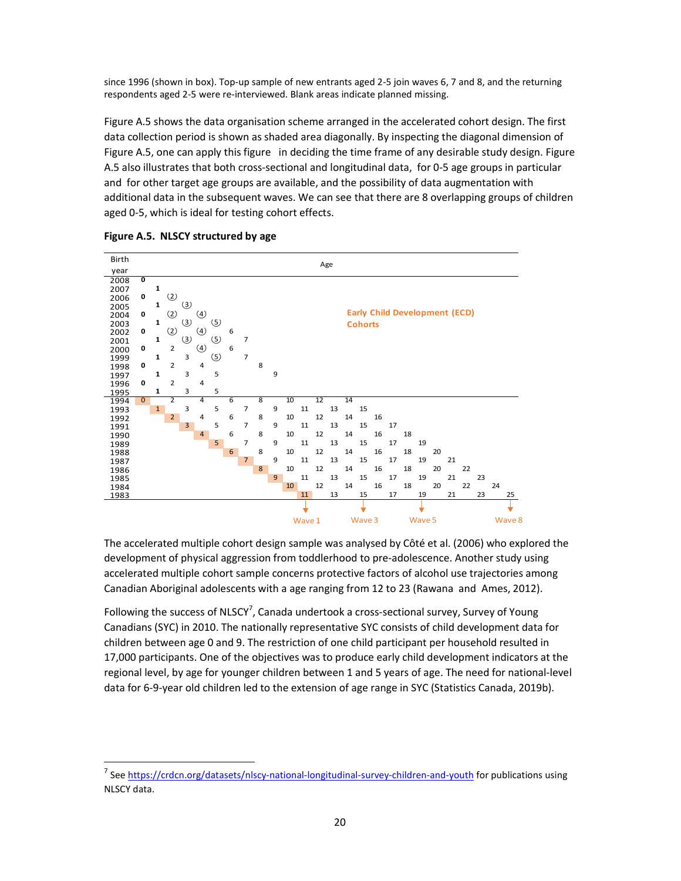since 1996 (shown in box). Top-up sample of new entrants aged 2-5 join waves 6, 7 and 8, and the returning respondents aged 2-5 were re-interviewed. Blank areas indicate planned missing.

Figure A.5 shows the data organisation scheme arranged in the accelerated cohort design. The first data collection period is shown as shaded area diagonally. By inspecting the diagonal dimension of Figure A.5, one can apply this figure in deciding the time frame of any desirable study design. Figure A.5 also illustrates that both cross-sectional and longitudinal data, for 0-5 age groups in particular and for other target age groups are available, and the possibility of data augmentation with additional data in the subsequent waves. We can see that there are 8 overlapping groups of children aged 0-5, which is ideal for testing cohort effects.

**Figure A.5. NLSCY structured by age**

| Birth year | Age | | | | | | | | | | | | | | | | | | | | | | | | | |
|---|---|---|---|---|---|---|---|---|---|---|---|---|---|---|---|---|---|---|---|---|---|---|---|---|---|---|
| 2008 | 0 | | | | | | | | | | | | | | | | | | | | | | | | | |
| 2007 | | 1 | | | | | | | | | | | | | | | | | | | | | | | | |
| 2006 | 0 | | (2) | | | | | | | | | | | | | | | | | | | | | | | |
| 2005 | | 1 | | (3) | | | | | | | | | | | | | | | | | | | | | | |
| 2004 | 0 | | (2) | | (4) | | | | | | | | | | | | | | | | | | | | | |
| 2003 | | 1 | | (3) | | (5) | | | | | | | | | | | | | | | | | | | | |
| 2002 | 0 | | (2) | | (4) | | 6 | | | | | | | | | | | | | | | | | | | |
| 2001 | | 1 | | (3) | | (5) | | 7 | | | | | | | | | | | | | | | | | | |
| 2000 | 0 | | 2 | | (4) | | 6 | | | | | | | | | | | | | | | | | | | |
| 1999 | | 1 | | 3 | | (5) | | 7 | | | | | | | | | | | | | | | | | | |
| 1998 | 0 | | 2 | | 4 | | | | 8 | | | | | | | | | | | | | | | | | |
| 1997 | | 1 | | 3 | | 5 | | | | 9 | | | | | | | | | | | | | | | | |
| 1996 | 0 | | 2 | | 4 | | | | | | | | | | | | | | | | | | | | | |
| 1995 | | 1 | | 3 | | 5 | | | | | | | | | | | | | | | | | | | | |
| 1994 | 0 | | 2 | | 4 | | 6 | | 8 | | 10 | | 12 | | 14 | | | | | | | | | | | |
| 1993 | | 1 | | 3 | | 5 | | 7 | | 9 | | 11 | | 13 | | 15 | | | | | | | | | | |
| 1992 | | | 2 | | 4 | | 6 | | 8 | | 10 | | 12 | | 14 | | 16 | | | | | | | | | |
| 1991 | | | | 3 | | 5 | | 7 | | 9 | | 11 | | 13 | | 15 | | 17 | | | | | | | | |
| 1990 | | | | | 4 | | 6 | | 8 | | 10 | | 12 | | 14 | | 16 | | 18 | | | | | | | |
| 1989 | | | | | | 5 | | 7 | | 9 | | 11 | | 13 | | 15 | | 17 | | 19 | | | | | | |
| 1988 | | | | | | | 6 | | 8 | | 10 | | 12 | | 14 | | 16 | | 18 | | 20 | | | | | |
| 1987 | | | | | | | | 7 | | 9 | | 11 | | 13 | | 15 | | 17 | | 19 | | 21 | | | | |
| 1986 | | | | | | | | | 8 | | 10 | | 12 | | 14 | | 16 | | 18 | | 20 | | 22 | | | |
| 1985 | | | | | | | | | | 9 | | 11 | | 13 | | 15 | | 17 | | 19 | | 21 | | 23 | | |
| 1984 | | | | | | | | | | | 10 | | 12 | | 14 | | 16 | | 18 | | 20 | | 22 | | 24 | |
| 1983 | | | | | | | | | | | | 11 | | 13 | | 15 | | 17 | | 19 | | 21 | | 23 | | 25 |

Early Child Development (ECD) Cohorts

Wave 1 Wave 3 Wave 5 Wave 8

The accelerated multiple cohort design sample was analysed by Côté et al. (2006) who explored the development of physical aggression from toddlerhood to pre-adolescence. Another study using accelerated multiple cohort sample concerns protective factors of alcohol use trajectories among Canadian Aboriginal adolescents with a age ranging from 12 to 23 (Rawana and Ames, 2012).

Following the success of NLSCY[7], Canada undertook a cross-sectional survey, Survey of Young Canadians (SYC) in 2010. The nationally representative SYC consists of child development data for children between age 0 and 9. The restriction of one child participant per household resulted in 17,000 participants. One of the objectives was to produce early child development indicators at the regional level, by age for younger children between 1 and 5 years of age. The need for national-level data for 6-9-year old children led to the extension of age range in SYC (Statistics Canada, 2019b).

[7] See https://crdcn.org/datasets/nlscy-national-longitudinal-survey-children-and-youth for publications using NLSCY data.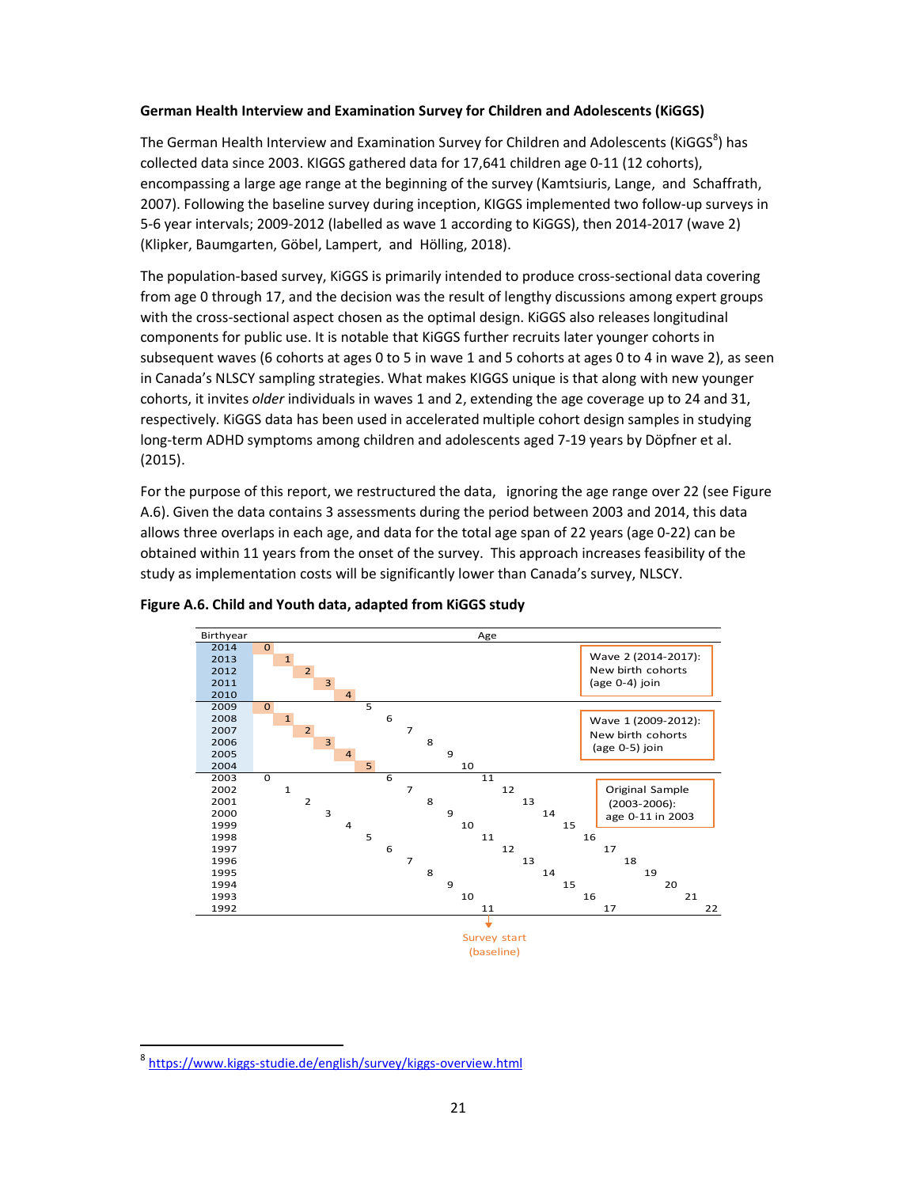**German Health Interview and Examination Survey for Children and Adolescents (KiGGS)**

The German Health Interview and Examination Survey for Children and Adolescents (KiGGS[8]) has collected data since 2003. KIGGS gathered data for 17,641 children age 0-11 (12 cohorts), encompassing a large age range at the beginning of the survey (Kamtsiuris, Lange, and Schaffrath, 2007). Following the baseline survey during inception, KIGGS implemented two follow-up surveys in 5-6 year intervals; 2009-2012 (labelled as wave 1 according to KiGGS), then 2014-2017 (wave 2) (Klipker, Baumgarten, Göbel, Lampert, and Hölling, 2018).

The population-based survey, KiGGS is primarily intended to produce cross-sectional data covering from age 0 through 17, and the decision was the result of lengthy discussions among expert groups with the cross-sectional aspect chosen as the optimal design. KiGGS also releases longitudinal components for public use. It is notable that KiGGS further recruits later younger cohorts in subsequent waves (6 cohorts at ages 0 to 5 in wave 1 and 5 cohorts at ages 0 to 4 in wave 2), as seen in Canada's NLSCY sampling strategies. What makes KIGGS unique is that along with new younger cohorts, it invites *older* individuals in waves 1 and 2, extending the age coverage up to 24 and 31, respectively. KiGGS data has been used in accelerated multiple cohort design samples in studying long-term ADHD symptoms among children and adolescents aged 7-19 years by Döpfner et al. (2015).

For the purpose of this report, we restructured the data, ignoring the age range over 22 (see Figure A.6). Given the data contains 3 assessments during the period between 2003 and 2014, this data allows three overlaps in each age, and data for the total age span of 22 years (age 0-22) can be obtained within 11 years from the onset of the survey. This approach increases feasibility of the study as implementation costs will be significantly lower than Canada's survey, NLSCY.

**Figure A.6. Child and Youth data, adapted from KiGGS study**

| Birthyear | Age | | | | | | | | | | | | | | | | | | | | | | |
|---|---|---|---|---|---|---|---|---|---|---|---|---|---|---|---|---|---|---|---|---|---|---|---|
| 2014 | 0 | | | | | | | | | | | | | | | | | | | | | | |
| 2013 | | 1 | | | | | | | | | | | | | | | | | | | | | |
| 2012 | | | 2 | | | | | | | | | | | | | | | | | | | | |
| 2011 | | | | 3 | | | | | | | | | | | | | | | | | | | |
| 2010 | | | | | 4 | | | | | | | | | | | | | | | | | | |
| 2009 | 0 | | | | | 5 | | | | | | | | | | | | | | | | | |
| 2008 | | 1 | | | | | 6 | | | | | | | | | | | | | | | | |
| 2007 | | | 2 | | | | | 7 | | | | | | | | | | | | | | | |
| 2006 | | | | 3 | | | | | 8 | | | | | | | | | | | | | | |
| 2005 | | | | | 4 | | | | | 9 | | | | | | | | | | | | | |
| 2004 | | | | | | 5 | | | | | 10 | | | | | | | | | | | | |
| 2003 | 0 | | | | | | 6 | | | | | 11 | | | | | | | | | | | |
| 2002 | | 1 | | | | | | 7 | | | | | 12 | | | | | | | | | | |
| 2001 | | | 2 | | | | | | 8 | | | | | 13 | | | | | | | | | |
| 2000 | | | | 3 | | | | | | 9 | | | | | 14 | | | | | | | | |
| 1999 | | | | | 4 | | | | | | 10 | | | | | 15 | | | | | | | |
| 1998 | | | | | | 5 | | | | | | 11 | | | | | 16 | | | | | | |
| 1997 | | | | | | | 6 | | | | | | 12 | | | | | 17 | | | | | |
| 1996 | | | | | | | | 7 | | | | | | 13 | | | | | 18 | | | | |
| 1995 | | | | | | | | | 8 | | | | | | 14 | | | | | 19 | | | |
| 1994 | | | | | | | | | | 9 | | | | | | 15 | | | | | 20 | | |
| 1993 | | | | | | | | | | | 10 | | | | | | 16 | | | | | 21 | |
| 1992 | | | | | | | | | | | | 11 | | | | | | 17 | | | | | 22 |

Wave 2 (2014-2017): New birth cohorts (age 0-4) join

Wave 1 (2009-2012): New birth cohorts (age 0-5) join

Original Sample (2003-2006): age 0-11 in 2003

Survey start (baseline)

[8] https://www.kiggs-studie.de/english/survey/kiggs-overview.html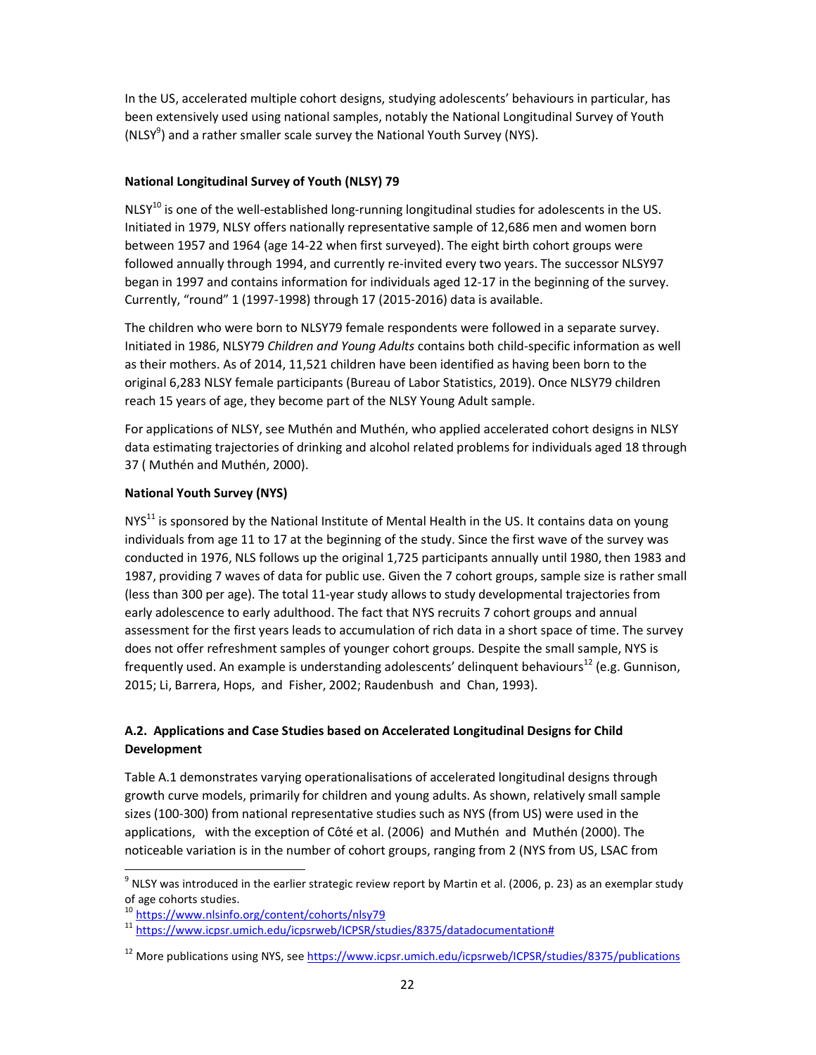In the US, accelerated multiple cohort designs, studying adolescents' behaviours in particular, has been extensively used using national samples, notably the National Longitudinal Survey of Youth (NLSY[9]) and a rather smaller scale survey the National Youth Survey (NYS).

**National Longitudinal Survey of Youth (NLSY) 79**

NLSY[10] is one of the well-established long-running longitudinal studies for adolescents in the US. Initiated in 1979, NLSY offers nationally representative sample of 12,686 men and women born between 1957 and 1964 (age 14-22 when first surveyed). The eight birth cohort groups were followed annually through 1994, and currently re-invited every two years. The successor NLSY97 began in 1997 and contains information for individuals aged 12-17 in the beginning of the survey. Currently, "round" 1 (1997-1998) through 17 (2015-2016) data is available.

The children who were born to NLSY79 female respondents were followed in a separate survey. Initiated in 1986, NLSY79 *Children and Young Adults* contains both child-specific information as well as their mothers. As of 2014, 11,521 children have been identified as having been born to the original 6,283 NLSY female participants (Bureau of Labor Statistics, 2019). Once NLSY79 children reach 15 years of age, they become part of the NLSY Young Adult sample.

For applications of NLSY, see Muthén and Muthén, who applied accelerated cohort designs in NLSY data estimating trajectories of drinking and alcohol related problems for individuals aged 18 through 37 ( Muthén and Muthén, 2000).

**National Youth Survey (NYS)**

NYS[11] is sponsored by the National Institute of Mental Health in the US. It contains data on young individuals from age 11 to 17 at the beginning of the study. Since the first wave of the survey was conducted in 1976, NLS follows up the original 1,725 participants annually until 1980, then 1983 and 1987, providing 7 waves of data for public use. Given the 7 cohort groups, sample size is rather small (less than 300 per age). The total 11-year study allows to study developmental trajectories from early adolescence to early adulthood. The fact that NYS recruits 7 cohort groups and annual assessment for the first years leads to accumulation of rich data in a short space of time. The survey does not offer refreshment samples of younger cohort groups. Despite the small sample, NYS is frequently used. An example is understanding adolescents' delinquent behaviours[12] (e.g. Gunnison, 2015; Li, Barrera, Hops, and Fisher, 2002; Raudenbush and Chan, 1993).

### A.2. Applications and Case Studies based on Accelerated Longitudinal Designs for Child Development

Table A.1 demonstrates varying operationalisations of accelerated longitudinal designs through growth curve models, primarily for children and young adults. As shown, relatively small sample sizes (100-300) from national representative studies such as NYS (from US) were used in the applications, with the exception of Côté et al. (2006) and Muthén and Muthén (2000). The noticeable variation is in the number of cohort groups, ranging from 2 (NYS from US, LSAC from

---

[9] NLSY was introduced in the earlier strategic review report by Martin et al. (2006, p. 23) as an exemplar study of age cohorts studies.

[10] https://www.nlsinfo.org/content/cohorts/nlsy79

[11] https://www.icpsr.umich.edu/icpsrweb/ICPSR/studies/8375/datadocumentation#

[12] More publications using NYS, see https://www.icpsr.umich.edu/icpsrweb/ICPSR/studies/8375/publications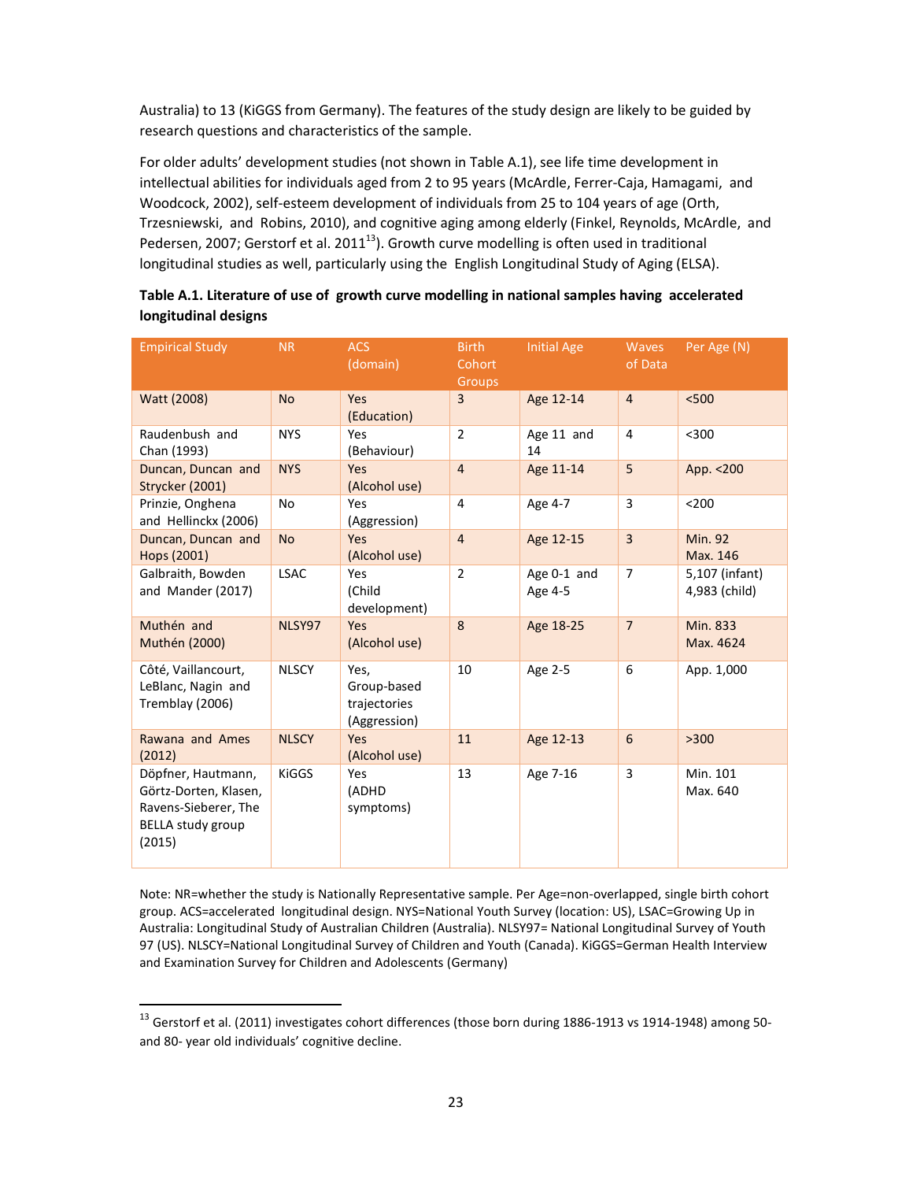Australia) to 13 (KiGGS from Germany). The features of the study design are likely to be guided by research questions and characteristics of the sample.

For older adults' development studies (not shown in Table A.1), see life time development in intellectual abilities for individuals aged from 2 to 95 years (McArdle, Ferrer-Caja, Hamagami, and Woodcock, 2002), self-esteem development of individuals from 25 to 104 years of age (Orth, Trzesniewski, and Robins, 2010), and cognitive aging among elderly (Finkel, Reynolds, McArdle, and Pedersen, 2007; Gerstorf et al. 2011[13]). Growth curve modelling is often used in traditional longitudinal studies as well, particularly using the English Longitudinal Study of Aging (ELSA).

**Table A.1. Literature of use of growth curve modelling in national samples having accelerated longitudinal designs**

| Empirical Study | NR | ACS (domain) | Birth Cohort Groups | Initial Age | Waves of Data | Per Age (N) |
|---|---|---|---|---|---|---|
| Watt (2008) | No | Yes (Education) | 3 | Age 12-14 | 4 | <500 |
| Raudenbush and Chan (1993) | NYS | Yes (Behaviour) | 2 | Age 11 and 14 | 4 | <300 |
| Duncan, Duncan and Strycker (2001) | NYS | Yes (Alcohol use) | 4 | Age 11-14 | 5 | App. <200 |
| Prinzie, Onghena and Hellinckx (2006) | No | Yes (Aggression) | 4 | Age 4-7 | 3 | <200 |
| Duncan, Duncan and Hops (2001) | No | Yes (Alcohol use) | 4 | Age 12-15 | 3 | Min. 92 Max. 146 |
| Galbraith, Bowden and Mander (2017) | LSAC | Yes (Child development) | 2 | Age 0-1 and Age 4-5 | 7 | 5,107 (infant) 4,983 (child) |
| Muthén and Muthén (2000) | NLSY97 | Yes (Alcohol use) | 8 | Age 18-25 | 7 | Min. 833 Max. 4624 |
| Côté, Vaillancourt, LeBlanc, Nagin and Tremblay (2006) | NLSCY | Yes, Group-based trajectories (Aggression) | 10 | Age 2-5 | 6 | App. 1,000 |
| Rawana and Ames (2012) | NLSCY | Yes (Alcohol use) | 11 | Age 12-13 | 6 | >300 |
| Döpfner, Hautmann, Görtz-Dorten, Klasen, Ravens-Sieberer, The BELLA study group (2015) | KiGGS | Yes (ADHD symptoms) | 13 | Age 7-16 | 3 | Min. 101 Max. 640 |

Note: NR=whether the study is Nationally Representative sample. Per Age=non-overlapped, single birth cohort group. ACS=accelerated longitudinal design. NYS=National Youth Survey (location: US), LSAC=Growing Up in Australia: Longitudinal Study of Australian Children (Australia). NLSY97= National Longitudinal Survey of Youth 97 (US). NLSCY=National Longitudinal Survey of Children and Youth (Canada). KiGGS=German Health Interview and Examination Survey for Children and Adolescents (Germany)

[13] Gerstorf et al. (2011) investigates cohort differences (those born during 1886-1913 vs 1914-1948) among 50- and 80- year old individuals' cognitive decline.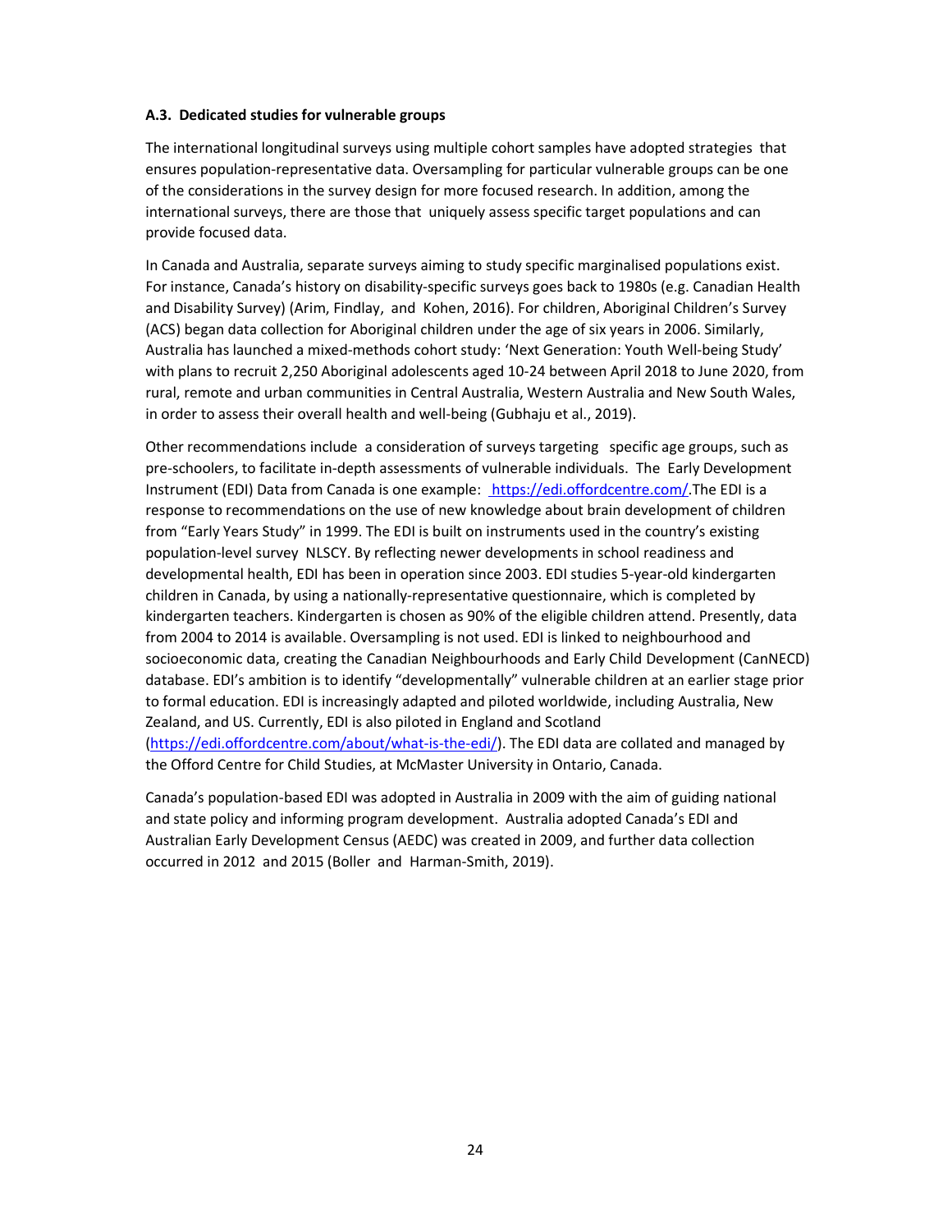### A.3. Dedicated studies for vulnerable groups

The international longitudinal surveys using multiple cohort samples have adopted strategies that ensures population-representative data. Oversampling for particular vulnerable groups can be one of the considerations in the survey design for more focused research. In addition, among the international surveys, there are those that uniquely assess specific target populations and can provide focused data.

In Canada and Australia, separate surveys aiming to study specific marginalised populations exist. For instance, Canada's history on disability-specific surveys goes back to 1980s (e.g. Canadian Health and Disability Survey) (Arim, Findlay, and Kohen, 2016). For children, Aboriginal Children's Survey (ACS) began data collection for Aboriginal children under the age of six years in 2006. Similarly, Australia has launched a mixed-methods cohort study: 'Next Generation: Youth Well-being Study' with plans to recruit 2,250 Aboriginal adolescents aged 10-24 between April 2018 to June 2020, from rural, remote and urban communities in Central Australia, Western Australia and New South Wales, in order to assess their overall health and well-being (Gubhaju et al., 2019).

Other recommendations include a consideration of surveys targeting specific age groups, such as pre-schoolers, to facilitate in-depth assessments of vulnerable individuals. The Early Development Instrument (EDI) Data from Canada is one example: https://edi.offordcentre.com/. The EDI is a response to recommendations on the use of new knowledge about brain development of children from "Early Years Study" in 1999. The EDI is built on instruments used in the country's existing population-level survey NLSCY. By reflecting newer developments in school readiness and developmental health, EDI has been in operation since 2003. EDI studies 5-year-old kindergarten children in Canada, by using a nationally-representative questionnaire, which is completed by kindergarten teachers. Kindergarten is chosen as 90% of the eligible children attend. Presently, data from 2004 to 2014 is available. Oversampling is not used. EDI is linked to neighbourhood and socioeconomic data, creating the Canadian Neighbourhoods and Early Child Development (CanNECD) database. EDI's ambition is to identify "developmentally" vulnerable children at an earlier stage prior to formal education. EDI is increasingly adapted and piloted worldwide, including Australia, New Zealand, and US. Currently, EDI is also piloted in England and Scotland (https://edi.offordcentre.com/about/what-is-the-edi/). The EDI data are collated and managed by the Offord Centre for Child Studies, at McMaster University in Ontario, Canada.

Canada's population-based EDI was adopted in Australia in 2009 with the aim of guiding national and state policy and informing program development. Australia adopted Canada's EDI and Australian Early Development Census (AEDC) was created in 2009, and further data collection occurred in 2012 and 2015 (Boller and Harman-Smith, 2019).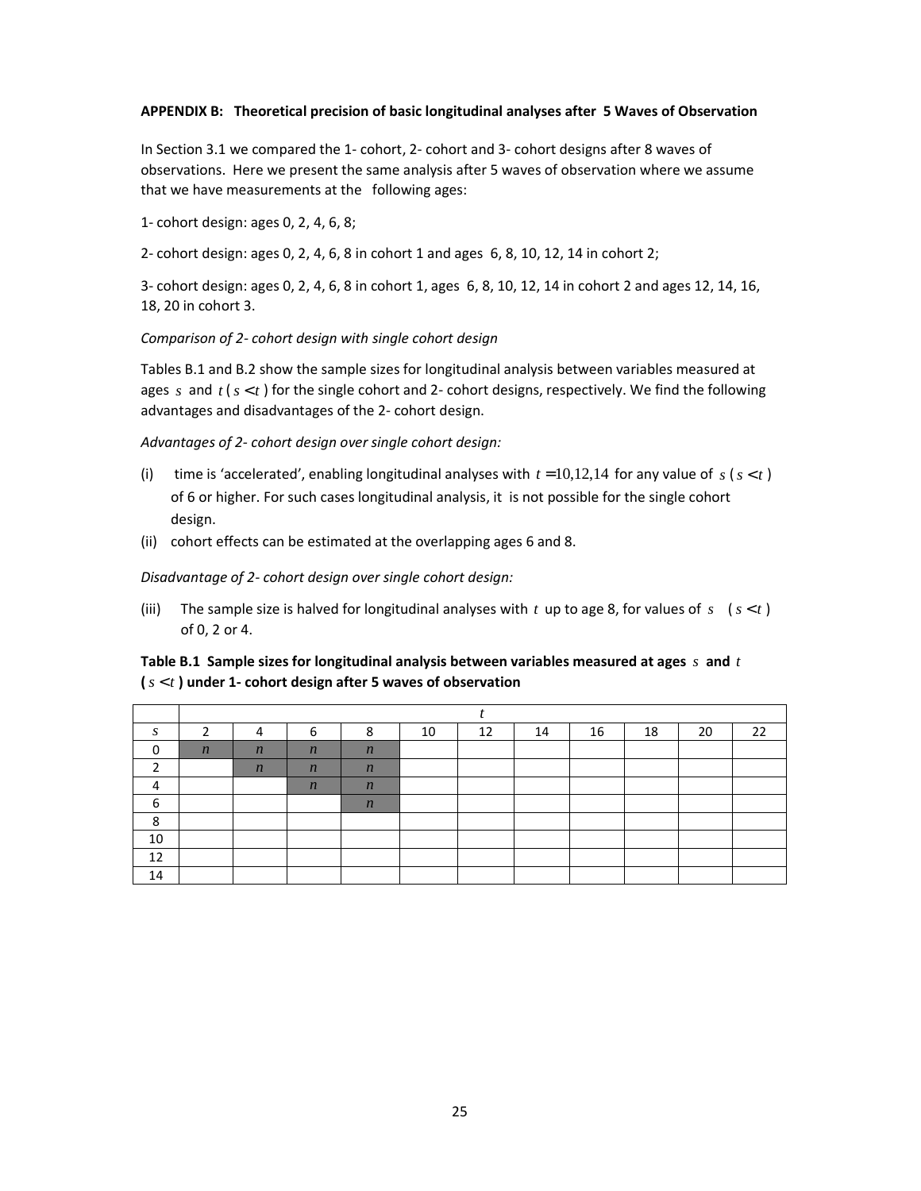### APPENDIX B: Theoretical precision of basic longitudinal analyses after 5 Waves of Observation

In Section 3.1 we compared the 1- cohort, 2- cohort and 3- cohort designs after 8 waves of observations. Here we present the same analysis after 5 waves of observation where we assume that we have measurements at the following ages:

1- cohort design: ages 0, 2, 4, 6, 8;

2- cohort design: ages 0, 2, 4, 6, 8 in cohort 1 and ages 6, 8, 10, 12, 14 in cohort 2;

3- cohort design: ages 0, 2, 4, 6, 8 in cohort 1, ages 6, 8, 10, 12, 14 in cohort 2 and ages 12, 14, 16, 18, 20 in cohort 3.

*Comparison of 2- cohort design with single cohort design*

Tables B.1 and B.2 show the sample sizes for longitudinal analysis between variables measured at ages $s$ and $t$ ( $s < t$ ) for the single cohort and 2- cohort designs, respectively. We find the following advantages and disadvantages of the 2- cohort design.

*Advantages of 2- cohort design over single cohort design:*

(i) time is 'accelerated', enabling longitudinal analyses with $t = 10, 12, 14$ for any value of $s$ ( $s < t$ ) of 6 or higher. For such cases longitudinal analysis, it is not possible for the single cohort design.

(ii) cohort effects can be estimated at the overlapping ages 6 and 8.

*Disadvantage of 2- cohort design over single cohort design:*

(iii) The sample size is halved for longitudinal analyses with $t$ up to age 8, for values of $s$ ( $s < t$ ) of 0, 2 or 4.

**Table B.1 Sample sizes for longitudinal analysis between variables measured at ages $s$ and $t$ ( $s < t$ ) under 1- cohort design after 5 waves of observation**

| | $t$ | | | | | | | | | | |
|---|---|---|---|---|---|---|---|---|---|---|---|
| $s$ | 2 | 4 | 6 | 8 | 10 | 12 | 14 | 16 | 18 | 20 | 22 |
| 0 | $n$ | $n$ | $n$ | $n$ | | | | | | | |
| 2 | | $n$ | $n$ | $n$ | | | | | | | |
| 4 | | | $n$ | $n$ | | | | | | | |
| 6 | | | | $n$ | | | | | | | |
| 8 | | | | | | | | | | | |
| 10 | | | | | | | | | | | |
| 12 | | | | | | | | | | | |
| 14 | | | | | | | | | | | |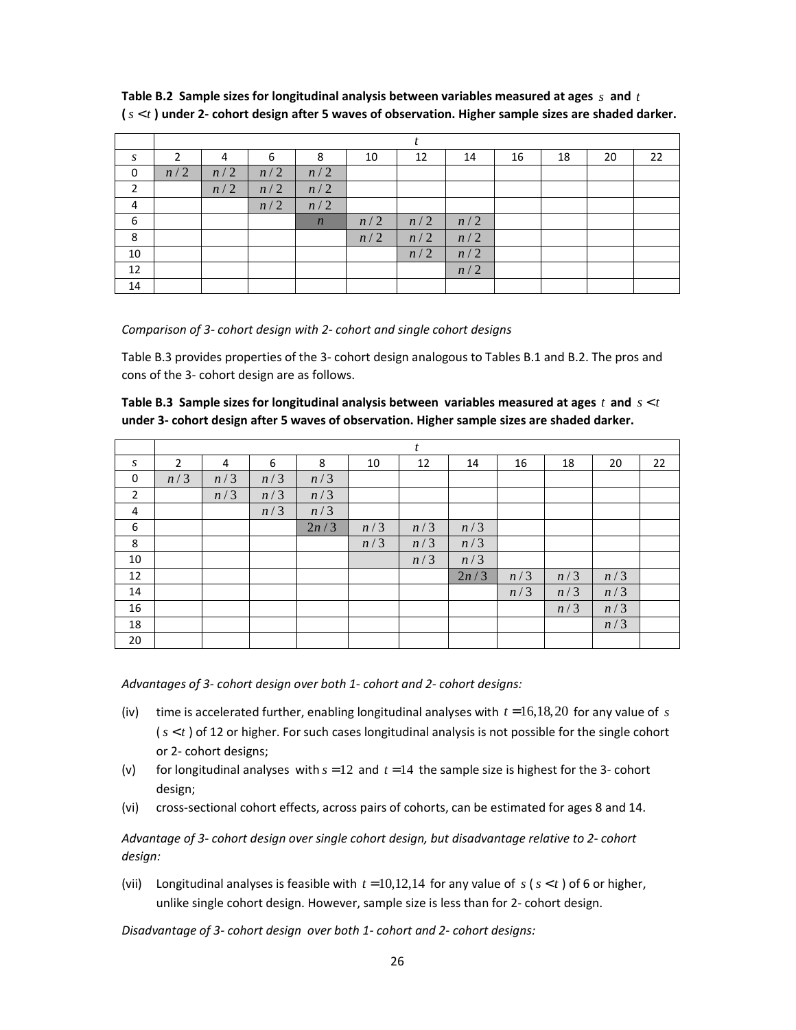**Table B.2 Sample sizes for longitudinal analysis between variables measured at ages $s$ and $t$ ($s < t$) under 2- cohort design after 5 waves of observation. Higher sample sizes are shaded darker.**

| | $t$ | | | | | | | | | | |
|---|---|---|---|---|---|---|---|---|---|---|---|
| $s$ | 2 | 4 | 6 | 8 | 10 | 12 | 14 | 16 | 18 | 20 | 22 |
| 0 | $n/2$ | $n/2$ | $n/2$ | $n/2$ | | | | | | | |
| 2 | | $n/2$ | $n/2$ | $n/2$ | | | | | | | |
| 4 | | | $n/2$ | $n/2$ | | | | | | | |
| 6 | | | | $n$ | $n/2$ | $n/2$ | $n/2$ | | | | |
| 8 | | | | | $n/2$ | $n/2$ | $n/2$ | | | | |
| 10 | | | | | | $n/2$ | $n/2$ | | | | |
| 12 | | | | | | | $n/2$ | | | | |
| 14 | | | | | | | | | | | |

*Comparison of 3- cohort design with 2- cohort and single cohort designs*

Table B.3 provides properties of the 3- cohort design analogous to Tables B.1 and B.2. The pros and cons of the 3- cohort design are as follows.

**Table B.3 Sample sizes for longitudinal analysis between variables measured at ages $t$ and $s < t$ under 3- cohort design after 5 waves of observation. Higher sample sizes are shaded darker.**

| | $t$ | | | | | | | | | | |
|---|---|---|---|---|---|---|---|---|---|---|---|
| $s$ | 2 | 4 | 6 | 8 | 10 | 12 | 14 | 16 | 18 | 20 | 22 |
| 0 | $n/3$ | $n/3$ | $n/3$ | $n/3$ | | | | | | | |
| 2 | | $n/3$ | $n/3$ | $n/3$ | | | | | | | |
| 4 | | | $n/3$ | $n/3$ | | | | | | | |
| 6 | | | | $2n/3$ | $n/3$ | $n/3$ | $n/3$ | | | | |
| 8 | | | | | $n/3$ | $n/3$ | $n/3$ | | | | |
| 10 | | | | | | $n/3$ | $n/3$ | | | | |
| 12 | | | | | | | $2n/3$ | $n/3$ | $n/3$ | $n/3$ | |
| 14 | | | | | | | | $n/3$ | $n/3$ | $n/3$ | |
| 16 | | | | | | | | | $n/3$ | $n/3$ | |
| 18 | | | | | | | | | | $n/3$ | |
| 20 | | | | | | | | | | | |

*Advantages of 3- cohort design over both 1- cohort and 2- cohort designs:*

(iv) time is accelerated further, enabling longitudinal analyses with $t = 16,18,20$ for any value of $s$ ($s < t$) of 12 or higher. For such cases longitudinal analysis is not possible for the single cohort or 2- cohort designs;

(v) for longitudinal analyses with $s = 12$ and $t = 14$ the sample size is highest for the 3- cohort design;

(vi) cross-sectional cohort effects, across pairs of cohorts, can be estimated for ages 8 and 14.

*Advantage of 3- cohort design over single cohort design, but disadvantage relative to 2- cohort design:*

(vii) Longitudinal analyses is feasible with $t = 10,12,14$ for any value of $s$ ($s < t$) of 6 or higher, unlike single cohort design. However, sample size is less than for 2- cohort design.

*Disadvantage of 3- cohort design over both 1- cohort and 2- cohort designs:*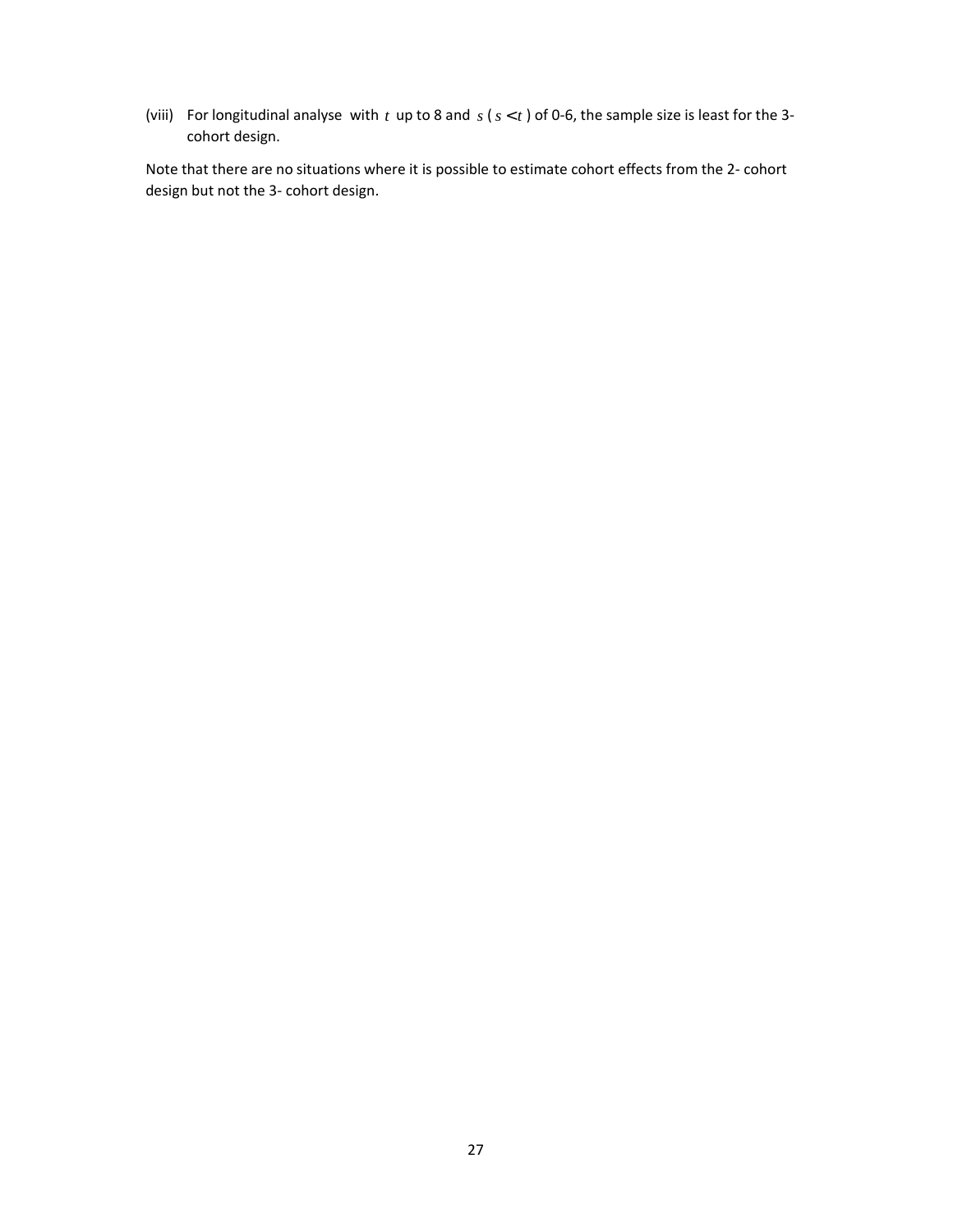(viii) For longitudinal analyse with $t$ up to 8 and $s$ ( $s < t$ ) of 0-6, the sample size is least for the 3-cohort design.

Note that there are no situations where it is possible to estimate cohort effects from the 2- cohort design but not the 3- cohort design.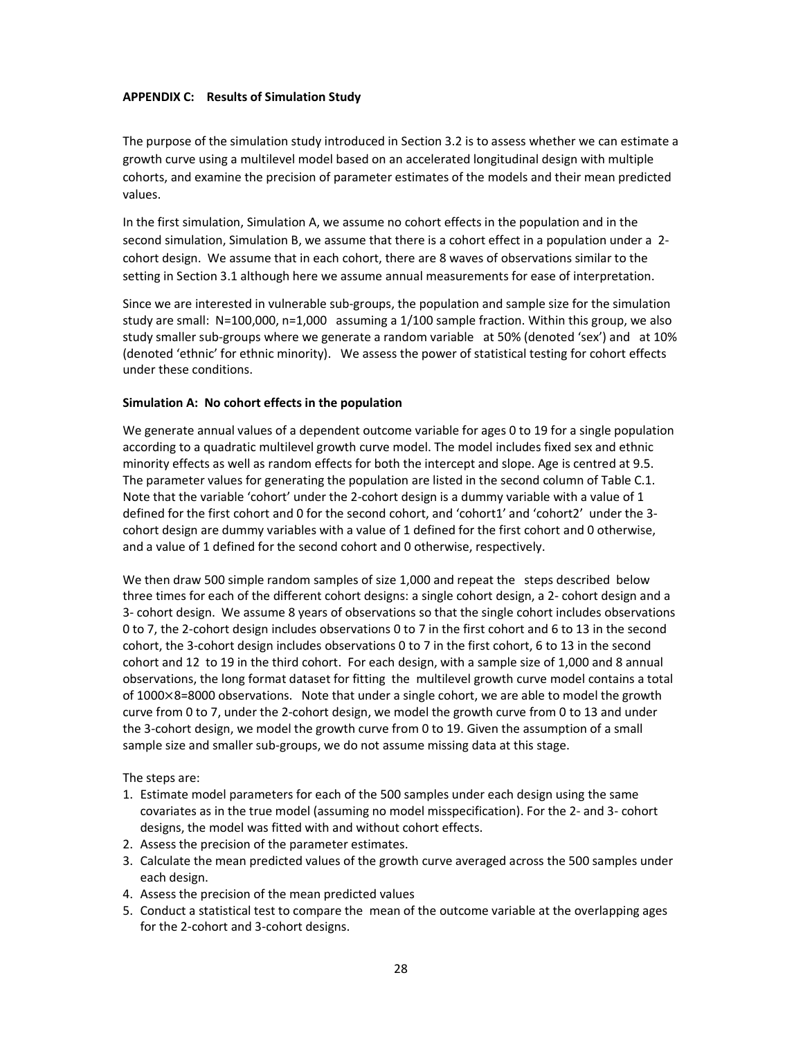**APPENDIX C: Results of Simulation Study**

The purpose of the simulation study introduced in Section 3.2 is to assess whether we can estimate a growth curve using a multilevel model based on an accelerated longitudinal design with multiple cohorts, and examine the precision of parameter estimates of the models and their mean predicted values.

In the first simulation, Simulation A, we assume no cohort effects in the population and in the second simulation, Simulation B, we assume that there is a cohort effect in a population under a 2-cohort design. We assume that in each cohort, there are 8 waves of observations similar to the setting in Section 3.1 although here we assume annual measurements for ease of interpretation.

Since we are interested in vulnerable sub-groups, the population and sample size for the simulation study are small: N=100,000, n=1,000 assuming a 1/100 sample fraction. Within this group, we also study smaller sub-groups where we generate a random variable at 50% (denoted 'sex') and at 10% (denoted 'ethnic' for ethnic minority). We assess the power of statistical testing for cohort effects under these conditions.

**Simulation A: No cohort effects in the population**

We generate annual values of a dependent outcome variable for ages 0 to 19 for a single population according to a quadratic multilevel growth curve model. The model includes fixed sex and ethnic minority effects as well as random effects for both the intercept and slope. Age is centred at 9.5. The parameter values for generating the population are listed in the second column of Table C.1. Note that the variable 'cohort' under the 2-cohort design is a dummy variable with a value of 1 defined for the first cohort and 0 for the second cohort, and 'cohort1' and 'cohort2' under the 3-cohort design are dummy variables with a value of 1 defined for the first cohort and 0 otherwise, and a value of 1 defined for the second cohort and 0 otherwise, respectively.

We then draw 500 simple random samples of size 1,000 and repeat the steps described below three times for each of the different cohort designs: a single cohort design, a 2- cohort design and a 3- cohort design. We assume 8 years of observations so that the single cohort includes observations 0 to 7, the 2-cohort design includes observations 0 to 7 in the first cohort and 6 to 13 in the second cohort, the 3-cohort design includes observations 0 to 7 in the first cohort, 6 to 13 in the second cohort and 12 to 19 in the third cohort. For each design, with a sample size of 1,000 and 8 annual observations, the long format dataset for fitting the multilevel growth curve model contains a total of $1000\times8=8000$ observations. Note that under a single cohort, we are able to model the growth curve from 0 to 7, under the 2-cohort design, we model the growth curve from 0 to 13 and under the 3-cohort design, we model the growth curve from 0 to 19. Given the assumption of a small sample size and smaller sub-groups, we do not assume missing data at this stage.

The steps are:

1. Estimate model parameters for each of the 500 samples under each design using the same covariates as in the true model (assuming no model misspecification). For the 2- and 3- cohort designs, the model was fitted with and without cohort effects.
2. Assess the precision of the parameter estimates.
3. Calculate the mean predicted values of the growth curve averaged across the 500 samples under each design.
4. Assess the precision of the mean predicted values
5. Conduct a statistical test to compare the mean of the outcome variable at the overlapping ages for the 2-cohort and 3-cohort designs.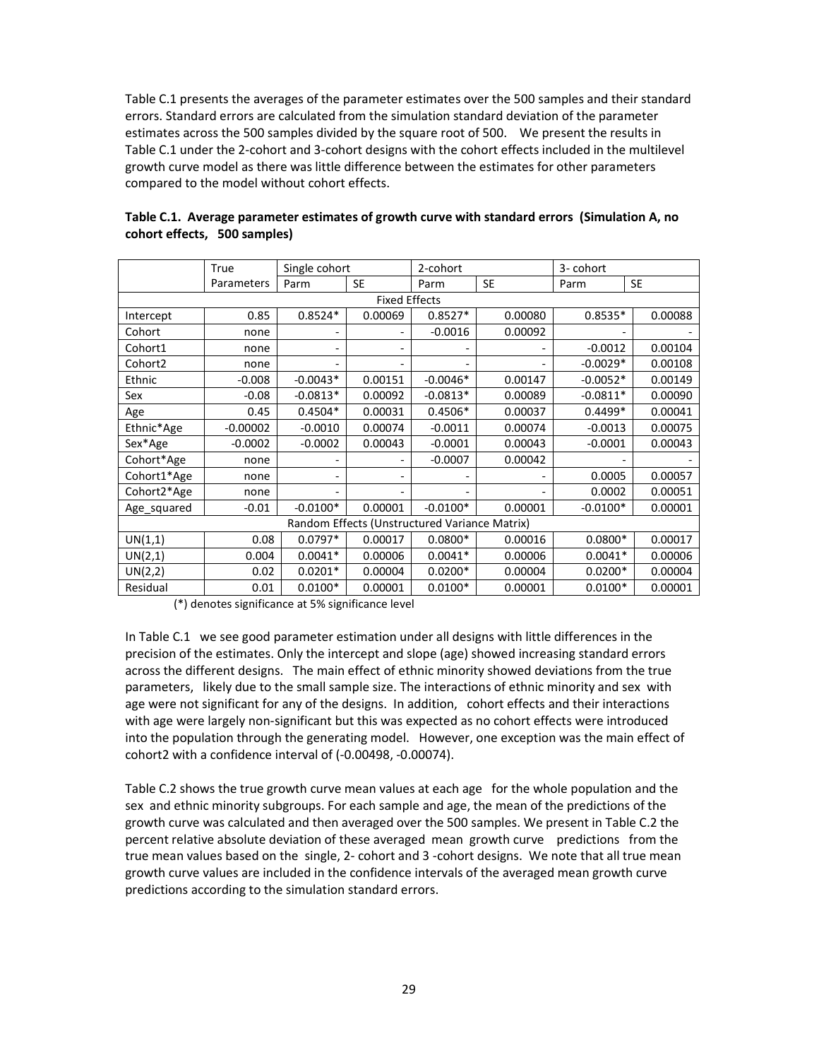Table C.1 presents the averages of the parameter estimates over the 500 samples and their standard errors. Standard errors are calculated from the simulation standard deviation of the parameter estimates across the 500 samples divided by the square root of 500. We present the results in Table C.1 under the 2-cohort and 3-cohort designs with the cohort effects included in the multilevel growth curve model as there was little difference between the estimates for other parameters compared to the model without cohort effects.

**Table C.1. Average parameter estimates of growth curve with standard errors (Simulation A, no cohort effects, 500 samples)**

| | True Parameters | Single cohort | | 2-cohort | | 3- cohort | |
|---|---|---|---|---|---|---|---|
| | | Parm | SE | Parm | SE | Parm | SE |
| **Fixed Effects** | | | | | | | |
| Intercept | 0.85 | 0.8524* | 0.00069 | 0.8527* | 0.00080 | 0.8535* | 0.00088 |
| Cohort | none | - | - | -0.0016 | 0.00092 | - | - |
| Cohort1 | none | - | - | - | - | -0.0012 | 0.00104 |
| Cohort2 | none | - | - | - | - | -0.0029* | 0.00108 |
| Ethnic | -0.008 | -0.0043* | 0.00151 | -0.0046* | 0.00147 | -0.0052* | 0.00149 |
| Sex | -0.08 | -0.0813* | 0.00092 | -0.0813* | 0.00089 | -0.0811* | 0.00090 |
| Age | 0.45 | 0.4504* | 0.00031 | 0.4506* | 0.00037 | 0.4499* | 0.00041 |
| Ethnic*Age | -0.00002 | -0.0010 | 0.00074 | -0.0011 | 0.00074 | -0.0013 | 0.00075 |
| Sex*Age | -0.0002 | -0.0002 | 0.00043 | -0.0001 | 0.00043 | -0.0001 | 0.00043 |
| Cohort*Age | none | - | - | -0.0007 | 0.00042 | - | - |
| Cohort1*Age | none | - | - | - | - | 0.0005 | 0.00057 |
| Cohort2*Age | none | - | - | - | - | 0.0002 | 0.00051 |
| Age_squared | -0.01 | -0.0100* | 0.00001 | -0.0100* | 0.00001 | -0.0100* | 0.00001 |
| **Random Effects (Unstructured Variance Matrix)** | | | | | | | |
| UN(1,1) | 0.08 | 0.0797* | 0.00017 | 0.0800* | 0.00016 | 0.0800* | 0.00017 |
| UN(2,1) | 0.004 | 0.0041* | 0.00006 | 0.0041* | 0.00006 | 0.0041* | 0.00006 |
| UN(2,2) | 0.02 | 0.0201* | 0.00004 | 0.0200* | 0.00004 | 0.0200* | 0.00004 |
| Residual | 0.01 | 0.0100* | 0.00001 | 0.0100* | 0.00001 | 0.0100* | 0.00001 |

(*) denotes significance at 5% significance level

In Table C.1 we see good parameter estimation under all designs with little differences in the precision of the estimates. Only the intercept and slope (age) showed increasing standard errors across the different designs. The main effect of ethnic minority showed deviations from the true parameters, likely due to the small sample size. The interactions of ethnic minority and sex with age were not significant for any of the designs. In addition, cohort effects and their interactions with age were largely non-significant but this was expected as no cohort effects were introduced into the population through the generating model. However, one exception was the main effect of cohort2 with a confidence interval of (-0.00498, -0.00074).

Table C.2 shows the true growth curve mean values at each age for the whole population and the sex and ethnic minority subgroups. For each sample and age, the mean of the predictions of the growth curve was calculated and then averaged over the 500 samples. We present in Table C.2 the percent relative absolute deviation of these averaged mean growth curve predictions from the true mean values based on the single, 2- cohort and 3 -cohort designs. We note that all true mean growth curve values are included in the confidence intervals of the averaged mean growth curve predictions according to the simulation standard errors.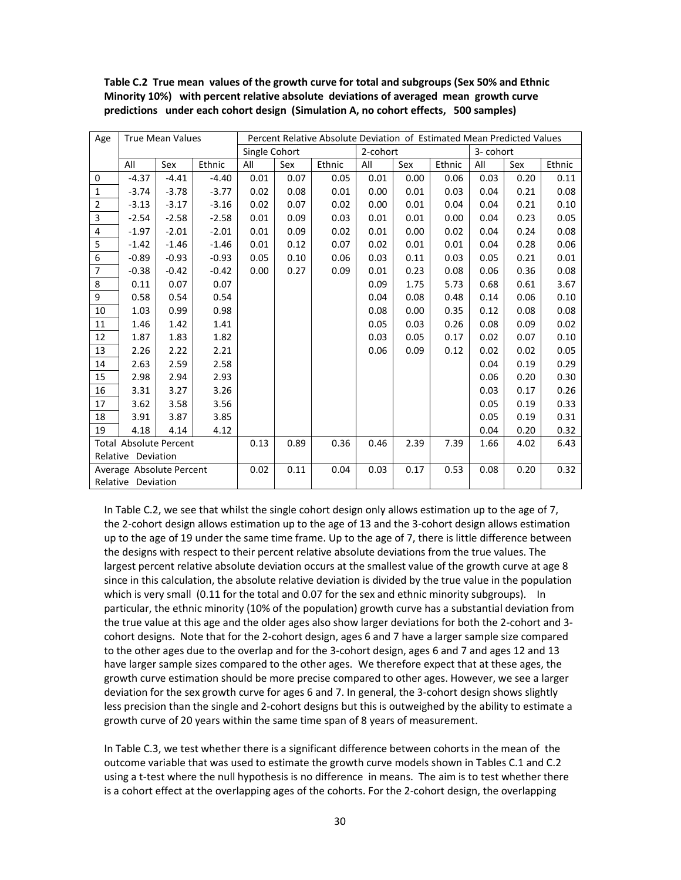**Table C.2 True mean values of the growth curve for total and subgroups (Sex 50% and Ethnic Minority 10%) with percent relative absolute deviations of averaged mean growth curve predictions under each cohort design (Simulation A, no cohort effects, 500 samples)**

| Age | True Mean Values | | | Percent Relative Absolute Deviation of Estimated Mean Predicted Values | | | | | | | | |
|---|---|---|---|---|---|---|---|---|---|---|---|---|
| | | | | Single Cohort | | | 2-cohort | | | 3- cohort | | |
| | All | Sex | Ethnic | All | Sex | Ethnic | All | Sex | Ethnic | All | Sex | Ethnic |
| 0 | -4.37 | -4.41 | -4.40 | 0.01 | 0.07 | 0.05 | 0.01 | 0.00 | 0.06 | 0.03 | 0.20 | 0.11 |
| 1 | -3.74 | -3.78 | -3.77 | 0.02 | 0.08 | 0.01 | 0.00 | 0.01 | 0.03 | 0.04 | 0.21 | 0.08 |
| 2 | -3.13 | -3.17 | -3.16 | 0.02 | 0.07 | 0.02 | 0.00 | 0.01 | 0.04 | 0.04 | 0.21 | 0.10 |
| 3 | -2.54 | -2.58 | -2.58 | 0.01 | 0.09 | 0.03 | 0.01 | 0.01 | 0.00 | 0.04 | 0.23 | 0.05 |
| 4 | -1.97 | -2.01 | -2.01 | 0.01 | 0.09 | 0.02 | 0.01 | 0.00 | 0.02 | 0.04 | 0.24 | 0.08 |
| 5 | -1.42 | -1.46 | -1.46 | 0.01 | 0.12 | 0.07 | 0.02 | 0.01 | 0.01 | 0.04 | 0.28 | 0.06 |
| 6 | -0.89 | -0.93 | -0.93 | 0.05 | 0.10 | 0.06 | 0.03 | 0.11 | 0.03 | 0.05 | 0.21 | 0.01 |
| 7 | -0.38 | -0.42 | -0.42 | 0.00 | 0.27 | 0.09 | 0.01 | 0.23 | 0.08 | 0.06 | 0.36 | 0.08 |
| 8 | 0.11 | 0.07 | 0.07 | | | | 0.09 | 1.75 | 5.73 | 0.68 | 0.61 | 3.67 |
| 9 | 0.58 | 0.54 | 0.54 | | | | 0.04 | 0.08 | 0.48 | 0.14 | 0.06 | 0.10 |
| 10 | 1.03 | 0.99 | 0.98 | | | | 0.08 | 0.00 | 0.35 | 0.12 | 0.08 | 0.08 |
| 11 | 1.46 | 1.42 | 1.41 | | | | 0.05 | 0.03 | 0.26 | 0.08 | 0.09 | 0.02 |
| 12 | 1.87 | 1.83 | 1.82 | | | | 0.03 | 0.05 | 0.17 | 0.02 | 0.07 | 0.10 |
| 13 | 2.26 | 2.22 | 2.21 | | | | 0.06 | 0.09 | 0.12 | 0.02 | 0.02 | 0.05 |
| 14 | 2.63 | 2.59 | 2.58 | | | | | | | 0.04 | 0.19 | 0.29 |
| 15 | 2.98 | 2.94 | 2.93 | | | | | | | 0.06 | 0.20 | 0.30 |
| 16 | 3.31 | 3.27 | 3.26 | | | | | | | 0.03 | 0.17 | 0.26 |
| 17 | 3.62 | 3.58 | 3.56 | | | | | | | 0.05 | 0.19 | 0.33 |
| 18 | 3.91 | 3.87 | 3.85 | | | | | | | 0.05 | 0.19 | 0.31 |
| 19 | 4.18 | 4.14 | 4.12 | | | | | | | 0.04 | 0.20 | 0.32 |
| Total Absolute Percent Relative Deviation | | | | 0.13 | 0.89 | 0.36 | 0.46 | 2.39 | 7.39 | 1.66 | 4.02 | 6.43 |
| Average Absolute Percent Relative Deviation | | | | 0.02 | 0.11 | 0.04 | 0.03 | 0.17 | 0.53 | 0.08 | 0.20 | 0.32 |

In Table C.2, we see that whilst the single cohort design only allows estimation up to the age of 7, the 2-cohort design allows estimation up to the age of 13 and the 3-cohort design allows estimation up to the age of 19 under the same time frame. Up to the age of 7, there is little difference between the designs with respect to their percent relative absolute deviations from the true values. The largest percent relative absolute deviation occurs at the smallest value of the growth curve at age 8 since in this calculation, the absolute relative deviation is divided by the true value in the population which is very small (0.11 for the total and 0.07 for the sex and ethnic minority subgroups). In particular, the ethnic minority (10% of the population) growth curve has a substantial deviation from the true value at this age and the older ages also show larger deviations for both the 2-cohort and 3-cohort designs. Note that for the 2-cohort design, ages 6 and 7 have a larger sample size compared to the other ages due to the overlap and for the 3-cohort design, ages 6 and 7 and ages 12 and 13 have larger sample sizes compared to the other ages. We therefore expect that at these ages, the growth curve estimation should be more precise compared to other ages. However, we see a larger deviation for the sex growth curve for ages 6 and 7. In general, the 3-cohort design shows slightly less precision than the single and 2-cohort designs but this is outweighed by the ability to estimate a growth curve of 20 years within the same time span of 8 years of measurement.

In Table C.3, we test whether there is a significant difference between cohorts in the mean of the outcome variable that was used to estimate the growth curve models shown in Tables C.1 and C.2 using a t-test where the null hypothesis is no difference in means. The aim is to test whether there is a cohort effect at the overlapping ages of the cohorts. For the 2-cohort design, the overlapping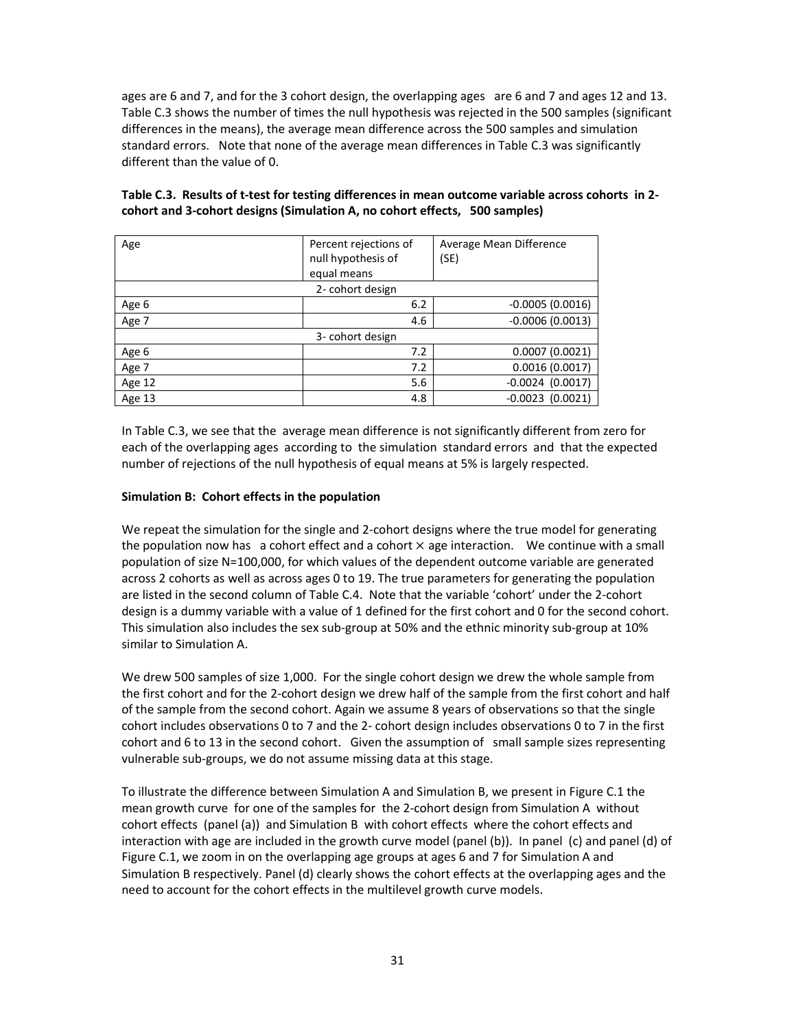ages are 6 and 7, and for the 3 cohort design, the overlapping ages are 6 and 7 and ages 12 and 13. Table C.3 shows the number of times the null hypothesis was rejected in the 500 samples (significant differences in the means), the average mean difference across the 500 samples and simulation standard errors. Note that none of the average mean differences in Table C.3 was significantly different than the value of 0.

**Table C.3. Results of t-test for testing differences in mean outcome variable across cohorts in 2-cohort and 3-cohort designs (Simulation A, no cohort effects, 500 samples)**

| Age | Percent rejections of null hypothesis of equal means | Average Mean Difference (SE) |
|---|---|---|
| | 2- cohort design | |
| Age 6 | 6.2 | -0.0005 (0.0016) |
| Age 7 | 4.6 | -0.0006 (0.0013) |
| | 3- cohort design | |
| Age 6 | 7.2 | 0.0007 (0.0021) |
| Age 7 | 7.2 | 0.0016 (0.0017) |
| Age 12 | 5.6 | -0.0024 (0.0017) |
| Age 13 | 4.8 | -0.0023 (0.0021) |

In Table C.3, we see that the average mean difference is not significantly different from zero for each of the overlapping ages according to the simulation standard errors and that the expected number of rejections of the null hypothesis of equal means at 5% is largely respected.

**Simulation B: Cohort effects in the population**

We repeat the simulation for the single and 2-cohort designs where the true model for generating the population now has a cohort effect and a cohort × age interaction. We continue with a small population of size N=100,000, for which values of the dependent outcome variable are generated across 2 cohorts as well as across ages 0 to 19. The true parameters for generating the population are listed in the second column of Table C.4. Note that the variable 'cohort' under the 2-cohort design is a dummy variable with a value of 1 defined for the first cohort and 0 for the second cohort. This simulation also includes the sex sub-group at 50% and the ethnic minority sub-group at 10% similar to Simulation A.

We drew 500 samples of size 1,000. For the single cohort design we drew the whole sample from the first cohort and for the 2-cohort design we drew half of the sample from the first cohort and half of the sample from the second cohort. Again we assume 8 years of observations so that the single cohort includes observations 0 to 7 and the 2- cohort design includes observations 0 to 7 in the first cohort and 6 to 13 in the second cohort. Given the assumption of small sample sizes representing vulnerable sub-groups, we do not assume missing data at this stage.

To illustrate the difference between Simulation A and Simulation B, we present in Figure C.1 the mean growth curve for one of the samples for the 2-cohort design from Simulation A without cohort effects (panel (a)) and Simulation B with cohort effects where the cohort effects and interaction with age are included in the growth curve model (panel (b)). In panel (c) and panel (d) of Figure C.1, we zoom in on the overlapping age groups at ages 6 and 7 for Simulation A and Simulation B respectively. Panel (d) clearly shows the cohort effects at the overlapping ages and the need to account for the cohort effects in the multilevel growth curve models.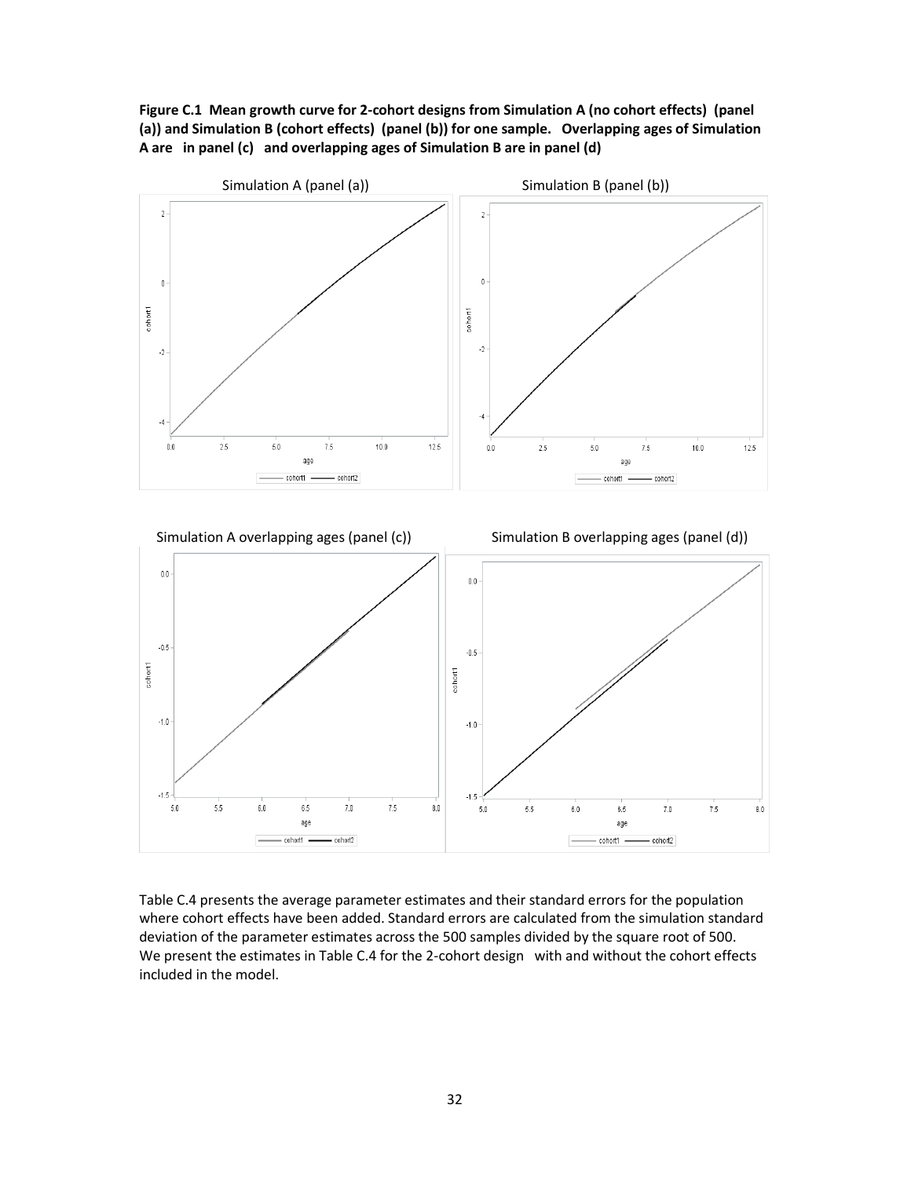**Figure C.1 Mean growth curve for 2-cohort designs from Simulation A (no cohort effects) (panel (a)) and Simulation B (cohort effects) (panel (b)) for one sample. Overlapping ages of Simulation A are in panel (c) and overlapping ages of Simulation B are in panel (d)**

Table C.4 presents the average parameter estimates and their standard errors for the population where cohort effects have been added. Standard errors are calculated from the simulation standard deviation of the parameter estimates across the 500 samples divided by the square root of 500. We present the estimates in Table C.4 for the 2-cohort design with and without the cohort effects included in the model.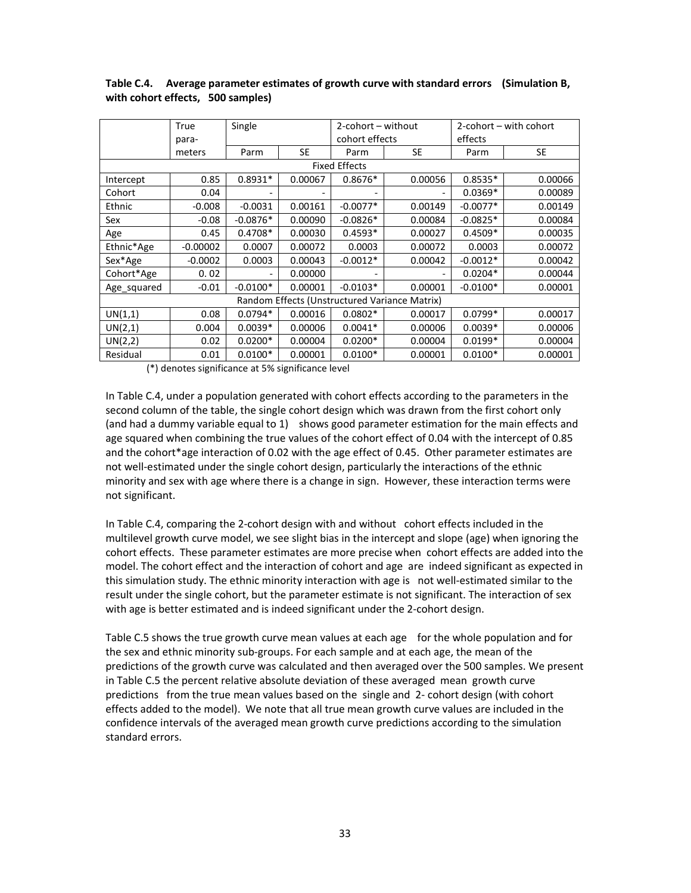**Table C.4. Average parameter estimates of growth curve with standard errors (Simulation B, with cohort effects, 500 samples)**

| | True parameters | Single | | 2-cohort – without cohort effects | | 2-cohort – with cohort effects | |
|---|---|---|---|---|---|---|---|
| | | Parm | SE | Parm | SE | Parm | SE |
| **Fixed Effects** | | | | | | | |
| Intercept | 0.85 | 0.8931* | 0.00067 | 0.8676* | 0.00056 | 0.8535* | 0.00066 |
| Cohort | 0.04 | - | - | - | - | 0.0369* | 0.00089 |
| Ethnic | -0.008 | -0.0031 | 0.00161 | -0.0077* | 0.00149 | -0.0077* | 0.00149 |
| Sex | -0.08 | -0.0876* | 0.00090 | -0.0826* | 0.00084 | -0.0825* | 0.00084 |
| Age | 0.45 | 0.4708* | 0.00030 | 0.4593* | 0.00027 | 0.4509* | 0.00035 |
| Ethnic*Age | -0.00002 | 0.0007 | 0.00072 | 0.0003 | 0.00072 | 0.0003 | 0.00072 |
| Sex*Age | -0.0002 | 0.0003 | 0.00043 | -0.0012* | 0.00042 | -0.0012* | 0.00042 |
| Cohort*Age | 0. 02 | - | 0.00000 | - | - | 0.0204* | 0.00044 |
| Age_squared | -0.01 | -0.0100* | 0.00001 | -0.0103* | 0.00001 | -0.0100* | 0.00001 |
| **Random Effects (Unstructured Variance Matrix)** | | | | | | | |
| UN(1,1) | 0.08 | 0.0794* | 0.00016 | 0.0802* | 0.00017 | 0.0799* | 0.00017 |
| UN(2,1) | 0.004 | 0.0039* | 0.00006 | 0.0041* | 0.00006 | 0.0039* | 0.00006 |
| UN(2,2) | 0.02 | 0.0200* | 0.00004 | 0.0200* | 0.00004 | 0.0199* | 0.00004 |
| Residual | 0.01 | 0.0100* | 0.00001 | 0.0100* | 0.00001 | 0.0100* | 0.00001 |

(*) denotes significance at 5% significance level

In Table C.4, under a population generated with cohort effects according to the parameters in the second column of the table, the single cohort design which was drawn from the first cohort only (and had a dummy variable equal to 1) shows good parameter estimation for the main effects and age squared when combining the true values of the cohort effect of 0.04 with the intercept of 0.85 and the cohort*age interaction of 0.02 with the age effect of 0.45. Other parameter estimates are not well-estimated under the single cohort design, particularly the interactions of the ethnic minority and sex with age where there is a change in sign. However, these interaction terms were not significant.

In Table C.4, comparing the 2-cohort design with and without cohort effects included in the multilevel growth curve model, we see slight bias in the intercept and slope (age) when ignoring the cohort effects. These parameter estimates are more precise when cohort effects are added into the model. The cohort effect and the interaction of cohort and age are indeed significant as expected in this simulation study. The ethnic minority interaction with age is not well-estimated similar to the result under the single cohort, but the parameter estimate is not significant. The interaction of sex with age is better estimated and is indeed significant under the 2-cohort design.

Table C.5 shows the true growth curve mean values at each age for the whole population and for the sex and ethnic minority sub-groups. For each sample and at each age, the mean of the predictions of the growth curve was calculated and then averaged over the 500 samples. We present in Table C.5 the percent relative absolute deviation of these averaged mean growth curve predictions from the true mean values based on the single and 2- cohort design (with cohort effects added to the model). We note that all true mean growth curve values are included in the confidence intervals of the averaged mean growth curve predictions according to the simulation standard errors.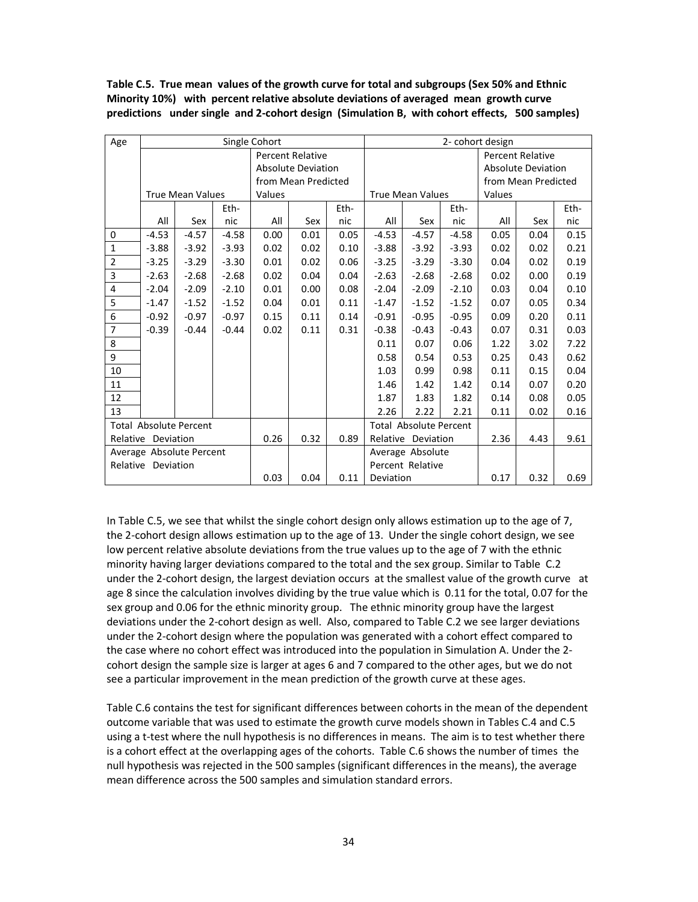**Table C.5. True mean values of the growth curve for total and subgroups (Sex 50% and Ethnic Minority 10%) with percent relative absolute deviations of averaged mean growth curve predictions under single and 2-cohort design (Simulation B, with cohort effects, 500 samples)**

| Age | Single Cohort | | | | | | 2- cohort design | | | | | |
|---|---|---|---|---|---|---|---|---|---|---|---|---|
| | True Mean Values | | | Percent Relative Absolute Deviation from Mean Predicted Values | | | True Mean Values | | | Percent Relative Absolute Deviation from Mean Predicted Values | | |
| | All | Sex | Eth-nic | All | Sex | Eth-nic | All | Sex | Eth-nic | All | Sex | Eth-nic |
| 0 | -4.53 | -4.57 | -4.58 | 0.00 | 0.01 | 0.05 | -4.53 | -4.57 | -4.58 | 0.05 | 0.04 | 0.15 |
| 1 | -3.88 | -3.92 | -3.93 | 0.02 | 0.02 | 0.10 | -3.88 | -3.92 | -3.93 | 0.02 | 0.02 | 0.21 |
| 2 | -3.25 | -3.29 | -3.30 | 0.01 | 0.02 | 0.06 | -3.25 | -3.29 | -3.30 | 0.04 | 0.02 | 0.19 |
| 3 | -2.63 | -2.68 | -2.68 | 0.02 | 0.04 | 0.04 | -2.63 | -2.68 | -2.68 | 0.02 | 0.00 | 0.19 |
| 4 | -2.04 | -2.09 | -2.10 | 0.01 | 0.00 | 0.08 | -2.04 | -2.09 | -2.10 | 0.03 | 0.04 | 0.10 |
| 5 | -1.47 | -1.52 | -1.52 | 0.04 | 0.01 | 0.11 | -1.47 | -1.52 | -1.52 | 0.07 | 0.05 | 0.34 |
| 6 | -0.92 | -0.97 | -0.97 | 0.15 | 0.11 | 0.14 | -0.91 | -0.95 | -0.95 | 0.09 | 0.20 | 0.11 |
| 7 | -0.39 | -0.44 | -0.44 | 0.02 | 0.11 | 0.31 | -0.38 | -0.43 | -0.43 | 0.07 | 0.31 | 0.03 |
| 8 | | | | | | | 0.11 | 0.07 | 0.06 | 1.22 | 3.02 | 7.22 |
| 9 | | | | | | | 0.58 | 0.54 | 0.53 | 0.25 | 0.43 | 0.62 |
| 10 | | | | | | | 1.03 | 0.99 | 0.98 | 0.11 | 0.15 | 0.04 |
| 11 | | | | | | | 1.46 | 1.42 | 1.42 | 0.14 | 0.07 | 0.20 |
| 12 | | | | | | | 1.87 | 1.83 | 1.82 | 0.14 | 0.08 | 0.05 |
| 13 | | | | | | | 2.26 | 2.22 | 2.21 | 0.11 | 0.02 | 0.16 |
| Total Absolute Percent Relative Deviation | | | | 0.26 | 0.32 | 0.89 | Total Absolute Percent Relative Deviation | | | 2.36 | 4.43 | 9.61 |
| Average Absolute Percent Relative Deviation | | | | 0.03 | 0.04 | 0.11 | Average Absolute Percent Relative Deviation | | | 0.17 | 0.32 | 0.69 |

In Table C.5, we see that whilst the single cohort design only allows estimation up to the age of 7, the 2-cohort design allows estimation up to the age of 13. Under the single cohort design, we see low percent relative absolute deviations from the true values up to the age of 7 with the ethnic minority having larger deviations compared to the total and the sex group. Similar to Table C.2 under the 2-cohort design, the largest deviation occurs at the smallest value of the growth curve at age 8 since the calculation involves dividing by the true value which is 0.11 for the total, 0.07 for the sex group and 0.06 for the ethnic minority group. The ethnic minority group have the largest deviations under the 2-cohort design as well. Also, compared to Table C.2 we see larger deviations under the 2-cohort design where the population was generated with a cohort effect compared to the case where no cohort effect was introduced into the population in Simulation A. Under the 2-cohort design the sample size is larger at ages 6 and 7 compared to the other ages, but we do not see a particular improvement in the mean prediction of the growth curve at these ages.

Table C.6 contains the test for significant differences between cohorts in the mean of the dependent outcome variable that was used to estimate the growth curve models shown in Tables C.4 and C.5 using a t-test where the null hypothesis is no differences in means. The aim is to test whether there is a cohort effect at the overlapping ages of the cohorts. Table C.6 shows the number of times the null hypothesis was rejected in the 500 samples (significant differences in the means), the average mean difference across the 500 samples and simulation standard errors.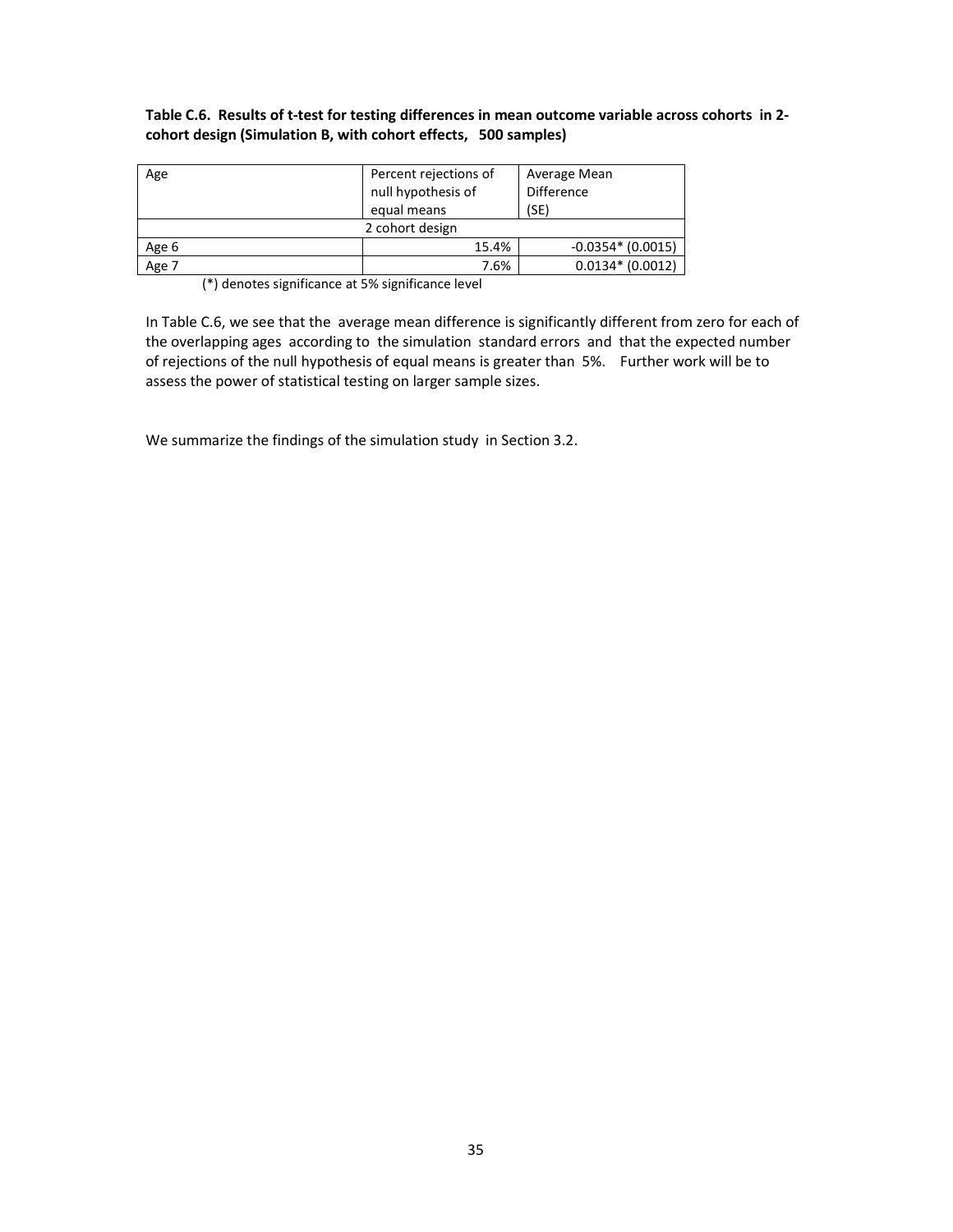**Table C.6. Results of t-test for testing differences in mean outcome variable across cohorts in 2-cohort design (Simulation B, with cohort effects, 500 samples)**

| Age | Percent rejections of null hypothesis of equal means | Average Mean Difference (SE) |
|---|---|---|
| 2 cohort design | | |
| Age 6 | 15.4% | -0.0354* (0.0015) |
| Age 7 | 7.6% | 0.0134* (0.0012) |

(*) denotes significance at 5% significance level

In Table C.6, we see that the average mean difference is significantly different from zero for each of the overlapping ages according to the simulation standard errors and that the expected number of rejections of the null hypothesis of equal means is greater than 5%. Further work will be to assess the power of statistical testing on larger sample sizes.

We summarize the findings of the simulation study in Section 3.2.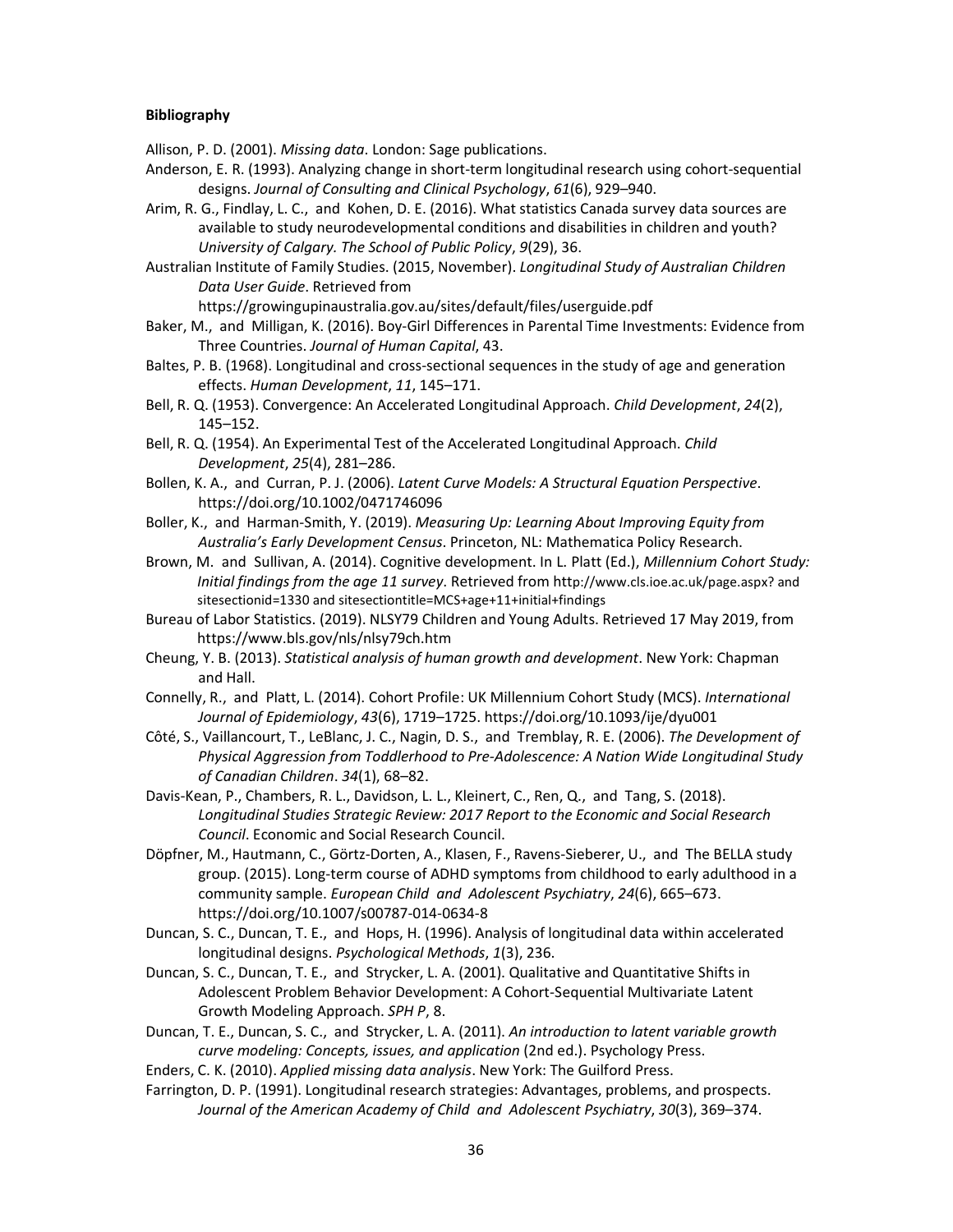**Bibliography**

Allison, P. D. (2001). *Missing data*. London: Sage publications.

Anderson, E. R. (1993). Analyzing change in short-term longitudinal research using cohort-sequential designs. *Journal of Consulting and Clinical Psychology*, *61*(6), 929–940.

Arim, R. G., Findlay, L. C., and Kohen, D. E. (2016). What statistics Canada survey data sources are available to study neurodevelopmental conditions and disabilities in children and youth? *University of Calgary. The School of Public Policy*, *9*(29), 36.

Australian Institute of Family Studies. (2015, November). *Longitudinal Study of Australian Children Data User Guide*. Retrieved from https://growingupinaustralia.gov.au/sites/default/files/userguide.pdf

Baker, M., and Milligan, K. (2016). Boy-Girl Differences in Parental Time Investments: Evidence from Three Countries. *Journal of Human Capital*, 43.

Baltes, P. B. (1968). Longitudinal and cross-sectional sequences in the study of age and generation effects. *Human Development*, *11*, 145–171.

Bell, R. Q. (1953). Convergence: An Accelerated Longitudinal Approach. *Child Development*, *24*(2), 145–152.

Bell, R. Q. (1954). An Experimental Test of the Accelerated Longitudinal Approach. *Child Development*, *25*(4), 281–286.

Bollen, K. A., and Curran, P. J. (2006). *Latent Curve Models: A Structural Equation Perspective*. https://doi.org/10.1002/0471746096

Boller, K., and Harman-Smith, Y. (2019). *Measuring Up: Learning About Improving Equity from Australia's Early Development Census*. Princeton, NL: Mathematica Policy Research.

Brown, M. and Sullivan, A. (2014). Cognitive development. In L. Platt (Ed.), *Millennium Cohort Study: Initial findings from the age 11 survey*. Retrieved from http://www.cls.ioe.ac.uk/page.aspx? and sitesectionid=1330 and sitesectiontitle=MCS+age+11+initial+findings

Bureau of Labor Statistics. (2019). NLSY79 Children and Young Adults. Retrieved 17 May 2019, from https://www.bls.gov/nls/nlsy79ch.htm

Cheung, Y. B. (2013). *Statistical analysis of human growth and development*. New York: Chapman and Hall.

Connelly, R., and Platt, L. (2014). Cohort Profile: UK Millennium Cohort Study (MCS). *International Journal of Epidemiology*, *43*(6), 1719–1725. https://doi.org/10.1093/ije/dyu001

Côté, S., Vaillancourt, T., LeBlanc, J. C., Nagin, D. S., and Tremblay, R. E. (2006). *The Development of Physical Aggression from Toddlerhood to Pre-Adolescence: A Nation Wide Longitudinal Study of Canadian Children*. *34*(1), 68–82.

Davis-Kean, P., Chambers, R. L., Davidson, L. L., Kleinert, C., Ren, Q., and Tang, S. (2018). *Longitudinal Studies Strategic Review: 2017 Report to the Economic and Social Research Council*. Economic and Social Research Council.

Döpfner, M., Hautmann, C., Görtz-Dorten, A., Klasen, F., Ravens-Sieberer, U., and The BELLA study group. (2015). Long-term course of ADHD symptoms from childhood to early adulthood in a community sample. *European Child and Adolescent Psychiatry*, *24*(6), 665–673. https://doi.org/10.1007/s00787-014-0634-8

Duncan, S. C., Duncan, T. E., and Hops, H. (1996). Analysis of longitudinal data within accelerated longitudinal designs. *Psychological Methods*, *1*(3), 236.

Duncan, S. C., Duncan, T. E., and Strycker, L. A. (2001). Qualitative and Quantitative Shifts in Adolescent Problem Behavior Development: A Cohort-Sequential Multivariate Latent Growth Modeling Approach. *SPH P*, 8.

Duncan, T. E., Duncan, S. C., and Strycker, L. A. (2011). *An introduction to latent variable growth curve modeling: Concepts, issues, and application* (2nd ed.). Psychology Press.

Enders, C. K. (2010). *Applied missing data analysis*. New York: The Guilford Press.

Farrington, D. P. (1991). Longitudinal research strategies: Advantages, problems, and prospects. *Journal of the American Academy of Child and Adolescent Psychiatry*, *30*(3), 369–374.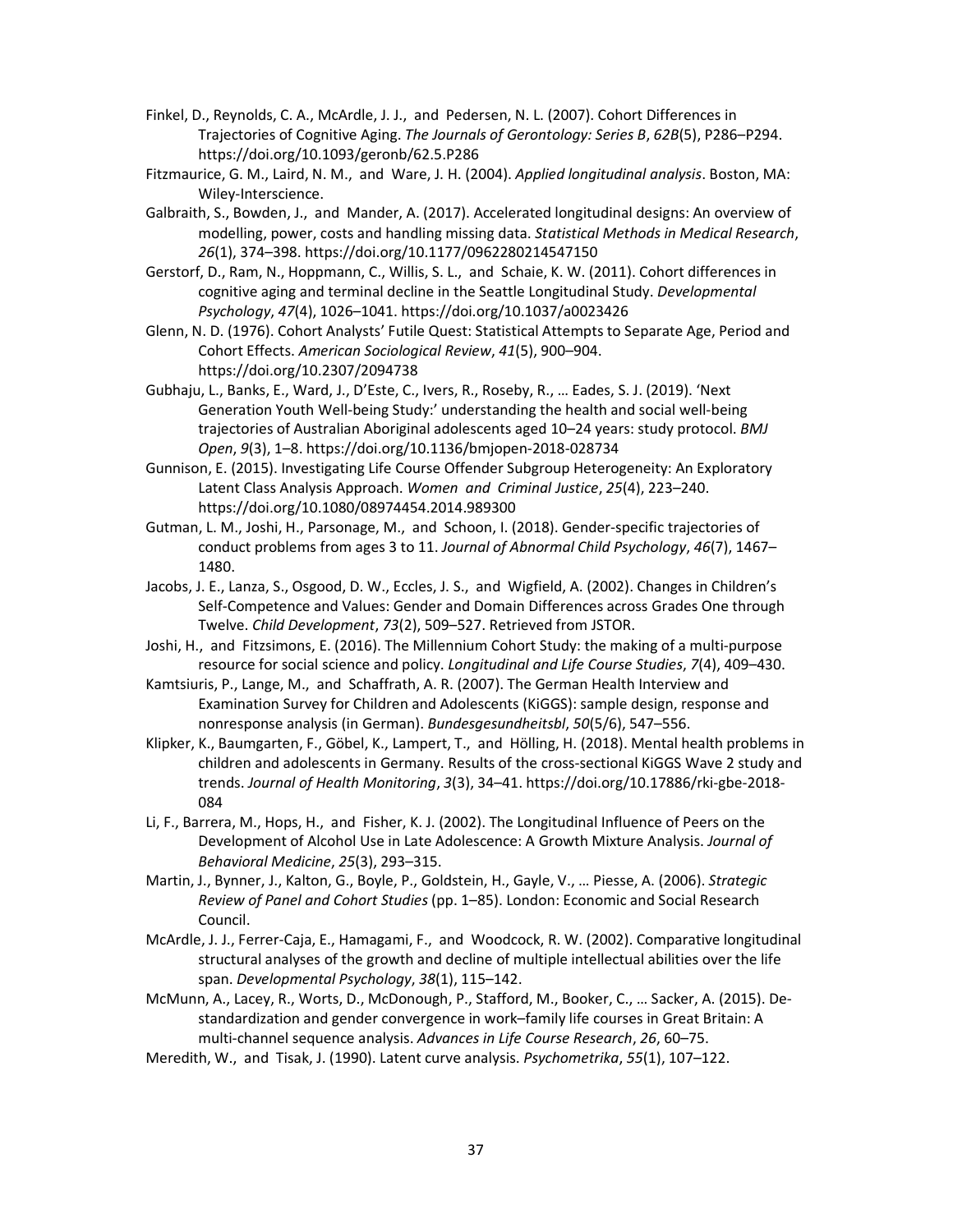Finkel, D., Reynolds, C. A., McArdle, J. J., and Pedersen, N. L. (2007). Cohort Differences in Trajectories of Cognitive Aging. *The Journals of Gerontology: Series B*, *62B*(5), P286–P294. https://doi.org/10.1093/geronb/62.5.P286

Fitzmaurice, G. M., Laird, N. M., and Ware, J. H. (2004). *Applied longitudinal analysis*. Boston, MA: Wiley-Interscience.

Galbraith, S., Bowden, J., and Mander, A. (2017). Accelerated longitudinal designs: An overview of modelling, power, costs and handling missing data. *Statistical Methods in Medical Research*, *26*(1), 374–398. https://doi.org/10.1177/0962280214547150

Gerstorf, D., Ram, N., Hoppmann, C., Willis, S. L., and Schaie, K. W. (2011). Cohort differences in cognitive aging and terminal decline in the Seattle Longitudinal Study. *Developmental Psychology*, *47*(4), 1026–1041. https://doi.org/10.1037/a0023426

Glenn, N. D. (1976). Cohort Analysts' Futile Quest: Statistical Attempts to Separate Age, Period and Cohort Effects. *American Sociological Review*, *41*(5), 900–904. https://doi.org/10.2307/2094738

Gubhaju, L., Banks, E., Ward, J., D'Este, C., Ivers, R., Roseby, R., … Eades, S. J. (2019). 'Next Generation Youth Well-being Study:' understanding the health and social well-being trajectories of Australian Aboriginal adolescents aged 10–24 years: study protocol. *BMJ Open*, *9*(3), 1–8. https://doi.org/10.1136/bmjopen-2018-028734

Gunnison, E. (2015). Investigating Life Course Offender Subgroup Heterogeneity: An Exploratory Latent Class Analysis Approach. *Women and Criminal Justice*, *25*(4), 223–240. https://doi.org/10.1080/08974454.2014.989300

Gutman, L. M., Joshi, H., Parsonage, M., and Schoon, I. (2018). Gender-specific trajectories of conduct problems from ages 3 to 11. *Journal of Abnormal Child Psychology*, *46*(7), 1467–1480.

Jacobs, J. E., Lanza, S., Osgood, D. W., Eccles, J. S., and Wigfield, A. (2002). Changes in Children's Self-Competence and Values: Gender and Domain Differences across Grades One through Twelve. *Child Development*, *73*(2), 509–527. Retrieved from JSTOR.

Joshi, H., and Fitzsimons, E. (2016). The Millennium Cohort Study: the making of a multi-purpose resource for social science and policy. *Longitudinal and Life Course Studies*, *7*(4), 409–430.

Kamtsiuris, P., Lange, M., and Schaffrath, A. R. (2007). The German Health Interview and Examination Survey for Children and Adolescents (KiGGS): sample design, response and nonresponse analysis (in German). *Bundesgesundheitsbl*, *50*(5/6), 547–556.

Klipker, K., Baumgarten, F., Göbel, K., Lampert, T., and Hölling, H. (2018). Mental health problems in children and adolescents in Germany. Results of the cross-sectional KiGGS Wave 2 study and trends. *Journal of Health Monitoring*, *3*(3), 34–41. https://doi.org/10.17886/rki-gbe-2018-084

Li, F., Barrera, M., Hops, H., and Fisher, K. J. (2002). The Longitudinal Influence of Peers on the Development of Alcohol Use in Late Adolescence: A Growth Mixture Analysis. *Journal of Behavioral Medicine*, *25*(3), 293–315.

Martin, J., Bynner, J., Kalton, G., Boyle, P., Goldstein, H., Gayle, V., … Piesse, A. (2006). *Strategic Review of Panel and Cohort Studies* (pp. 1–85). London: Economic and Social Research Council.

McArdle, J. J., Ferrer-Caja, E., Hamagami, F., and Woodcock, R. W. (2002). Comparative longitudinal structural analyses of the growth and decline of multiple intellectual abilities over the life span. *Developmental Psychology*, *38*(1), 115–142.

McMunn, A., Lacey, R., Worts, D., McDonough, P., Stafford, M., Booker, C., … Sacker, A. (2015). De-standardization and gender convergence in work–family life courses in Great Britain: A multi-channel sequence analysis. *Advances in Life Course Research*, *26*, 60–75.

Meredith, W., and Tisak, J. (1990). Latent curve analysis. *Psychometrika*, *55*(1), 107–122.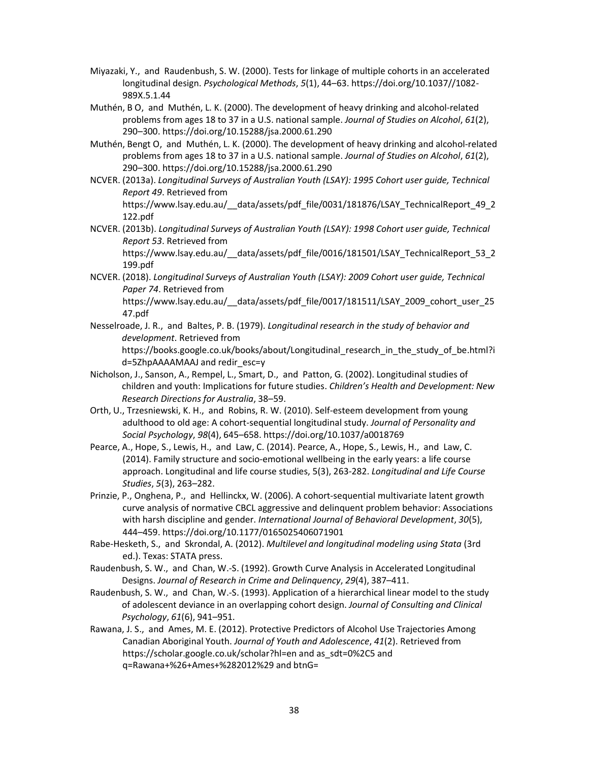Miyazaki, Y., and Raudenbush, S. W. (2000). Tests for linkage of multiple cohorts in an accelerated longitudinal design. *Psychological Methods*, *5*(1), 44–63. https://doi.org/10.1037//1082-989X.5.1.44

Muthén, B O, and Muthén, L. K. (2000). The development of heavy drinking and alcohol-related problems from ages 18 to 37 in a U.S. national sample. *Journal of Studies on Alcohol*, *61*(2), 290–300. https://doi.org/10.15288/jsa.2000.61.290

Muthén, Bengt O, and Muthén, L. K. (2000). The development of heavy drinking and alcohol-related problems from ages 18 to 37 in a U.S. national sample. *Journal of Studies on Alcohol*, *61*(2), 290–300. https://doi.org/10.15288/jsa.2000.61.290

NCVER. (2013a). *Longitudinal Surveys of Australian Youth (LSAY): 1995 Cohort user guide, Technical Report 49*. Retrieved from https://www.lsay.edu.au/__data/assets/pdf_file/0031/181876/LSAY_TechnicalReport_49_2122.pdf

NCVER. (2013b). *Longitudinal Surveys of Australian Youth (LSAY): 1998 Cohort user guide, Technical Report 53*. Retrieved from https://www.lsay.edu.au/__data/assets/pdf_file/0016/181501/LSAY_TechnicalReport_53_2199.pdf

NCVER. (2018). *Longitudinal Surveys of Australian Youth (LSAY): 2009 Cohort user guide, Technical Paper 74*. Retrieved from https://www.lsay.edu.au/__data/assets/pdf_file/0017/181511/LSAY_2009_cohort_user_2547.pdf

Nesselroade, J. R., and Baltes, P. B. (1979). *Longitudinal research in the study of behavior and development*. Retrieved from https://books.google.co.uk/books/about/Longitudinal_research_in_the_study_of_be.html?id=5ZhpAAAAMAAJ and redir_esc=y

Nicholson, J., Sanson, A., Rempel, L., Smart, D., and Patton, G. (2002). Longitudinal studies of children and youth: Implications for future studies. *Children's Health and Development: New Research Directions for Australia*, 38–59.

Orth, U., Trzesniewski, K. H., and Robins, R. W. (2010). Self-esteem development from young adulthood to old age: A cohort-sequential longitudinal study. *Journal of Personality and Social Psychology*, *98*(4), 645–658. https://doi.org/10.1037/a0018769

Pearce, A., Hope, S., Lewis, H., and Law, C. (2014). Pearce, A., Hope, S., Lewis, H., and Law, C. (2014). Family structure and socio-emotional wellbeing in the early years: a life course approach. Longitudinal and life course studies, 5(3), 263-282. *Longitudinal and Life Course Studies*, *5*(3), 263–282.

Prinzie, P., Onghena, P., and Hellinckx, W. (2006). A cohort-sequential multivariate latent growth curve analysis of normative CBCL aggressive and delinquent problem behavior: Associations with harsh discipline and gender. *International Journal of Behavioral Development*, *30*(5), 444–459. https://doi.org/10.1177/0165025406071901

Rabe-Hesketh, S., and Skrondal, A. (2012). *Multilevel and longitudinal modeling using Stata* (3rd ed.). Texas: STATA press.

Raudenbush, S. W., and Chan, W.-S. (1992). Growth Curve Analysis in Accelerated Longitudinal Designs. *Journal of Research in Crime and Delinquency*, *29*(4), 387–411.

Raudenbush, S. W., and Chan, W.-S. (1993). Application of a hierarchical linear model to the study of adolescent deviance in an overlapping cohort design. *Journal of Consulting and Clinical Psychology*, *61*(6), 941–951.

Rawana, J. S., and Ames, M. E. (2012). Protective Predictors of Alcohol Use Trajectories Among Canadian Aboriginal Youth. *Journal of Youth and Adolescence*, *41*(2). Retrieved from https://scholar.google.co.uk/scholar?hl=en and as_sdt=0%2C5 and q=Rawana+%26+Ames+%282012%29 and btnG=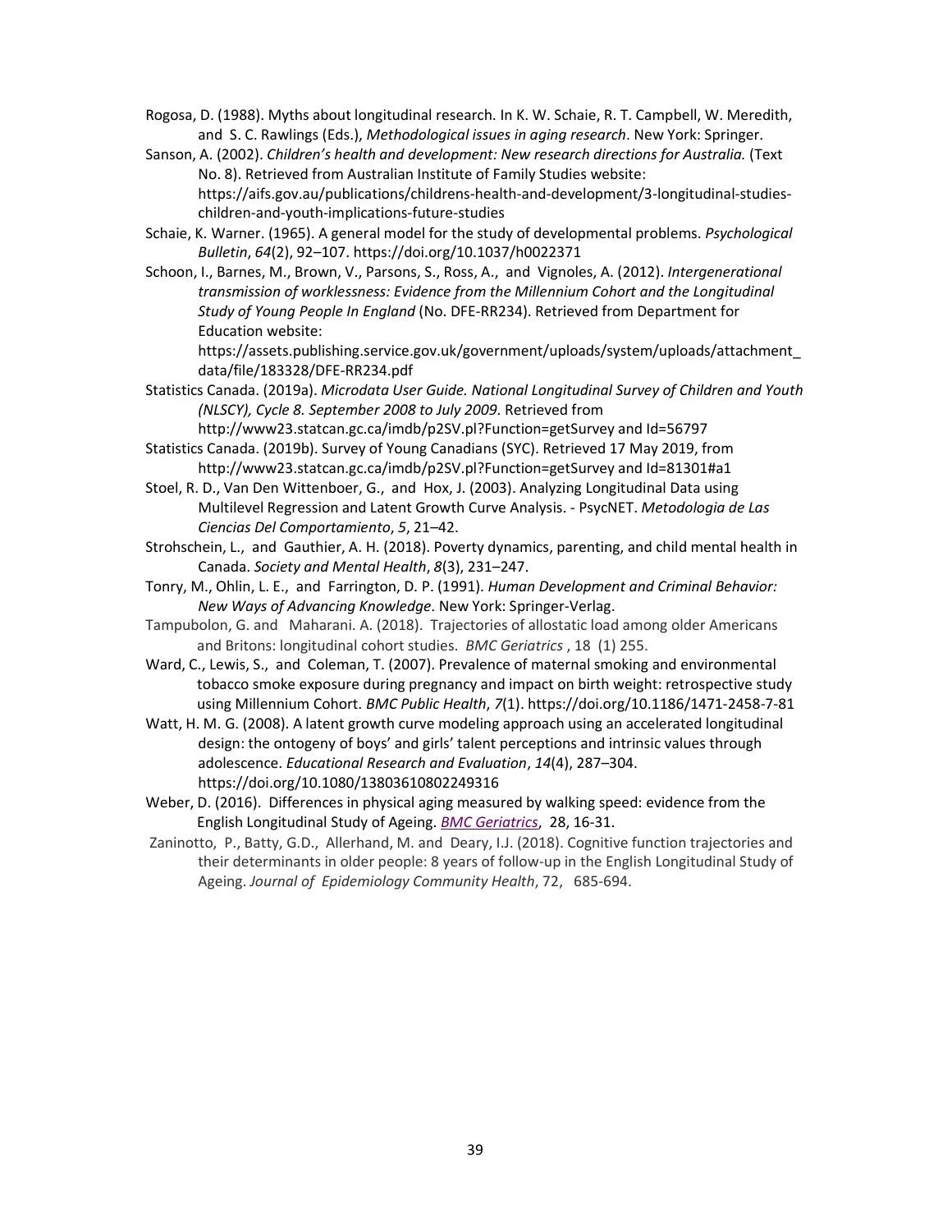Rogosa, D. (1988). Myths about longitudinal research. In K. W. Schaie, R. T. Campbell, W. Meredith, and S. C. Rawlings (Eds.), *Methodological issues in aging research*. New York: Springer.

Sanson, A. (2002). *Children's health and development: New research directions for Australia.* (Text No. 8). Retrieved from Australian Institute of Family Studies website: https://aifs.gov.au/publications/childrens-health-and-development/3-longitudinal-studies-children-and-youth-implications-future-studies

Schaie, K. Warner. (1965). A general model for the study of developmental problems. *Psychological Bulletin*, *64*(2), 92–107. https://doi.org/10.1037/h0022371

Schoon, I., Barnes, M., Brown, V., Parsons, S., Ross, A., and Vignoles, A. (2012). *Intergenerational transmission of worklessness: Evidence from the Millennium Cohort and the Longitudinal Study of Young People In England* (No. DFE-RR234). Retrieved from Department for Education website: https://assets.publishing.service.gov.uk/government/uploads/system/uploads/attachment_data/file/183328/DFE-RR234.pdf

Statistics Canada. (2019a). *Microdata User Guide. National Longitudinal Survey of Children and Youth (NLSCY), Cycle 8. September 2008 to July 2009.* Retrieved from http://www23.statcan.gc.ca/imdb/p2SV.pl?Function=getSurvey and Id=56797

Statistics Canada. (2019b). Survey of Young Canadians (SYC). Retrieved 17 May 2019, from http://www23.statcan.gc.ca/imdb/p2SV.pl?Function=getSurvey and Id=81301#a1

Stoel, R. D., Van Den Wittenboer, G., and Hox, J. (2003). Analyzing Longitudinal Data using Multilevel Regression and Latent Growth Curve Analysis. - PsycNET. *Metodologia de Las Ciencias Del Comportamiento*, *5*, 21–42.

Strohschein, L., and Gauthier, A. H. (2018). Poverty dynamics, parenting, and child mental health in Canada. *Society and Mental Health*, *8*(3), 231–247.

Tonry, M., Ohlin, L. E., and Farrington, D. P. (1991). *Human Development and Criminal Behavior: New Ways of Advancing Knowledge*. New York: Springer-Verlag.

Tampubolon, G. and Maharani. A. (2018). Trajectories of allostatic load among older Americans and Britons: longitudinal cohort studies. *BMC Geriatrics* , 18 (1) 255.

Ward, C., Lewis, S., and Coleman, T. (2007). Prevalence of maternal smoking and environmental tobacco smoke exposure during pregnancy and impact on birth weight: retrospective study using Millennium Cohort. *BMC Public Health*, *7*(1). https://doi.org/10.1186/1471-2458-7-81

Watt, H. M. G. (2008). A latent growth curve modeling approach using an accelerated longitudinal design: the ontogeny of boys' and girls' talent perceptions and intrinsic values through adolescence. *Educational Research and Evaluation*, *14*(4), 287–304. https://doi.org/10.1080/13803610802249316

Weber, D. (2016). Differences in physical aging measured by walking speed: evidence from the English Longitudinal Study of Ageing. *BMC Geriatrics*, 28, 16-31.

Zaninotto, P., Batty, G.D., Allerhand, M. and Deary, I.J. (2018). Cognitive function trajectories and their determinants in older people: 8 years of follow-up in the English Longitudinal Study of Ageing. *Journal of Epidemiology Community Health*, 72, 685-694.